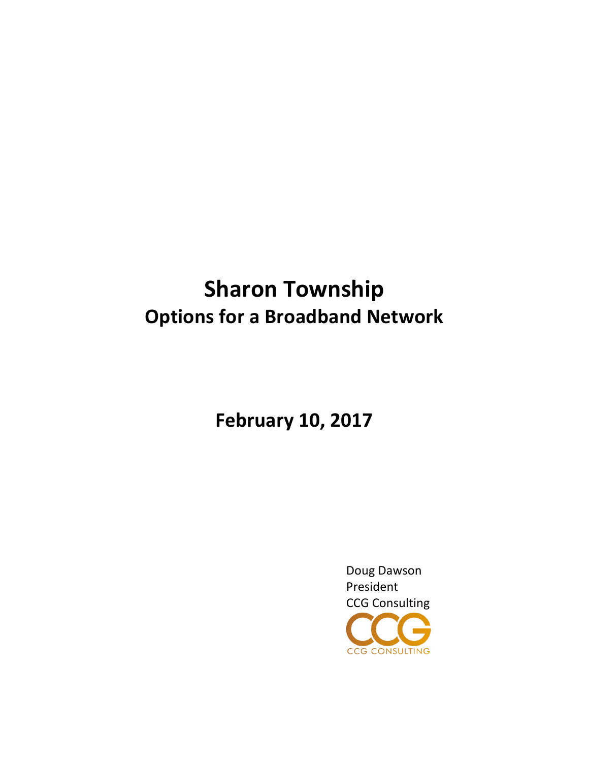# Sharon Township

## Options for a Broadband Network

**February 10, 2017**

Doug Dawson
President
CCG Consulting

CCG CONSULTING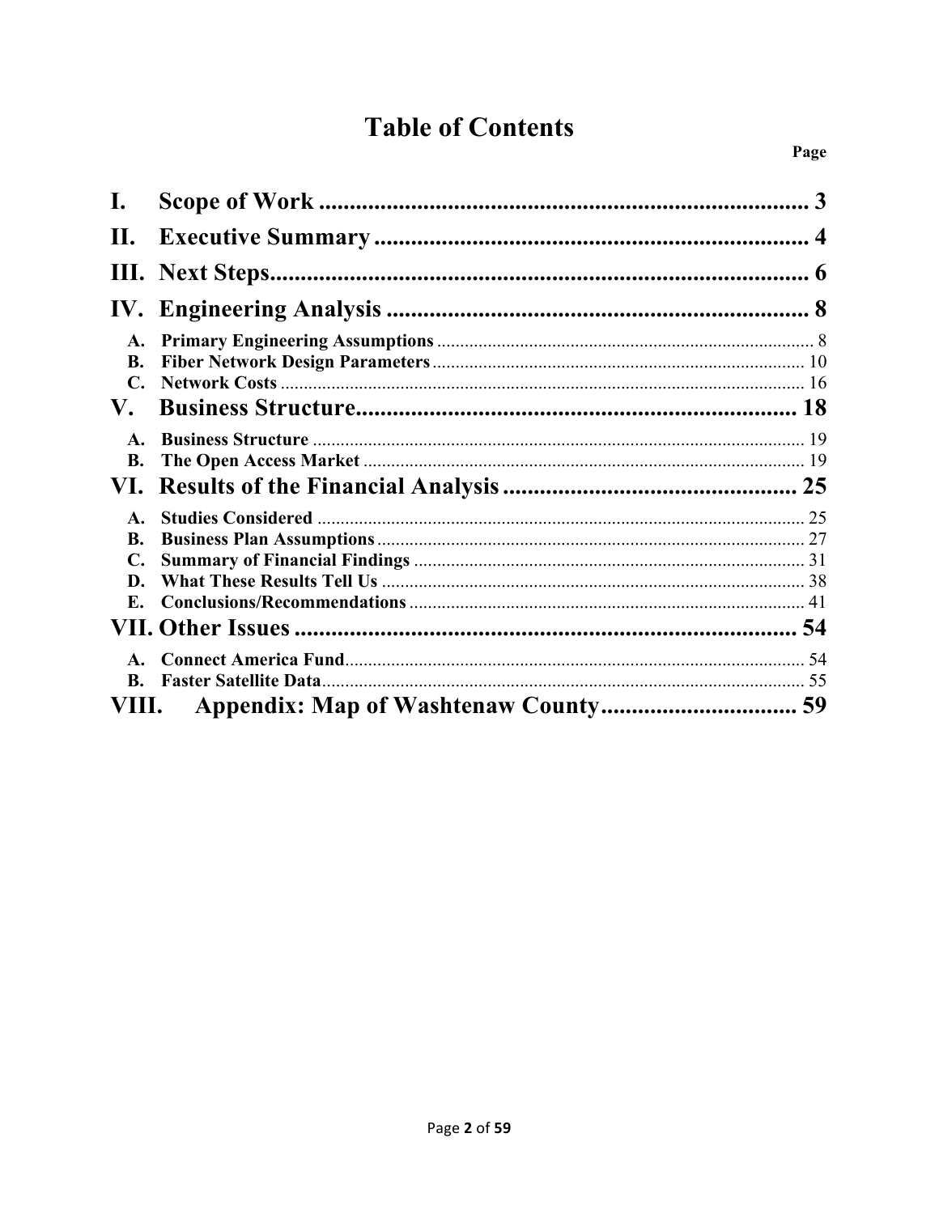# Table of Contents

| | Page |
|---|---|
| **I. Scope of Work** | **3** |
| **II. Executive Summary** | **4** |
| **III. Next Steps** | **6** |
| **IV. Engineering Analysis** | **8** |
| A. Primary Engineering Assumptions | 8 |
| B. Fiber Network Design Parameters | 10 |
| C. Network Costs | 16 |
| **V. Business Structure** | **18** |
| A. Business Structure | 19 |
| B. The Open Access Market | 19 |
| **VI. Results of the Financial Analysis** | **25** |
| A. Studies Considered | 25 |
| B. Business Plan Assumptions | 27 |
| C. Summary of Financial Findings | 31 |
| D. What These Results Tell Us | 38 |
| E. Conclusions/Recommendations | 41 |
| **VII. Other Issues** | **54** |
| A. Connect America Fund | 54 |
| B. Faster Satellite Data | 55 |
| **VIII. Appendix: Map of Washtenaw County** | **59** |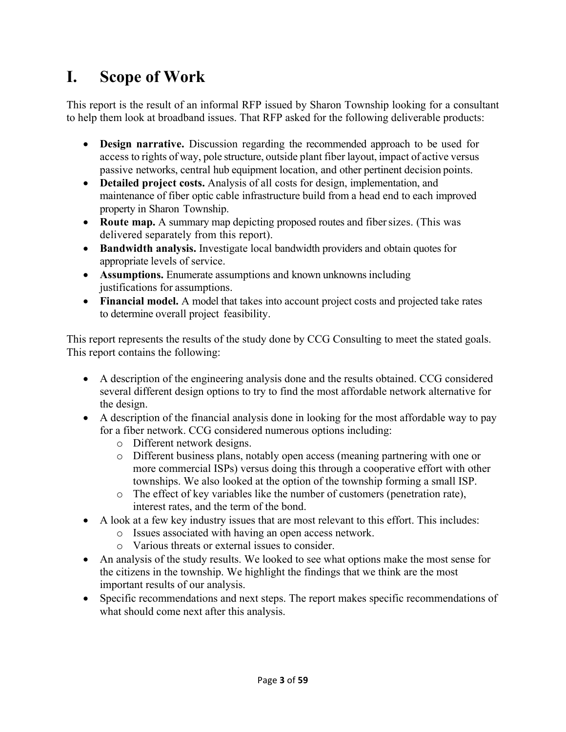# I. Scope of Work

This report is the result of an informal RFP issued by Sharon Township looking for a consultant to help them look at broadband issues. That RFP asked for the following deliverable products:

- **Design narrative.** Discussion regarding the recommended approach to be used for access to rights of way, pole structure, outside plant fiber layout, impact of active versus passive networks, central hub equipment location, and other pertinent decision points.
- **Detailed project costs.** Analysis of all costs for design, implementation, and maintenance of fiber optic cable infrastructure build from a head end to each improved property in Sharon Township.
- **Route map.** A summary map depicting proposed routes and fiber sizes. (This was delivered separately from this report).
- **Bandwidth analysis.** Investigate local bandwidth providers and obtain quotes for appropriate levels of service.
- **Assumptions.** Enumerate assumptions and known unknowns including justifications for assumptions.
- **Financial model.** A model that takes into account project costs and projected take rates to determine overall project feasibility.

This report represents the results of the study done by CCG Consulting to meet the stated goals. This report contains the following:

- A description of the engineering analysis done and the results obtained. CCG considered several different design options to try to find the most affordable network alternative for the design.
- A description of the financial analysis done in looking for the most affordable way to pay for a fiber network. CCG considered numerous options including:
  - Different network designs.
  - Different business plans, notably open access (meaning partnering with one or more commercial ISPs) versus doing this through a cooperative effort with other townships. We also looked at the option of the township forming a small ISP.
  - The effect of key variables like the number of customers (penetration rate), interest rates, and the term of the bond.
- A look at a few key industry issues that are most relevant to this effort. This includes:
  - Issues associated with having an open access network.
  - Various threats or external issues to consider.
- An analysis of the study results. We looked to see what options make the most sense for the citizens in the township. We highlight the findings that we think are the most important results of our analysis.
- Specific recommendations and next steps. The report makes specific recommendations of what should come next after this analysis.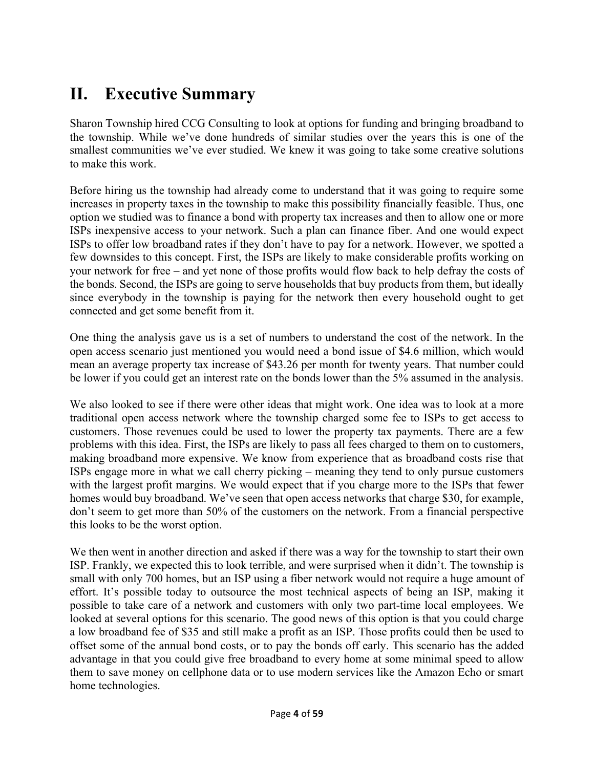## II. Executive Summary

Sharon Township hired CCG Consulting to look at options for funding and bringing broadband to the township. While we've done hundreds of similar studies over the years this is one of the smallest communities we've ever studied. We knew it was going to take some creative solutions to make this work.

Before hiring us the township had already come to understand that it was going to require some increases in property taxes in the township to make this possibility financially feasible. Thus, one option we studied was to finance a bond with property tax increases and then to allow one or more ISPs inexpensive access to your network. Such a plan can finance fiber. And one would expect ISPs to offer low broadband rates if they don't have to pay for a network. However, we spotted a few downsides to this concept. First, the ISPs are likely to make considerable profits working on your network for free – and yet none of those profits would flow back to help defray the costs of the bonds. Second, the ISPs are going to serve households that buy products from them, but ideally since everybody in the township is paying for the network then every household ought to get connected and get some benefit from it.

One thing the analysis gave us is a set of numbers to understand the cost of the network. In the open access scenario just mentioned you would need a bond issue of $4.6 million, which would mean an average property tax increase of $43.26 per month for twenty years. That number could be lower if you could get an interest rate on the bonds lower than the 5% assumed in the analysis.

We also looked to see if there were other ideas that might work. One idea was to look at a more traditional open access network where the township charged some fee to ISPs to get access to customers. Those revenues could be used to lower the property tax payments. There are a few problems with this idea. First, the ISPs are likely to pass all fees charged to them on to customers, making broadband more expensive. We know from experience that as broadband costs rise that ISPs engage more in what we call cherry picking – meaning they tend to only pursue customers with the largest profit margins. We would expect that if you charge more to the ISPs that fewer homes would buy broadband. We've seen that open access networks that charge $30, for example, don't seem to get more than 50% of the customers on the network. From a financial perspective this looks to be the worst option.

We then went in another direction and asked if there was a way for the township to start their own ISP. Frankly, we expected this to look terrible, and were surprised when it didn't. The township is small with only 700 homes, but an ISP using a fiber network would not require a huge amount of effort. It's possible today to outsource the most technical aspects of being an ISP, making it possible to take care of a network and customers with only two part-time local employees. We looked at several options for this scenario. The good news of this option is that you could charge a low broadband fee of $35 and still make a profit as an ISP. Those profits could then be used to offset some of the annual bond costs, or to pay the bonds off early. This scenario has the added advantage in that you could give free broadband to every home at some minimal speed to allow them to save money on cellphone data or to use modern services like the Amazon Echo or smart home technologies.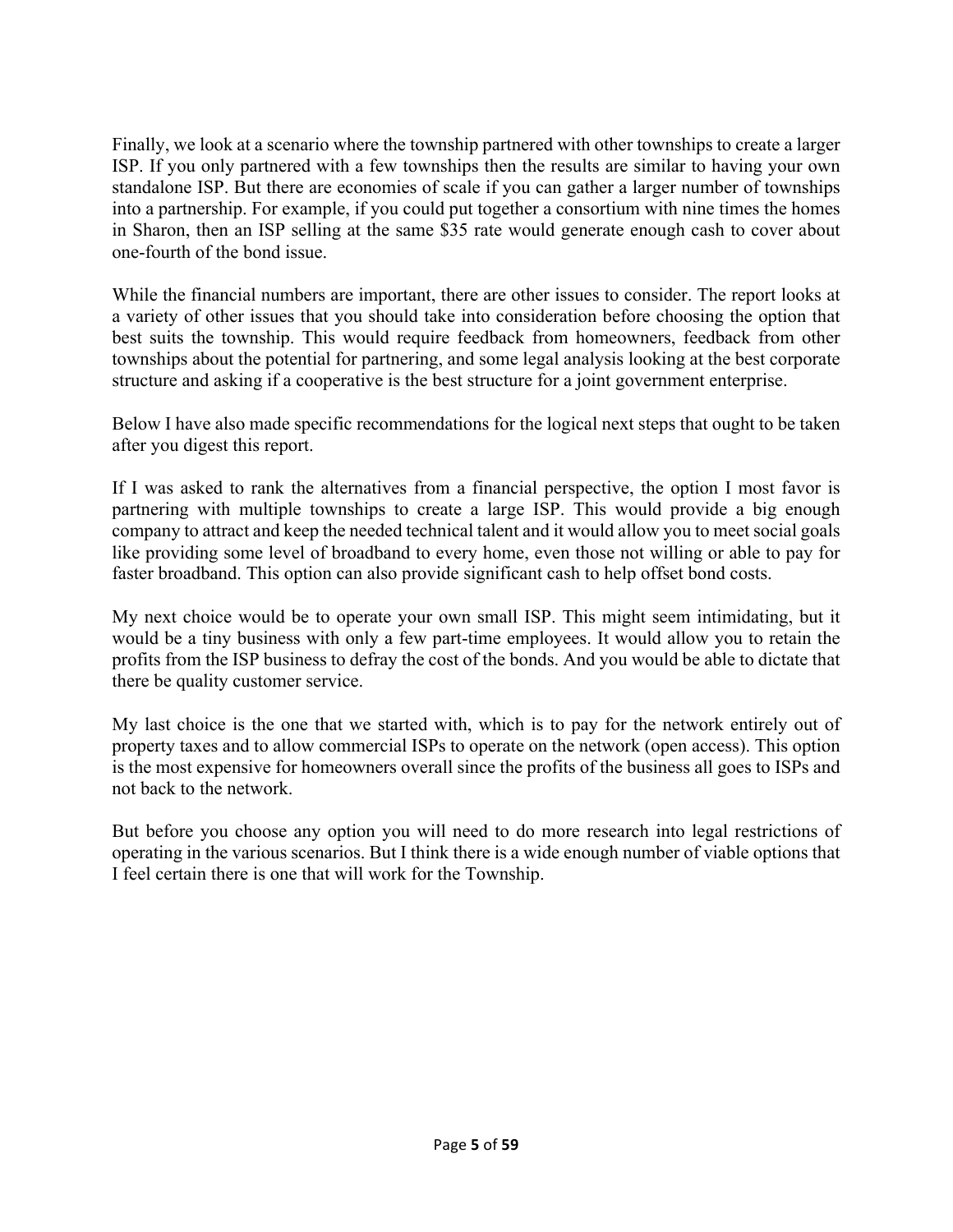Finally, we look at a scenario where the township partnered with other townships to create a larger ISP. If you only partnered with a few townships then the results are similar to having your own standalone ISP. But there are economies of scale if you can gather a larger number of townships into a partnership. For example, if you could put together a consortium with nine times the homes in Sharon, then an ISP selling at the same $35 rate would generate enough cash to cover about one-fourth of the bond issue.

While the financial numbers are important, there are other issues to consider. The report looks at a variety of other issues that you should take into consideration before choosing the option that best suits the township. This would require feedback from homeowners, feedback from other townships about the potential for partnering, and some legal analysis looking at the best corporate structure and asking if a cooperative is the best structure for a joint government enterprise.

Below I have also made specific recommendations for the logical next steps that ought to be taken after you digest this report.

If I was asked to rank the alternatives from a financial perspective, the option I most favor is partnering with multiple townships to create a large ISP. This would provide a big enough company to attract and keep the needed technical talent and it would allow you to meet social goals like providing some level of broadband to every home, even those not willing or able to pay for faster broadband. This option can also provide significant cash to help offset bond costs.

My next choice would be to operate your own small ISP. This might seem intimidating, but it would be a tiny business with only a few part-time employees. It would allow you to retain the profits from the ISP business to defray the cost of the bonds. And you would be able to dictate that there be quality customer service.

My last choice is the one that we started with, which is to pay for the network entirely out of property taxes and to allow commercial ISPs to operate on the network (open access). This option is the most expensive for homeowners overall since the profits of the business all goes to ISPs and not back to the network.

But before you choose any option you will need to do more research into legal restrictions of operating in the various scenarios. But I think there is a wide enough number of viable options that I feel certain there is one that will work for the Township.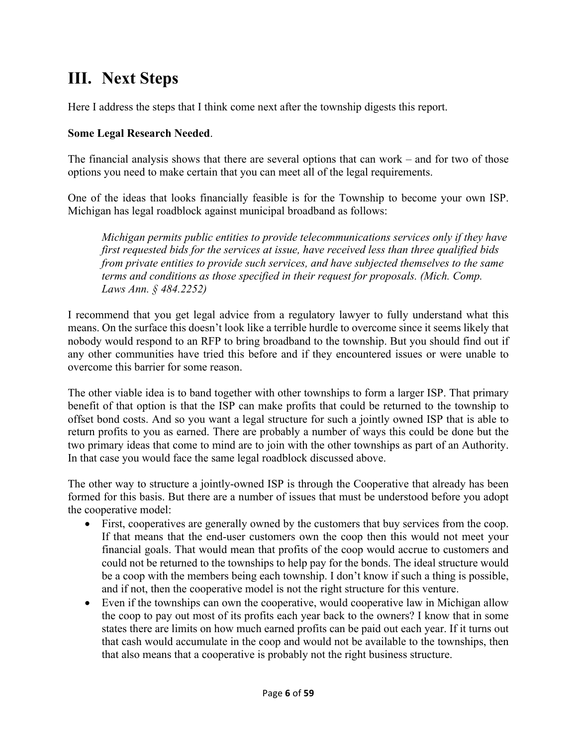# III. Next Steps

Here I address the steps that I think come next after the township digests this report.

**Some Legal Research Needed**.

The financial analysis shows that there are several options that can work – and for two of those options you need to make certain that you can meet all of the legal requirements.

One of the ideas that looks financially feasible is for the Township to become your own ISP. Michigan has legal roadblock against municipal broadband as follows:

> *Michigan permits public entities to provide telecommunications services only if they have first requested bids for the services at issue, have received less than three qualified bids from private entities to provide such services, and have subjected themselves to the same terms and conditions as those specified in their request for proposals. (Mich. Comp. Laws Ann. § 484.2252)*

I recommend that you get legal advice from a regulatory lawyer to fully understand what this means. On the surface this doesn't look like a terrible hurdle to overcome since it seems likely that nobody would respond to an RFP to bring broadband to the township. But you should find out if any other communities have tried this before and if they encountered issues or were unable to overcome this barrier for some reason.

The other viable idea is to band together with other townships to form a larger ISP. That primary benefit of that option is that the ISP can make profits that could be returned to the township to offset bond costs. And so you want a legal structure for such a jointly owned ISP that is able to return profits to you as earned. There are probably a number of ways this could be done but the two primary ideas that come to mind are to join with the other townships as part of an Authority. In that case you would face the same legal roadblock discussed above.

The other way to structure a jointly-owned ISP is through the Cooperative that already has been formed for this basis. But there are a number of issues that must be understood before you adopt the cooperative model:

- First, cooperatives are generally owned by the customers that buy services from the coop. If that means that the end-user customers own the coop then this would not meet your financial goals. That would mean that profits of the coop would accrue to customers and could not be returned to the townships to help pay for the bonds. The ideal structure would be a coop with the members being each township. I don't know if such a thing is possible, and if not, then the cooperative model is not the right structure for this venture.
- Even if the townships can own the cooperative, would cooperative law in Michigan allow the coop to pay out most of its profits each year back to the owners? I know that in some states there are limits on how much earned profits can be paid out each year. If it turns out that cash would accumulate in the coop and would not be available to the townships, then that also means that a cooperative is probably not the right business structure.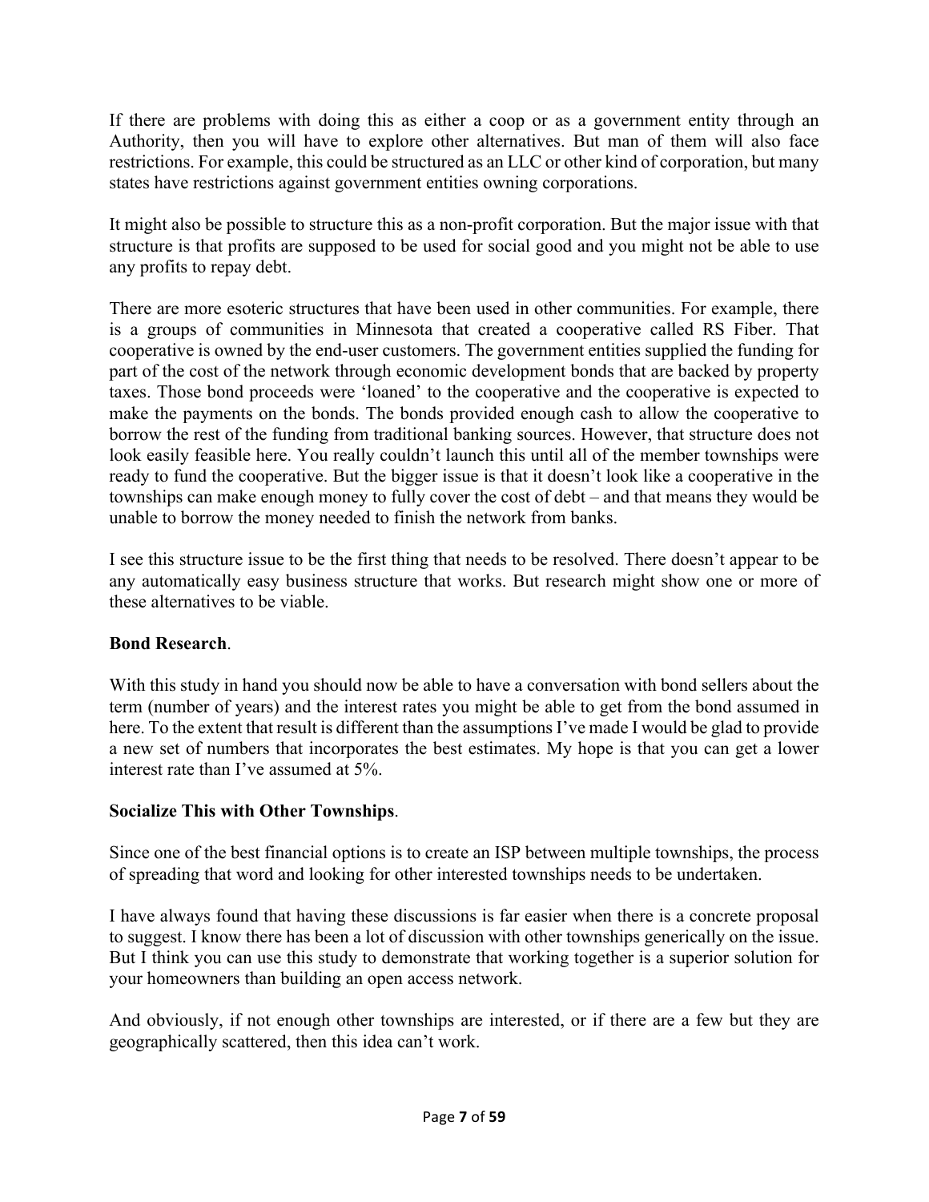If there are problems with doing this as either a coop or as a government entity through an Authority, then you will have to explore other alternatives. But man of them will also face restrictions. For example, this could be structured as an LLC or other kind of corporation, but many states have restrictions against government entities owning corporations.

It might also be possible to structure this as a non-profit corporation. But the major issue with that structure is that profits are supposed to be used for social good and you might not be able to use any profits to repay debt.

There are more esoteric structures that have been used in other communities. For example, there is a groups of communities in Minnesota that created a cooperative called RS Fiber. That cooperative is owned by the end-user customers. The government entities supplied the funding for part of the cost of the network through economic development bonds that are backed by property taxes. Those bond proceeds were 'loaned' to the cooperative and the cooperative is expected to make the payments on the bonds. The bonds provided enough cash to allow the cooperative to borrow the rest of the funding from traditional banking sources. However, that structure does not look easily feasible here. You really couldn't launch this until all of the member townships were ready to fund the cooperative. But the bigger issue is that it doesn't look like a cooperative in the townships can make enough money to fully cover the cost of debt – and that means they would be unable to borrow the money needed to finish the network from banks.

I see this structure issue to be the first thing that needs to be resolved. There doesn't appear to be any automatically easy business structure that works. But research might show one or more of these alternatives to be viable.

**Bond Research**.

With this study in hand you should now be able to have a conversation with bond sellers about the term (number of years) and the interest rates you might be able to get from the bond assumed in here. To the extent that result is different than the assumptions I've made I would be glad to provide a new set of numbers that incorporates the best estimates. My hope is that you can get a lower interest rate than I've assumed at 5%.

**Socialize This with Other Townships**.

Since one of the best financial options is to create an ISP between multiple townships, the process of spreading that word and looking for other interested townships needs to be undertaken.

I have always found that having these discussions is far easier when there is a concrete proposal to suggest. I know there has been a lot of discussion with other townships generically on the issue. But I think you can use this study to demonstrate that working together is a superior solution for your homeowners than building an open access network.

And obviously, if not enough other townships are interested, or if there are a few but they are geographically scattered, then this idea can't work.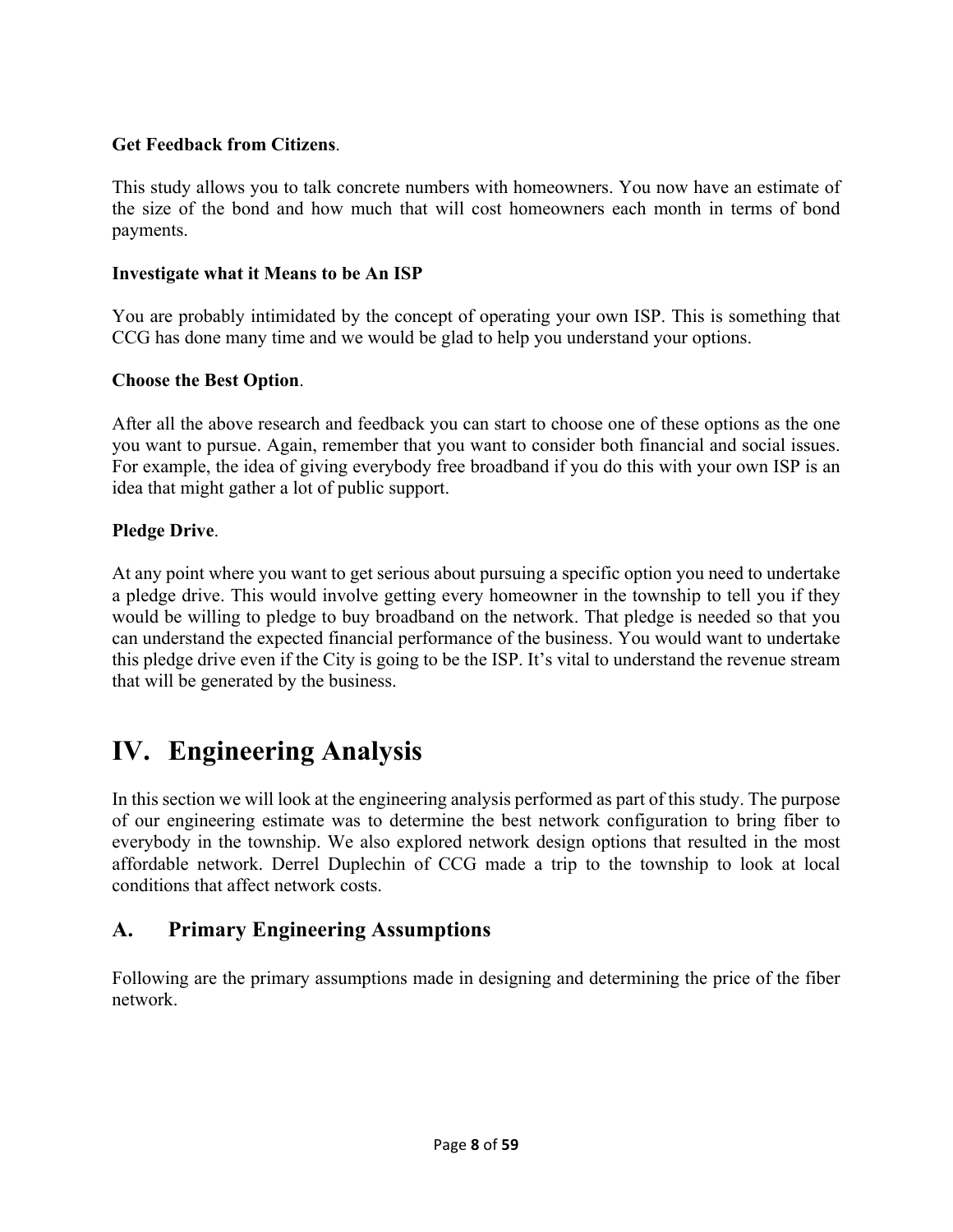**Get Feedback from Citizens**.

This study allows you to talk concrete numbers with homeowners. You now have an estimate of the size of the bond and how much that will cost homeowners each month in terms of bond payments.

**Investigate what it Means to be An ISP**

You are probably intimidated by the concept of operating your own ISP. This is something that CCG has done many time and we would be glad to help you understand your options.

**Choose the Best Option**.

After all the above research and feedback you can start to choose one of these options as the one you want to pursue. Again, remember that you want to consider both financial and social issues. For example, the idea of giving everybody free broadband if you do this with your own ISP is an idea that might gather a lot of public support.

**Pledge Drive**.

At any point where you want to get serious about pursuing a specific option you need to undertake a pledge drive. This would involve getting every homeowner in the township to tell you if they would be willing to pledge to buy broadband on the network. That pledge is needed so that you can understand the expected financial performance of the business. You would want to undertake this pledge drive even if the City is going to be the ISP. It's vital to understand the revenue stream that will be generated by the business.

# IV. Engineering Analysis

In this section we will look at the engineering analysis performed as part of this study. The purpose of our engineering estimate was to determine the best network configuration to bring fiber to everybody in the township. We also explored network design options that resulted in the most affordable network. Derrel Duplechin of CCG made a trip to the township to look at local conditions that affect network costs.

## A. Primary Engineering Assumptions

Following are the primary assumptions made in designing and determining the price of the fiber network.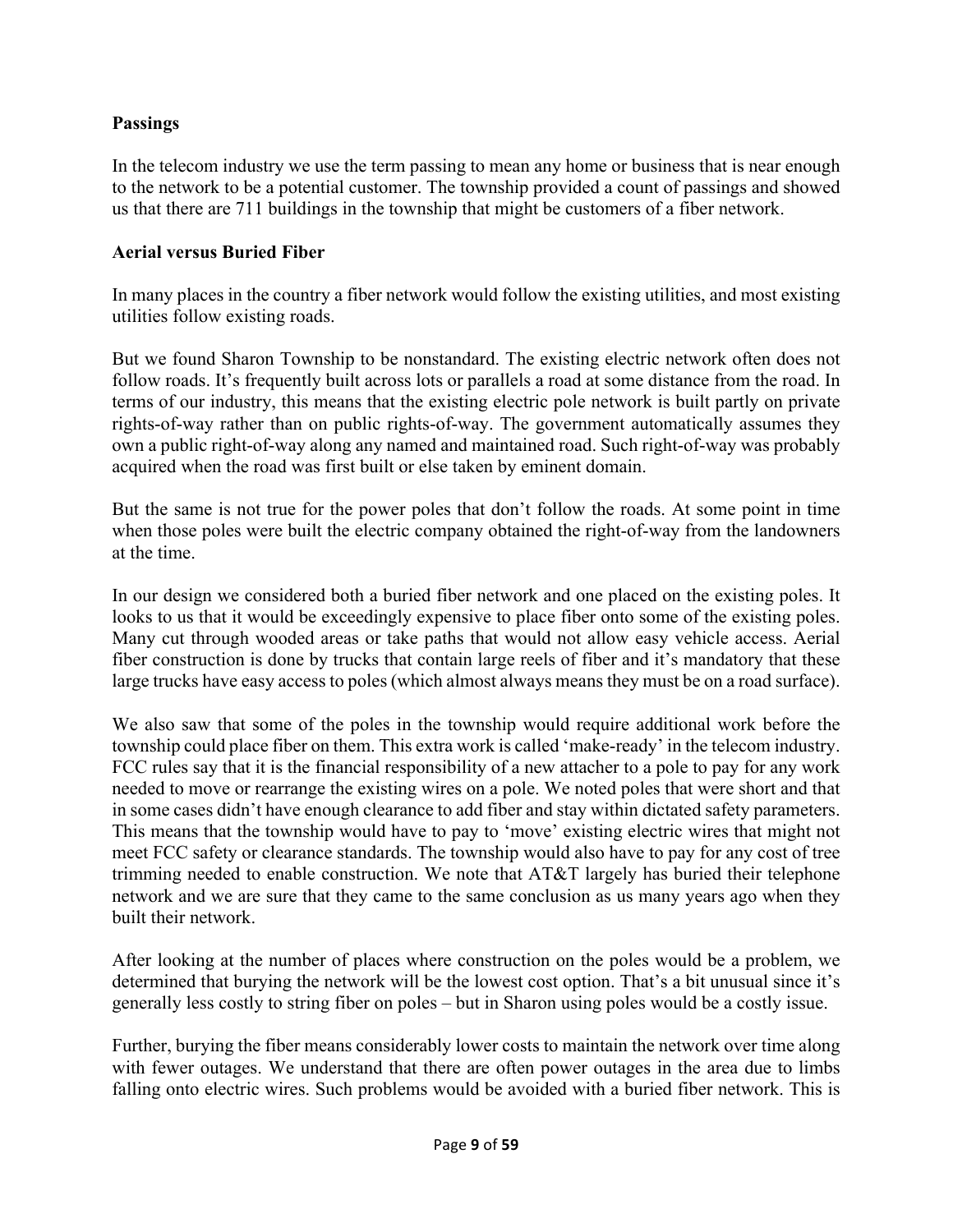**Passings**

In the telecom industry we use the term passing to mean any home or business that is near enough to the network to be a potential customer. The township provided a count of passings and showed us that there are 711 buildings in the township that might be customers of a fiber network.

**Aerial versus Buried Fiber**

In many places in the country a fiber network would follow the existing utilities, and most existing utilities follow existing roads.

But we found Sharon Township to be nonstandard. The existing electric network often does not follow roads. It's frequently built across lots or parallels a road at some distance from the road. In terms of our industry, this means that the existing electric pole network is built partly on private rights-of-way rather than on public rights-of-way. The government automatically assumes they own a public right-of-way along any named and maintained road. Such right-of-way was probably acquired when the road was first built or else taken by eminent domain.

But the same is not true for the power poles that don't follow the roads. At some point in time when those poles were built the electric company obtained the right-of-way from the landowners at the time.

In our design we considered both a buried fiber network and one placed on the existing poles. It looks to us that it would be exceedingly expensive to place fiber onto some of the existing poles. Many cut through wooded areas or take paths that would not allow easy vehicle access. Aerial fiber construction is done by trucks that contain large reels of fiber and it's mandatory that these large trucks have easy access to poles (which almost always means they must be on a road surface).

We also saw that some of the poles in the township would require additional work before the township could place fiber on them. This extra work is called 'make-ready' in the telecom industry. FCC rules say that it is the financial responsibility of a new attacher to a pole to pay for any work needed to move or rearrange the existing wires on a pole. We noted poles that were short and that in some cases didn't have enough clearance to add fiber and stay within dictated safety parameters. This means that the township would have to pay to 'move' existing electric wires that might not meet FCC safety or clearance standards. The township would also have to pay for any cost of tree trimming needed to enable construction. We note that AT&T largely has buried their telephone network and we are sure that they came to the same conclusion as us many years ago when they built their network.

After looking at the number of places where construction on the poles would be a problem, we determined that burying the network will be the lowest cost option. That's a bit unusual since it's generally less costly to string fiber on poles – but in Sharon using poles would be a costly issue.

Further, burying the fiber means considerably lower costs to maintain the network over time along with fewer outages. We understand that there are often power outages in the area due to limbs falling onto electric wires. Such problems would be avoided with a buried fiber network. This is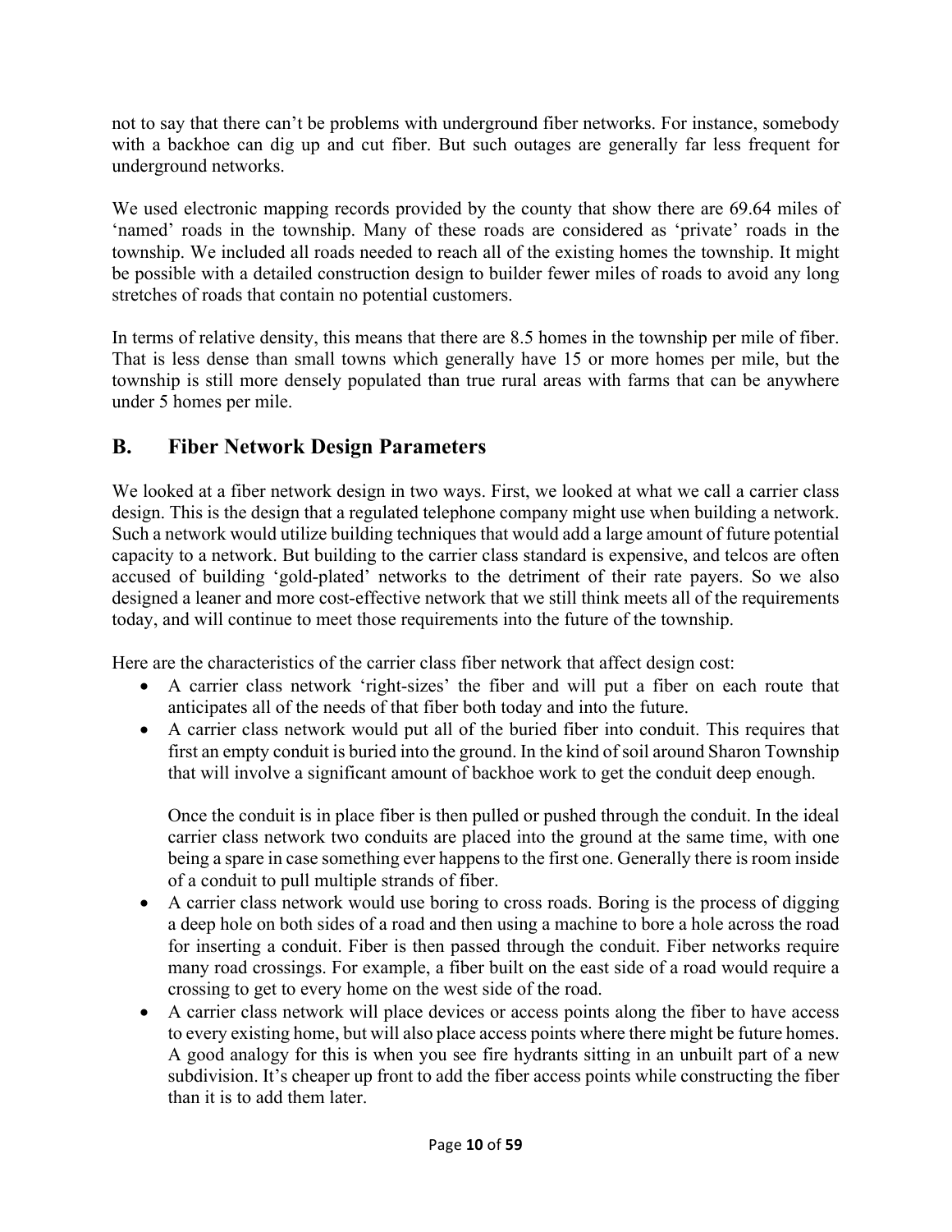not to say that there can't be problems with underground fiber networks. For instance, somebody with a backhoe can dig up and cut fiber. But such outages are generally far less frequent for underground networks.

We used electronic mapping records provided by the county that show there are 69.64 miles of 'named' roads in the township. Many of these roads are considered as 'private' roads in the township. We included all roads needed to reach all of the existing homes the township. It might be possible with a detailed construction design to builder fewer miles of roads to avoid any long stretches of roads that contain no potential customers.

In terms of relative density, this means that there are 8.5 homes in the township per mile of fiber. That is less dense than small towns which generally have 15 or more homes per mile, but the township is still more densely populated than true rural areas with farms that can be anywhere under 5 homes per mile.

## B. Fiber Network Design Parameters

We looked at a fiber network design in two ways. First, we looked at what we call a carrier class design. This is the design that a regulated telephone company might use when building a network. Such a network would utilize building techniques that would add a large amount of future potential capacity to a network. But building to the carrier class standard is expensive, and telcos are often accused of building 'gold-plated' networks to the detriment of their rate payers. So we also designed a leaner and more cost-effective network that we still think meets all of the requirements today, and will continue to meet those requirements into the future of the township.

Here are the characteristics of the carrier class fiber network that affect design cost:

- A carrier class network 'right-sizes' the fiber and will put a fiber on each route that anticipates all of the needs of that fiber both today and into the future.
- A carrier class network would put all of the buried fiber into conduit. This requires that first an empty conduit is buried into the ground. In the kind of soil around Sharon Township that will involve a significant amount of backhoe work to get the conduit deep enough.

  Once the conduit is in place fiber is then pulled or pushed through the conduit. In the ideal carrier class network two conduits are placed into the ground at the same time, with one being a spare in case something ever happens to the first one. Generally there is room inside of a conduit to pull multiple strands of fiber.
- A carrier class network would use boring to cross roads. Boring is the process of digging a deep hole on both sides of a road and then using a machine to bore a hole across the road for inserting a conduit. Fiber is then passed through the conduit. Fiber networks require many road crossings. For example, a fiber built on the east side of a road would require a crossing to get to every home on the west side of the road.
- A carrier class network will place devices or access points along the fiber to have access to every existing home, but will also place access points where there might be future homes. A good analogy for this is when you see fire hydrants sitting in an unbuilt part of a new subdivision. It's cheaper up front to add the fiber access points while constructing the fiber than it is to add them later.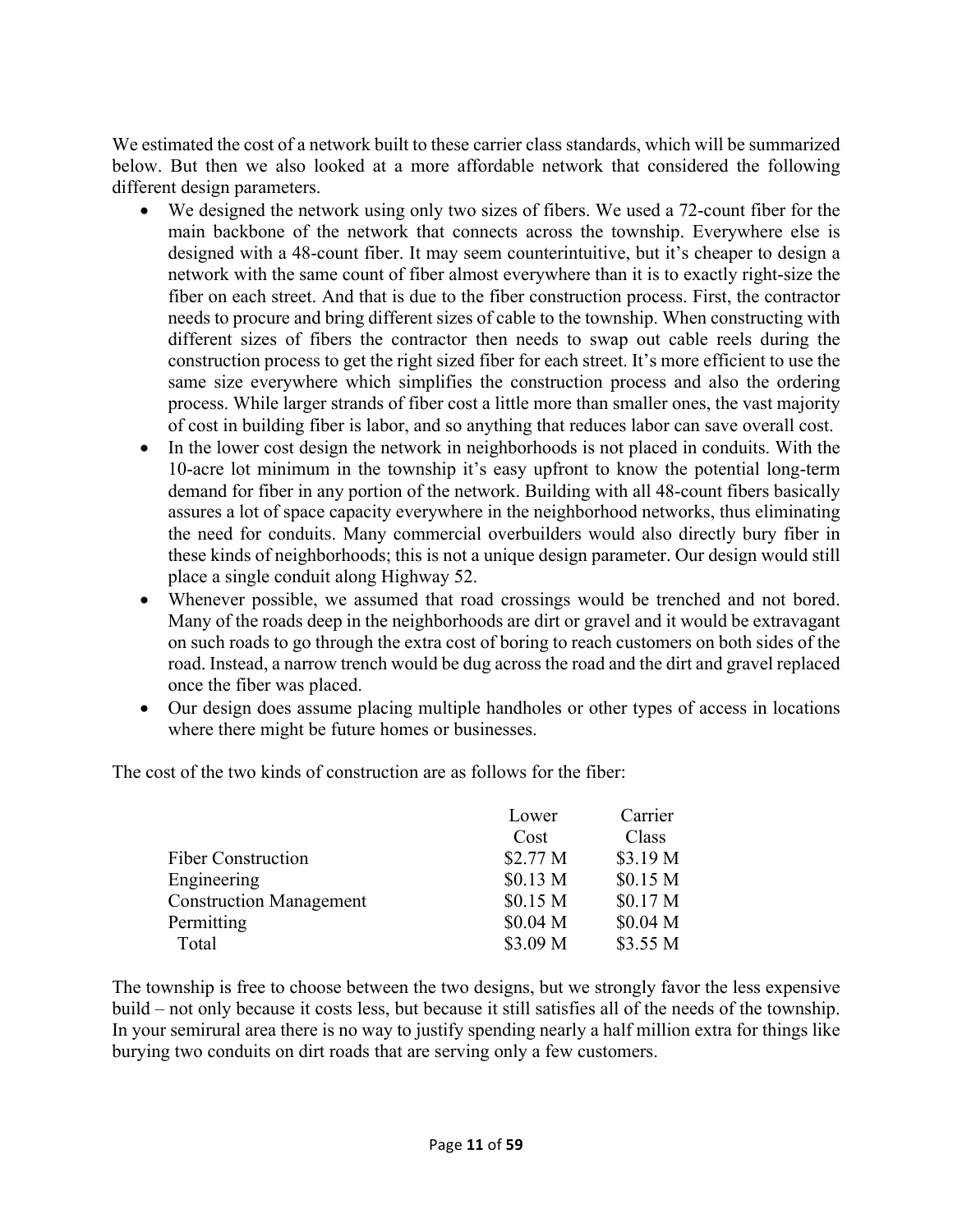We estimated the cost of a network built to these carrier class standards, which will be summarized below. But then we also looked at a more affordable network that considered the following different design parameters.

- We designed the network using only two sizes of fibers. We used a 72-count fiber for the main backbone of the network that connects across the township. Everywhere else is designed with a 48-count fiber. It may seem counterintuitive, but it's cheaper to design a network with the same count of fiber almost everywhere than it is to exactly right-size the fiber on each street. And that is due to the fiber construction process. First, the contractor needs to procure and bring different sizes of cable to the township. When constructing with different sizes of fibers the contractor then needs to swap out cable reels during the construction process to get the right sized fiber for each street. It's more efficient to use the same size everywhere which simplifies the construction process and also the ordering process. While larger strands of fiber cost a little more than smaller ones, the vast majority of cost in building fiber is labor, and so anything that reduces labor can save overall cost.
- In the lower cost design the network in neighborhoods is not placed in conduits. With the 10-acre lot minimum in the township it's easy upfront to know the potential long-term demand for fiber in any portion of the network. Building with all 48-count fibers basically assures a lot of space capacity everywhere in the neighborhood networks, thus eliminating the need for conduits. Many commercial overbuilders would also directly bury fiber in these kinds of neighborhoods; this is not a unique design parameter. Our design would still place a single conduit along Highway 52.
- Whenever possible, we assumed that road crossings would be trenched and not bored. Many of the roads deep in the neighborhoods are dirt or gravel and it would be extravagant on such roads to go through the extra cost of boring to reach customers on both sides of the road. Instead, a narrow trench would be dug across the road and the dirt and gravel replaced once the fiber was placed.
- Our design does assume placing multiple handholes or other types of access in locations where there might be future homes or businesses.

The cost of the two kinds of construction are as follows for the fiber:

| | Lower Cost | Carrier Class |
|---|---|---|
| Fiber Construction | \$2.77 M | \$3.19 M |
| Engineering | \$0.13 M | \$0.15 M |
| Construction Management | \$0.15 M | \$0.17 M |
| Permitting | \$0.04 M | \$0.04 M |
| Total | \$3.09 M | \$3.55 M |

The township is free to choose between the two designs, but we strongly favor the less expensive build – not only because it costs less, but because it still satisfies all of the needs of the township. In your semirural area there is no way to justify spending nearly a half million extra for things like burying two conduits on dirt roads that are serving only a few customers.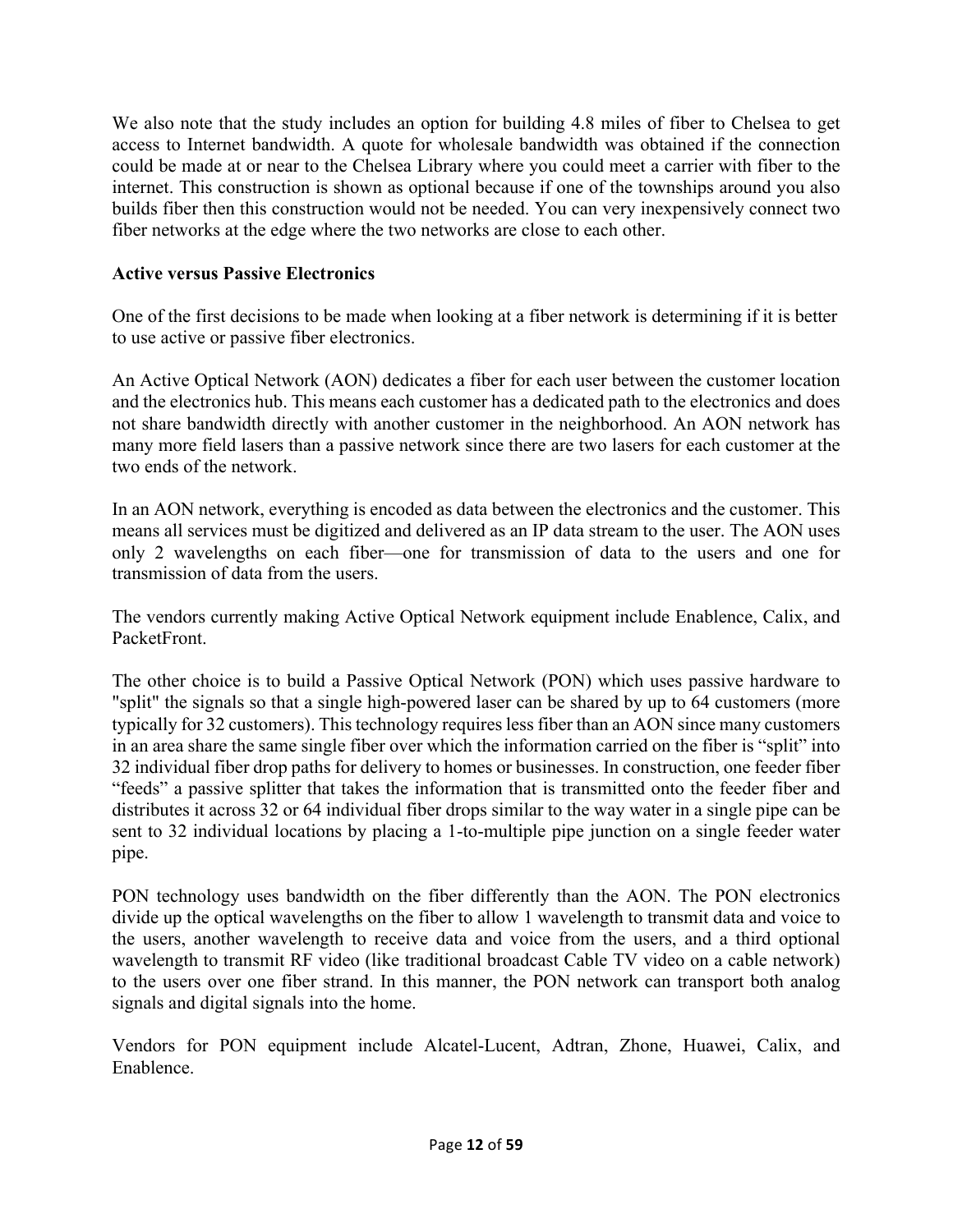We also note that the study includes an option for building 4.8 miles of fiber to Chelsea to get access to Internet bandwidth. A quote for wholesale bandwidth was obtained if the connection could be made at or near to the Chelsea Library where you could meet a carrier with fiber to the internet. This construction is shown as optional because if one of the townships around you also builds fiber then this construction would not be needed. You can very inexpensively connect two fiber networks at the edge where the two networks are close to each other.

**Active versus Passive Electronics**

One of the first decisions to be made when looking at a fiber network is determining if it is better to use active or passive fiber electronics.

An Active Optical Network (AON) dedicates a fiber for each user between the customer location and the electronics hub. This means each customer has a dedicated path to the electronics and does not share bandwidth directly with another customer in the neighborhood. An AON network has many more field lasers than a passive network since there are two lasers for each customer at the two ends of the network.

In an AON network, everything is encoded as data between the electronics and the customer. This means all services must be digitized and delivered as an IP data stream to the user. The AON uses only 2 wavelengths on each fiber—one for transmission of data to the users and one for transmission of data from the users.

The vendors currently making Active Optical Network equipment include Enablence, Calix, and PacketFront.

The other choice is to build a Passive Optical Network (PON) which uses passive hardware to "split" the signals so that a single high-powered laser can be shared by up to 64 customers (more typically for 32 customers). This technology requires less fiber than an AON since many customers in an area share the same single fiber over which the information carried on the fiber is "split" into 32 individual fiber drop paths for delivery to homes or businesses. In construction, one feeder fiber "feeds" a passive splitter that takes the information that is transmitted onto the feeder fiber and distributes it across 32 or 64 individual fiber drops similar to the way water in a single pipe can be sent to 32 individual locations by placing a 1-to-multiple pipe junction on a single feeder water pipe.

PON technology uses bandwidth on the fiber differently than the AON. The PON electronics divide up the optical wavelengths on the fiber to allow 1 wavelength to transmit data and voice to the users, another wavelength to receive data and voice from the users, and a third optional wavelength to transmit RF video (like traditional broadcast Cable TV video on a cable network) to the users over one fiber strand. In this manner, the PON network can transport both analog signals and digital signals into the home.

Vendors for PON equipment include Alcatel-Lucent, Adtran, Zhone, Huawei, Calix, and Enablence.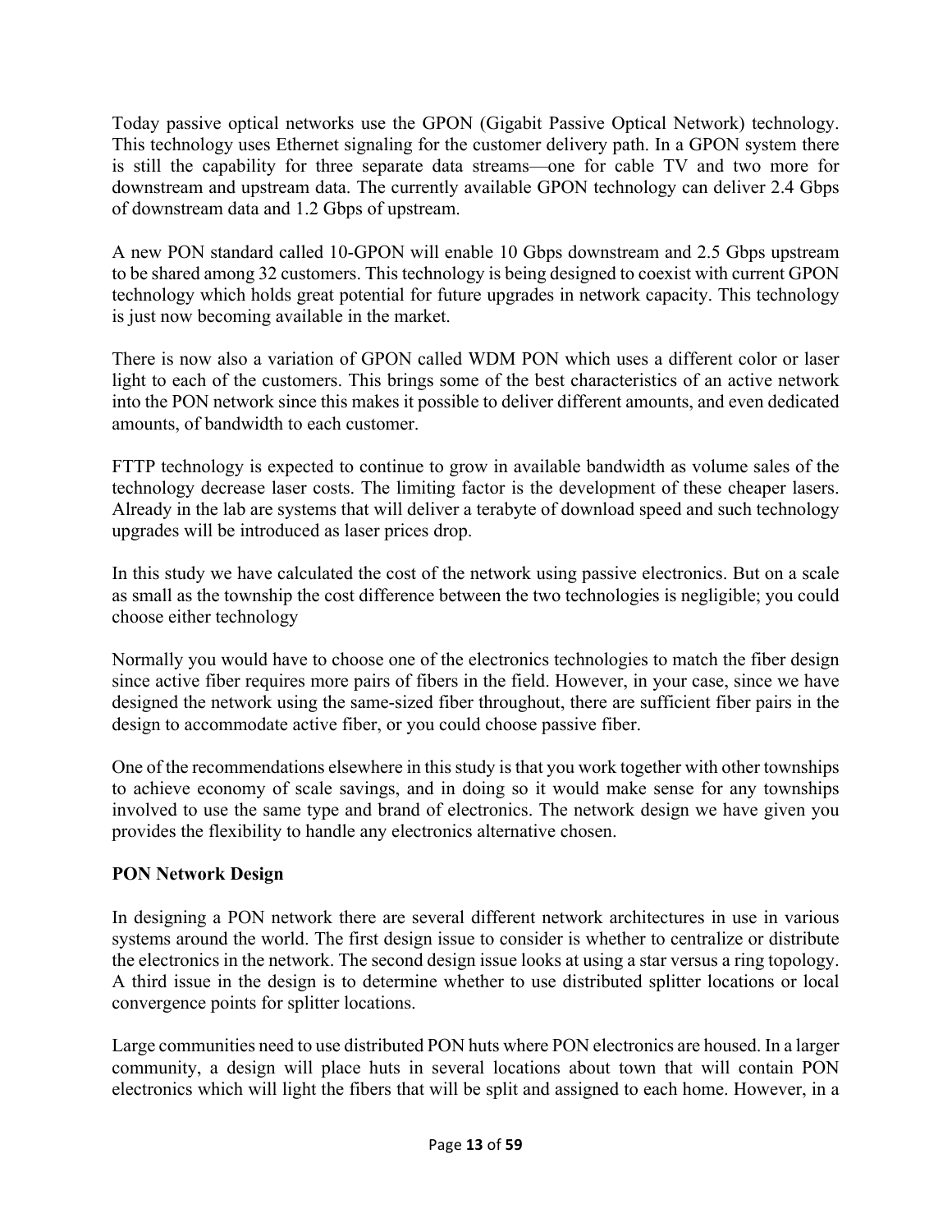Today passive optical networks use the GPON (Gigabit Passive Optical Network) technology. This technology uses Ethernet signaling for the customer delivery path. In a GPON system there is still the capability for three separate data streams—one for cable TV and two more for downstream and upstream data. The currently available GPON technology can deliver 2.4 Gbps of downstream data and 1.2 Gbps of upstream.

A new PON standard called 10-GPON will enable 10 Gbps downstream and 2.5 Gbps upstream to be shared among 32 customers. This technology is being designed to coexist with current GPON technology which holds great potential for future upgrades in network capacity. This technology is just now becoming available in the market.

There is now also a variation of GPON called WDM PON which uses a different color or laser light to each of the customers. This brings some of the best characteristics of an active network into the PON network since this makes it possible to deliver different amounts, and even dedicated amounts, of bandwidth to each customer.

FTTP technology is expected to continue to grow in available bandwidth as volume sales of the technology decrease laser costs. The limiting factor is the development of these cheaper lasers. Already in the lab are systems that will deliver a terabyte of download speed and such technology upgrades will be introduced as laser prices drop.

In this study we have calculated the cost of the network using passive electronics. But on a scale as small as the township the cost difference between the two technologies is negligible; you could choose either technology

Normally you would have to choose one of the electronics technologies to match the fiber design since active fiber requires more pairs of fibers in the field. However, in your case, since we have designed the network using the same-sized fiber throughout, there are sufficient fiber pairs in the design to accommodate active fiber, or you could choose passive fiber.

One of the recommendations elsewhere in this study is that you work together with other townships to achieve economy of scale savings, and in doing so it would make sense for any townships involved to use the same type and brand of electronics. The network design we have given you provides the flexibility to handle any electronics alternative chosen.

**PON Network Design**

In designing a PON network there are several different network architectures in use in various systems around the world. The first design issue to consider is whether to centralize or distribute the electronics in the network. The second design issue looks at using a star versus a ring topology. A third issue in the design is to determine whether to use distributed splitter locations or local convergence points for splitter locations.

Large communities need to use distributed PON huts where PON electronics are housed. In a larger community, a design will place huts in several locations about town that will contain PON electronics which will light the fibers that will be split and assigned to each home. However, in a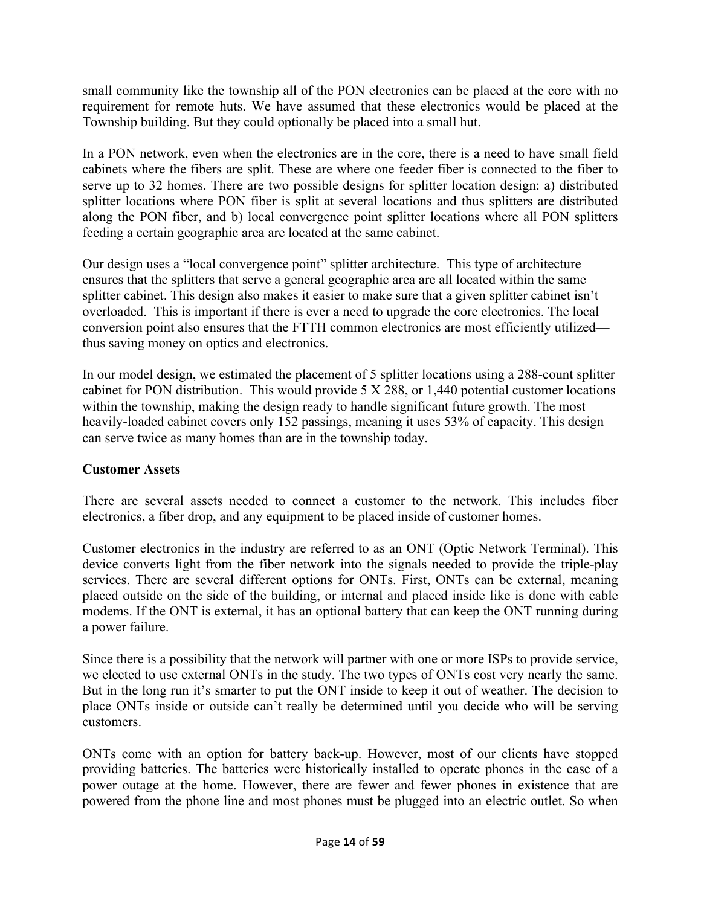small community like the township all of the PON electronics can be placed at the core with no requirement for remote huts. We have assumed that these electronics would be placed at the Township building. But they could optionally be placed into a small hut.

In a PON network, even when the electronics are in the core, there is a need to have small field cabinets where the fibers are split. These are where one feeder fiber is connected to the fiber to serve up to 32 homes. There are two possible designs for splitter location design: a) distributed splitter locations where PON fiber is split at several locations and thus splitters are distributed along the PON fiber, and b) local convergence point splitter locations where all PON splitters feeding a certain geographic area are located at the same cabinet.

Our design uses a "local convergence point" splitter architecture. This type of architecture ensures that the splitters that serve a general geographic area are all located within the same splitter cabinet. This design also makes it easier to make sure that a given splitter cabinet isn't overloaded. This is important if there is ever a need to upgrade the core electronics. The local conversion point also ensures that the FTTH common electronics are most efficiently utilized—thus saving money on optics and electronics.

In our model design, we estimated the placement of 5 splitter locations using a 288-count splitter cabinet for PON distribution. This would provide 5 X 288, or 1,440 potential customer locations within the township, making the design ready to handle significant future growth. The most heavily-loaded cabinet covers only 152 passings, meaning it uses 53% of capacity. This design can serve twice as many homes than are in the township today.

**Customer Assets**

There are several assets needed to connect a customer to the network. This includes fiber electronics, a fiber drop, and any equipment to be placed inside of customer homes.

Customer electronics in the industry are referred to as an ONT (Optic Network Terminal). This device converts light from the fiber network into the signals needed to provide the triple-play services. There are several different options for ONTs. First, ONTs can be external, meaning placed outside on the side of the building, or internal and placed inside like is done with cable modems. If the ONT is external, it has an optional battery that can keep the ONT running during a power failure.

Since there is a possibility that the network will partner with one or more ISPs to provide service, we elected to use external ONTs in the study. The two types of ONTs cost very nearly the same. But in the long run it's smarter to put the ONT inside to keep it out of weather. The decision to place ONTs inside or outside can't really be determined until you decide who will be serving customers.

ONTs come with an option for battery back-up. However, most of our clients have stopped providing batteries. The batteries were historically installed to operate phones in the case of a power outage at the home. However, there are fewer and fewer phones in existence that are powered from the phone line and most phones must be plugged into an electric outlet. So when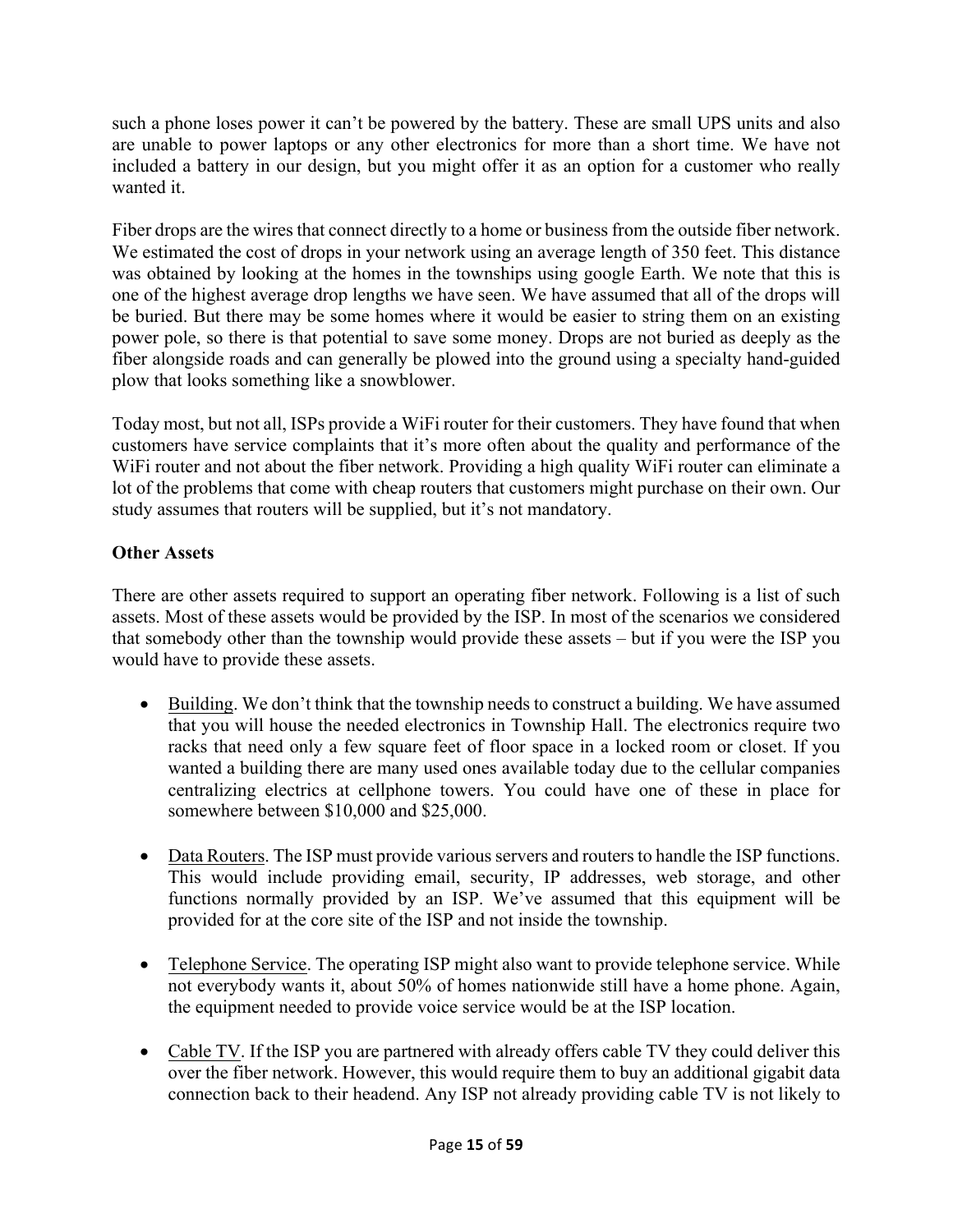such a phone loses power it can't be powered by the battery. These are small UPS units and also are unable to power laptops or any other electronics for more than a short time. We have not included a battery in our design, but you might offer it as an option for a customer who really wanted it.

Fiber drops are the wires that connect directly to a home or business from the outside fiber network. We estimated the cost of drops in your network using an average length of 350 feet. This distance was obtained by looking at the homes in the townships using google Earth. We note that this is one of the highest average drop lengths we have seen. We have assumed that all of the drops will be buried. But there may be some homes where it would be easier to string them on an existing power pole, so there is that potential to save some money. Drops are not buried as deeply as the fiber alongside roads and can generally be plowed into the ground using a specialty hand-guided plow that looks something like a snowblower.

Today most, but not all, ISPs provide a WiFi router for their customers. They have found that when customers have service complaints that it's more often about the quality and performance of the WiFi router and not about the fiber network. Providing a high quality WiFi router can eliminate a lot of the problems that come with cheap routers that customers might purchase on their own. Our study assumes that routers will be supplied, but it's not mandatory.

**Other Assets**

There are other assets required to support an operating fiber network. Following is a list of such assets. Most of these assets would be provided by the ISP. In most of the scenarios we considered that somebody other than the township would provide these assets – but if you were the ISP you would have to provide these assets.

- Building. We don't think that the township needs to construct a building. We have assumed that you will house the needed electronics in Township Hall. The electronics require two racks that need only a few square feet of floor space in a locked room or closet. If you wanted a building there are many used ones available today due to the cellular companies centralizing electrics at cellphone towers. You could have one of these in place for somewhere between $10,000 and $25,000.

- Data Routers. The ISP must provide various servers and routers to handle the ISP functions. This would include providing email, security, IP addresses, web storage, and other functions normally provided by an ISP. We've assumed that this equipment will be provided for at the core site of the ISP and not inside the township.

- Telephone Service. The operating ISP might also want to provide telephone service. While not everybody wants it, about 50% of homes nationwide still have a home phone. Again, the equipment needed to provide voice service would be at the ISP location.

- Cable TV. If the ISP you are partnered with already offers cable TV they could deliver this over the fiber network. However, this would require them to buy an additional gigabit data connection back to their headend. Any ISP not already providing cable TV is not likely to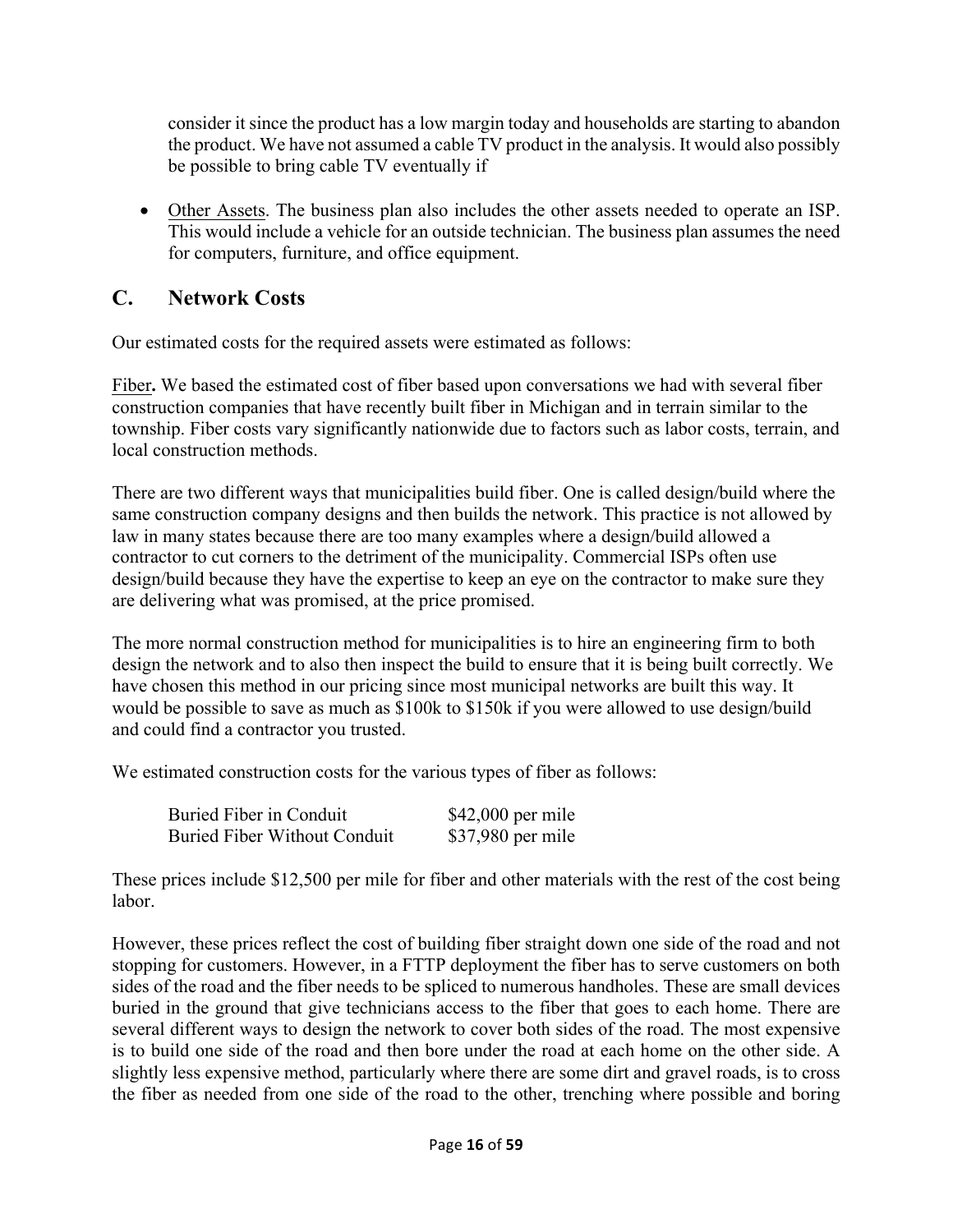consider it since the product has a low margin today and households are starting to abandon the product. We have not assumed a cable TV product in the analysis. It would also possibly be possible to bring cable TV eventually if

- Other Assets. The business plan also includes the other assets needed to operate an ISP. This would include a vehicle for an outside technician. The business plan assumes the need for computers, furniture, and office equipment.

## C. Network Costs

Our estimated costs for the required assets were estimated as follows:

Fiber**.** We based the estimated cost of fiber based upon conversations we had with several fiber construction companies that have recently built fiber in Michigan and in terrain similar to the township. Fiber costs vary significantly nationwide due to factors such as labor costs, terrain, and local construction methods.

There are two different ways that municipalities build fiber. One is called design/build where the same construction company designs and then builds the network. This practice is not allowed by law in many states because there are too many examples where a design/build allowed a contractor to cut corners to the detriment of the municipality. Commercial ISPs often use design/build because they have the expertise to keep an eye on the contractor to make sure they are delivering what was promised, at the price promised.

The more normal construction method for municipalities is to hire an engineering firm to both design the network and to also then inspect the build to ensure that it is being built correctly. We have chosen this method in our pricing since most municipal networks are built this way. It would be possible to save as much as $100k to $150k if you were allowed to use design/build and could find a contractor you trusted.

We estimated construction costs for the various types of fiber as follows:

| | |
|---|---|
| Buried Fiber in Conduit | $42,000 per mile |
| Buried Fiber Without Conduit | $37,980 per mile |

These prices include $12,500 per mile for fiber and other materials with the rest of the cost being labor.

However, these prices reflect the cost of building fiber straight down one side of the road and not stopping for customers. However, in a FTTP deployment the fiber has to serve customers on both sides of the road and the fiber needs to be spliced to numerous handholes. These are small devices buried in the ground that give technicians access to the fiber that goes to each home. There are several different ways to design the network to cover both sides of the road. The most expensive is to build one side of the road and then bore under the road at each home on the other side. A slightly less expensive method, particularly where there are some dirt and gravel roads, is to cross the fiber as needed from one side of the road to the other, trenching where possible and boring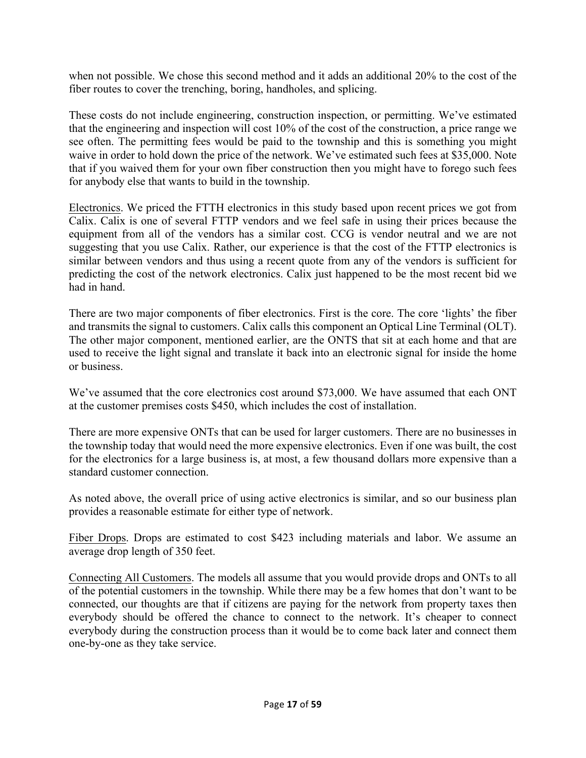when not possible. We chose this second method and it adds an additional 20% to the cost of the fiber routes to cover the trenching, boring, handholes, and splicing.

These costs do not include engineering, construction inspection, or permitting. We've estimated that the engineering and inspection will cost 10% of the cost of the construction, a price range we see often. The permitting fees would be paid to the township and this is something you might waive in order to hold down the price of the network. We've estimated such fees at $35,000. Note that if you waived them for your own fiber construction then you might have to forego such fees for anybody else that wants to build in the township.

<u>Electronics</u>. We priced the FTTH electronics in this study based upon recent prices we got from Calix. Calix is one of several FTTP vendors and we feel safe in using their prices because the equipment from all of the vendors has a similar cost. CCG is vendor neutral and we are not suggesting that you use Calix. Rather, our experience is that the cost of the FTTP electronics is similar between vendors and thus using a recent quote from any of the vendors is sufficient for predicting the cost of the network electronics. Calix just happened to be the most recent bid we had in hand.

There are two major components of fiber electronics. First is the core. The core 'lights' the fiber and transmits the signal to customers. Calix calls this component an Optical Line Terminal (OLT). The other major component, mentioned earlier, are the ONTS that sit at each home and that are used to receive the light signal and translate it back into an electronic signal for inside the home or business.

We've assumed that the core electronics cost around $73,000. We have assumed that each ONT at the customer premises costs $450, which includes the cost of installation.

There are more expensive ONTs that can be used for larger customers. There are no businesses in the township today that would need the more expensive electronics. Even if one was built, the cost for the electronics for a large business is, at most, a few thousand dollars more expensive than a standard customer connection.

As noted above, the overall price of using active electronics is similar, and so our business plan provides a reasonable estimate for either type of network.

<u>Fiber Drops</u>. Drops are estimated to cost $423 including materials and labor. We assume an average drop length of 350 feet.

<u>Connecting All Customers</u>. The models all assume that you would provide drops and ONTs to all of the potential customers in the township. While there may be a few homes that don't want to be connected, our thoughts are that if citizens are paying for the network from property taxes then everybody should be offered the chance to connect to the network. It's cheaper to connect everybody during the construction process than it would be to come back later and connect them one-by-one as they take service.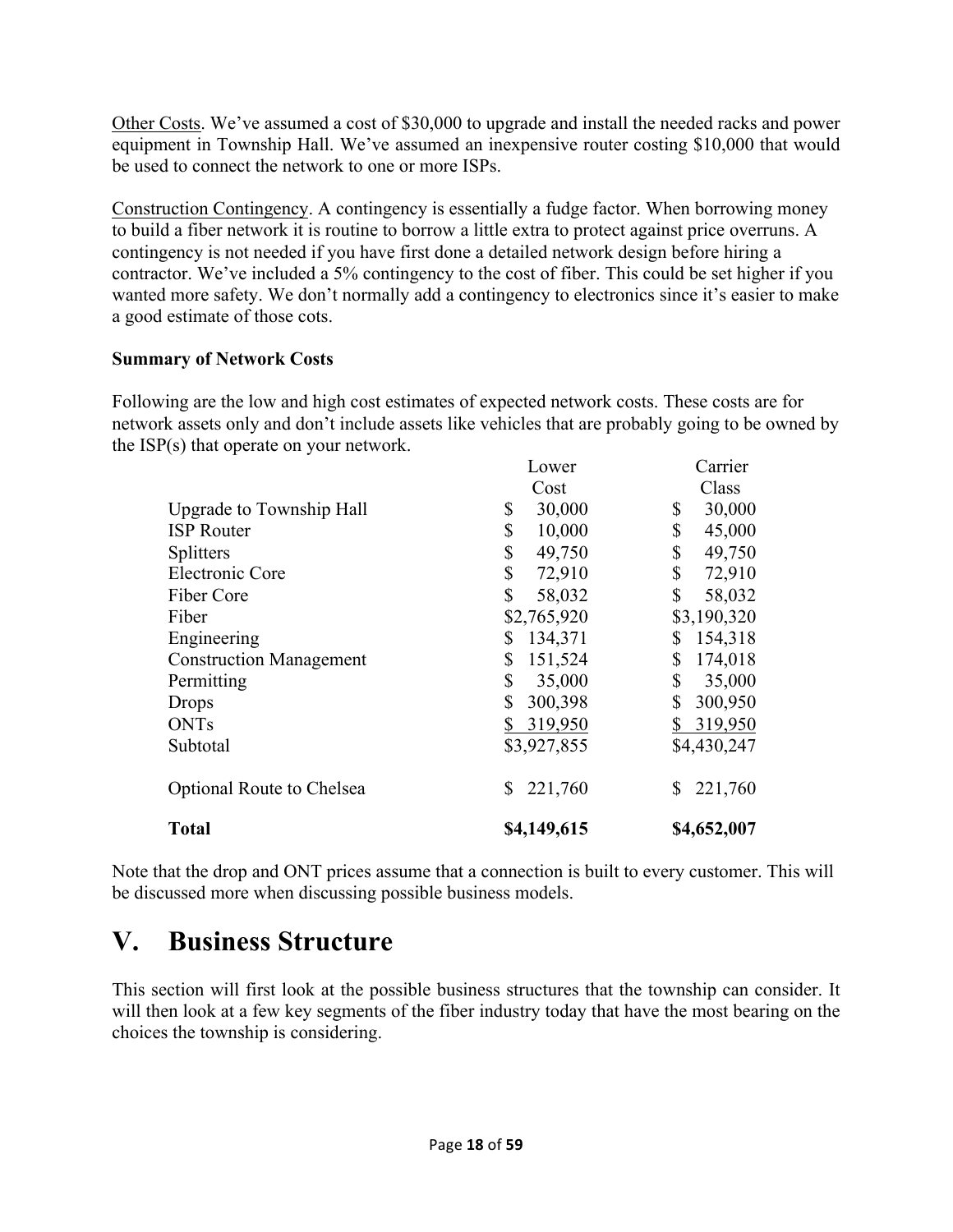Other Costs. We've assumed a cost of $30,000 to upgrade and install the needed racks and power equipment in Township Hall. We've assumed an inexpensive router costing $10,000 that would be used to connect the network to one or more ISPs.

Construction Contingency. A contingency is essentially a fudge factor. When borrowing money to build a fiber network it is routine to borrow a little extra to protect against price overruns. A contingency is not needed if you have first done a detailed network design before hiring a contractor. We've included a 5% contingency to the cost of fiber. This could be set higher if you wanted more safety. We don't normally add a contingency to electronics since it's easier to make a good estimate of those cots.

**Summary of Network Costs**

Following are the low and high cost estimates of expected network costs. These costs are for network assets only and don't include assets like vehicles that are probably going to be owned by the ISP(s) that operate on your network.

| | Lower Cost | Carrier Class |
|---|---|---|
| Upgrade to Township Hall | $ 30,000 | $ 30,000 |
| ISP Router | $ 10,000 | $ 45,000 |
| Splitters | $ 49,750 | $ 49,750 |
| Electronic Core | $ 72,910 | $ 72,910 |
| Fiber Core | $ 58,032 | $ 58,032 |
| Fiber | $2,765,920 | $3,190,320 |
| Engineering | $ 134,371 | $ 154,318 |
| Construction Management | $ 151,524 | $ 174,018 |
| Permitting | $ 35,000 | $ 35,000 |
| Drops | $ 300,398 | $ 300,950 |
| ONTs | $ 319,950 | $ 319,950 |
| Subtotal | $3,927,855 | $4,430,247 |
| | | |
| Optional Route to Chelsea | $ 221,760 | $ 221,760 |
| | | |
| **Total** | **$4,149,615** | **$4,652,007** |

Note that the drop and ONT prices assume that a connection is built to every customer. This will be discussed more when discussing possible business models.

# V. Business Structure

This section will first look at the possible business structures that the township can consider. It will then look at a few key segments of the fiber industry today that have the most bearing on the choices the township is considering.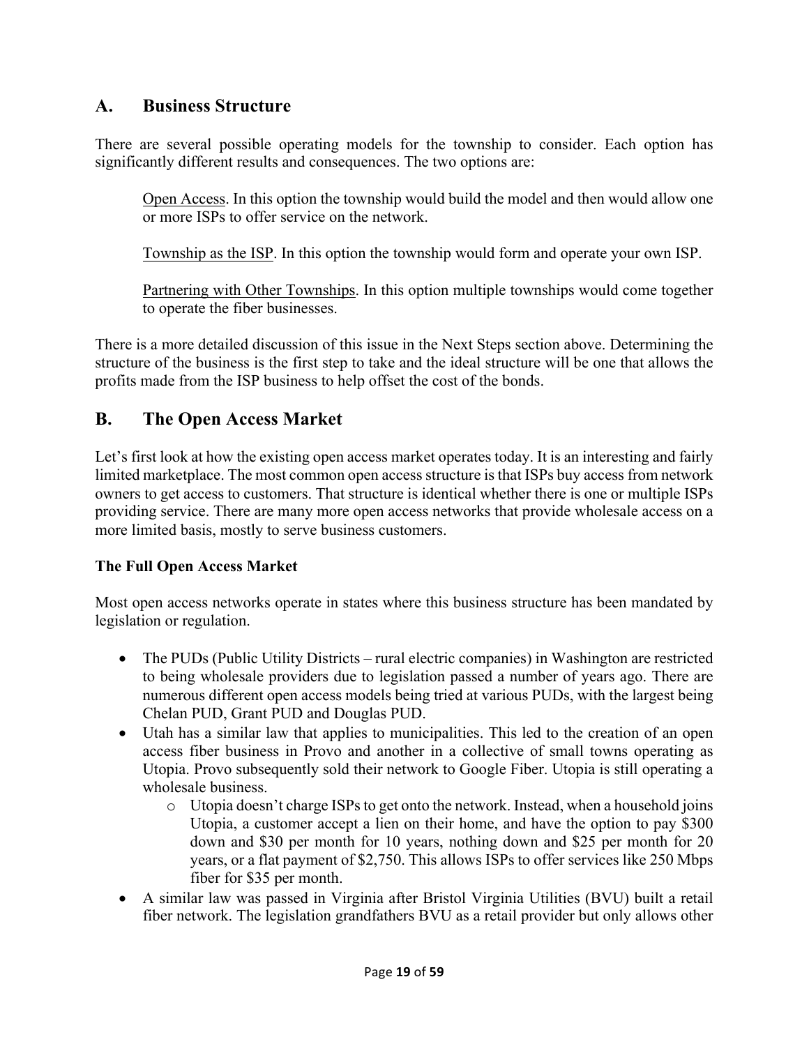## A. Business Structure

There are several possible operating models for the township to consider. Each option has significantly different results and consequences. The two options are:

> Open Access. In this option the township would build the model and then would allow one or more ISPs to offer service on the network.
>
> Township as the ISP. In this option the township would form and operate your own ISP.
>
> Partnering with Other Townships. In this option multiple townships would come together to operate the fiber businesses.

There is a more detailed discussion of this issue in the Next Steps section above. Determining the structure of the business is the first step to take and the ideal structure will be one that allows the profits made from the ISP business to help offset the cost of the bonds.

## B. The Open Access Market

Let's first look at how the existing open access market operates today. It is an interesting and fairly limited marketplace. The most common open access structure is that ISPs buy access from network owners to get access to customers. That structure is identical whether there is one or multiple ISPs providing service. There are many more open access networks that provide wholesale access on a more limited basis, mostly to serve business customers.

**The Full Open Access Market**

Most open access networks operate in states where this business structure has been mandated by legislation or regulation.

- The PUDs (Public Utility Districts – rural electric companies) in Washington are restricted to being wholesale providers due to legislation passed a number of years ago. There are numerous different open access models being tried at various PUDs, with the largest being Chelan PUD, Grant PUD and Douglas PUD.
- Utah has a similar law that applies to municipalities. This led to the creation of an open access fiber business in Provo and another in a collective of small towns operating as Utopia. Provo subsequently sold their network to Google Fiber. Utopia is still operating a wholesale business.
  - Utopia doesn't charge ISPs to get onto the network. Instead, when a household joins Utopia, a customer accept a lien on their home, and have the option to pay $300 down and $30 per month for 10 years, nothing down and $25 per month for 20 years, or a flat payment of $2,750. This allows ISPs to offer services like 250 Mbps fiber for $35 per month.
- A similar law was passed in Virginia after Bristol Virginia Utilities (BVU) built a retail fiber network. The legislation grandfathers BVU as a retail provider but only allows other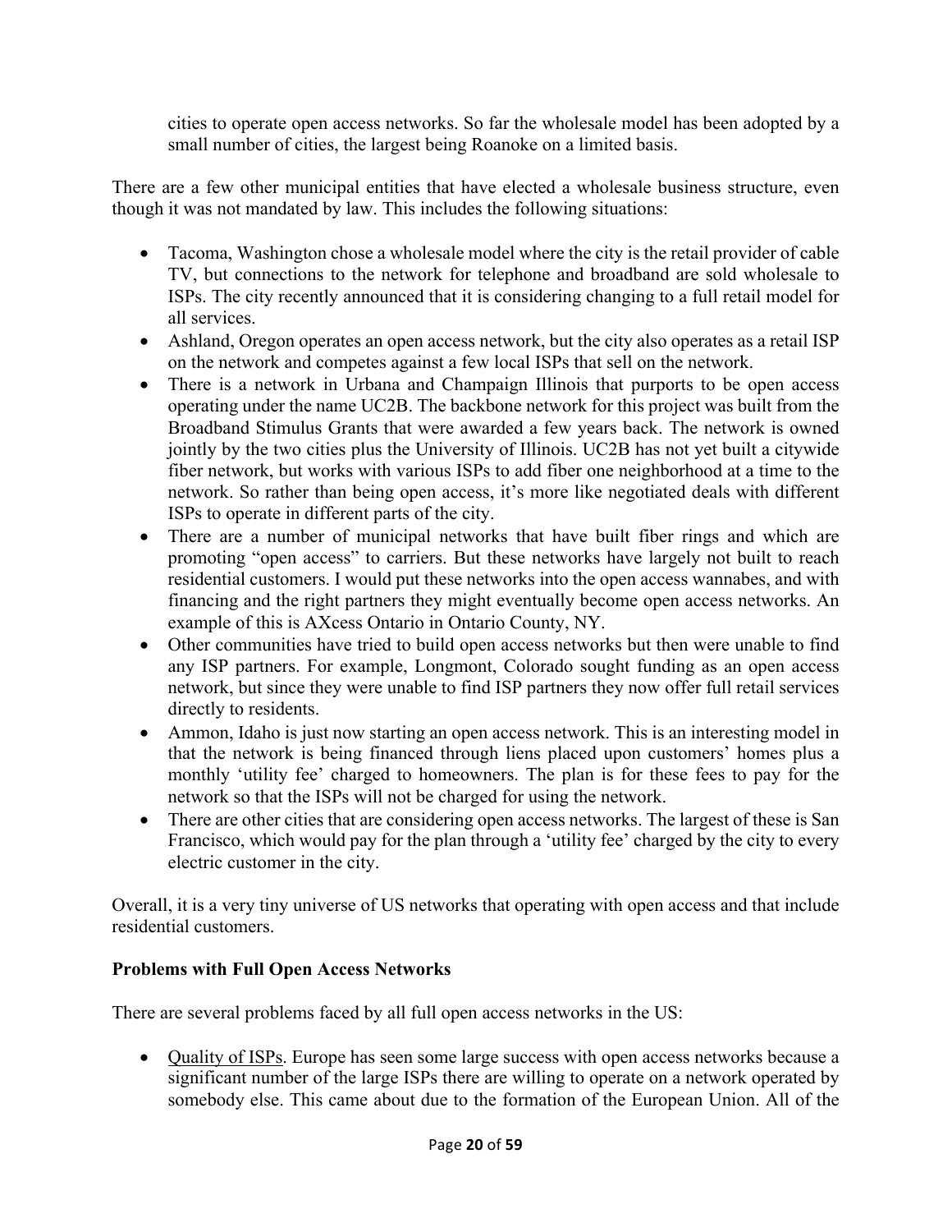cities to operate open access networks. So far the wholesale model has been adopted by a small number of cities, the largest being Roanoke on a limited basis.

There are a few other municipal entities that have elected a wholesale business structure, even though it was not mandated by law. This includes the following situations:

- Tacoma, Washington chose a wholesale model where the city is the retail provider of cable TV, but connections to the network for telephone and broadband are sold wholesale to ISPs. The city recently announced that it is considering changing to a full retail model for all services.
- Ashland, Oregon operates an open access network, but the city also operates as a retail ISP on the network and competes against a few local ISPs that sell on the network.
- There is a network in Urbana and Champaign Illinois that purports to be open access operating under the name UC2B. The backbone network for this project was built from the Broadband Stimulus Grants that were awarded a few years back. The network is owned jointly by the two cities plus the University of Illinois. UC2B has not yet built a citywide fiber network, but works with various ISPs to add fiber one neighborhood at a time to the network. So rather than being open access, it's more like negotiated deals with different ISPs to operate in different parts of the city.
- There are a number of municipal networks that have built fiber rings and which are promoting "open access" to carriers. But these networks have largely not built to reach residential customers. I would put these networks into the open access wannabes, and with financing and the right partners they might eventually become open access networks. An example of this is AXcess Ontario in Ontario County, NY.
- Other communities have tried to build open access networks but then were unable to find any ISP partners. For example, Longmont, Colorado sought funding as an open access network, but since they were unable to find ISP partners they now offer full retail services directly to residents.
- Ammon, Idaho is just now starting an open access network. This is an interesting model in that the network is being financed through liens placed upon customers' homes plus a monthly 'utility fee' charged to homeowners. The plan is for these fees to pay for the network so that the ISPs will not be charged for using the network.
- There are other cities that are considering open access networks. The largest of these is San Francisco, which would pay for the plan through a 'utility fee' charged by the city to every electric customer in the city.

Overall, it is a very tiny universe of US networks that operating with open access and that include residential customers.

**Problems with Full Open Access Networks**

There are several problems faced by all full open access networks in the US:

- Quality of ISPs. Europe has seen some large success with open access networks because a significant number of the large ISPs there are willing to operate on a network operated by somebody else. This came about due to the formation of the European Union. All of the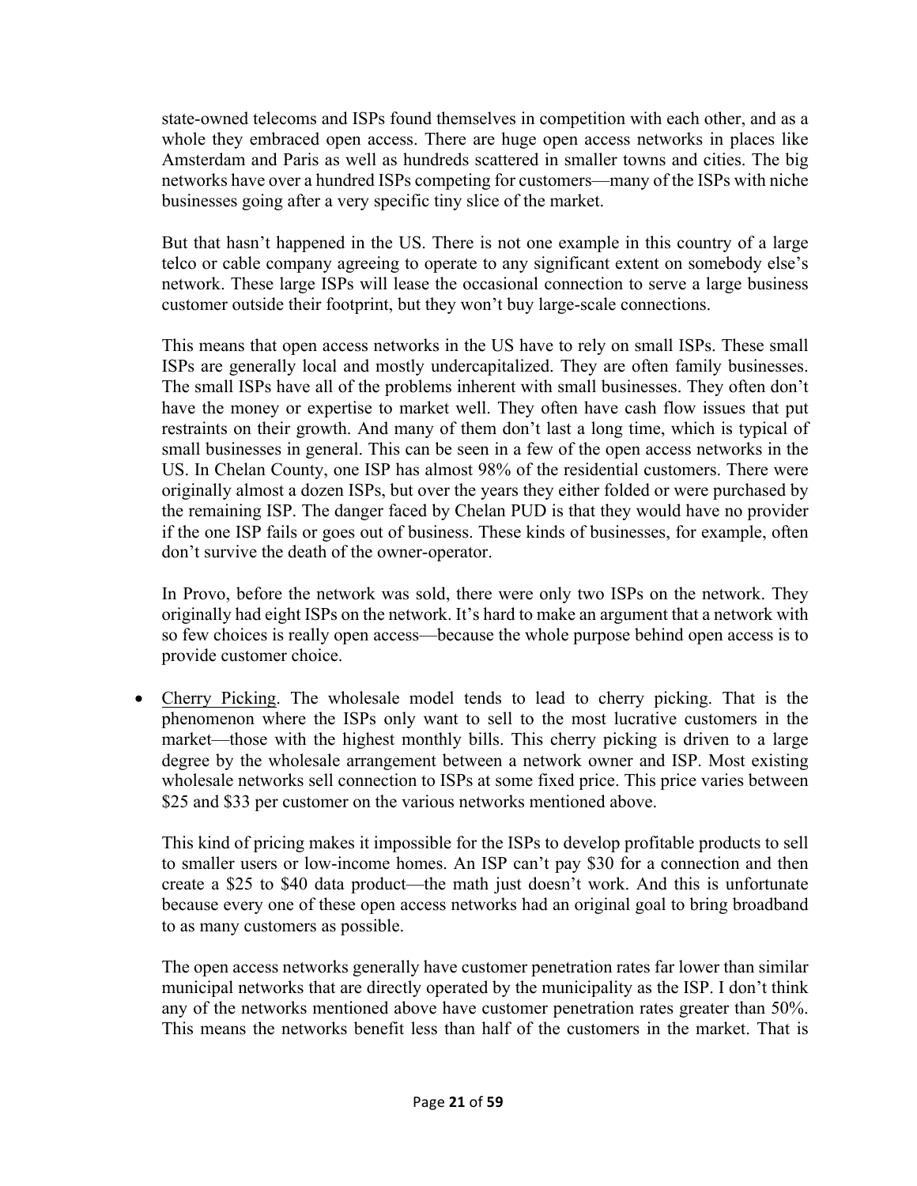state-owned telecoms and ISPs found themselves in competition with each other, and as a whole they embraced open access. There are huge open access networks in places like Amsterdam and Paris as well as hundreds scattered in smaller towns and cities. The big networks have over a hundred ISPs competing for customers—many of the ISPs with niche businesses going after a very specific tiny slice of the market.

But that hasn't happened in the US. There is not one example in this country of a large telco or cable company agreeing to operate to any significant extent on somebody else's network. These large ISPs will lease the occasional connection to serve a large business customer outside their footprint, but they won't buy large-scale connections.

This means that open access networks in the US have to rely on small ISPs. These small ISPs are generally local and mostly undercapitalized. They are often family businesses. The small ISPs have all of the problems inherent with small businesses. They often don't have the money or expertise to market well. They often have cash flow issues that put restraints on their growth. And many of them don't last a long time, which is typical of small businesses in general. This can be seen in a few of the open access networks in the US. In Chelan County, one ISP has almost 98% of the residential customers. There were originally almost a dozen ISPs, but over the years they either folded or were purchased by the remaining ISP. The danger faced by Chelan PUD is that they would have no provider if the one ISP fails or goes out of business. These kinds of businesses, for example, often don't survive the death of the owner-operator.

In Provo, before the network was sold, there were only two ISPs on the network. They originally had eight ISPs on the network. It's hard to make an argument that a network with so few choices is really open access—because the whole purpose behind open access is to provide customer choice.

- Cherry Picking. The wholesale model tends to lead to cherry picking. That is the phenomenon where the ISPs only want to sell to the most lucrative customers in the market—those with the highest monthly bills. This cherry picking is driven to a large degree by the wholesale arrangement between a network owner and ISP. Most existing wholesale networks sell connection to ISPs at some fixed price. This price varies between $25 and $33 per customer on the various networks mentioned above.

  This kind of pricing makes it impossible for the ISPs to develop profitable products to sell to smaller users or low-income homes. An ISP can't pay $30 for a connection and then create a $25 to $40 data product—the math just doesn't work. And this is unfortunate because every one of these open access networks had an original goal to bring broadband to as many customers as possible.

  The open access networks generally have customer penetration rates far lower than similar municipal networks that are directly operated by the municipality as the ISP. I don't think any of the networks mentioned above have customer penetration rates greater than 50%. This means the networks benefit less than half of the customers in the market. That is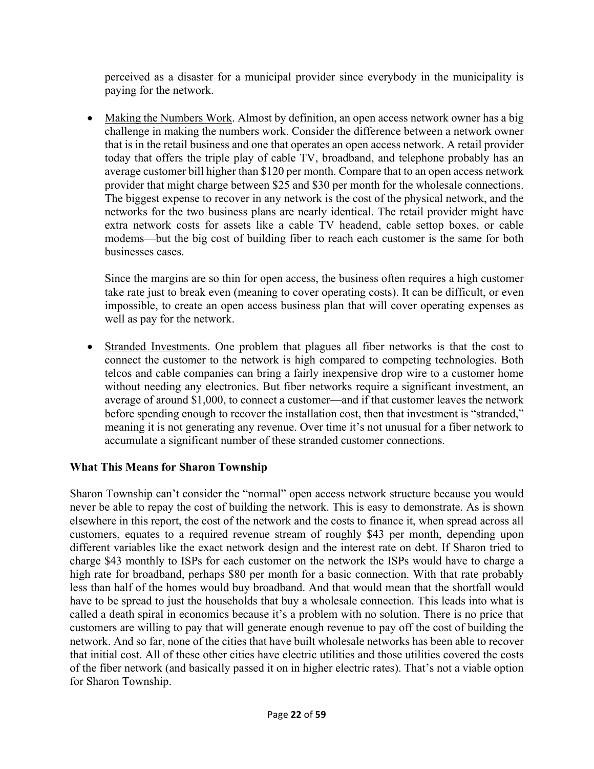perceived as a disaster for a municipal provider since everybody in the municipality is paying for the network.

- Making the Numbers Work. Almost by definition, an open access network owner has a big challenge in making the numbers work. Consider the difference between a network owner that is in the retail business and one that operates an open access network. A retail provider today that offers the triple play of cable TV, broadband, and telephone probably has an average customer bill higher than $120 per month. Compare that to an open access network provider that might charge between $25 and $30 per month for the wholesale connections. The biggest expense to recover in any network is the cost of the physical network, and the networks for the two business plans are nearly identical. The retail provider might have extra network costs for assets like a cable TV headend, cable settop boxes, or cable modems—but the big cost of building fiber to reach each customer is the same for both businesses cases.

  Since the margins are so thin for open access, the business often requires a high customer take rate just to break even (meaning to cover operating costs). It can be difficult, or even impossible, to create an open access business plan that will cover operating expenses as well as pay for the network.

- Stranded Investments. One problem that plagues all fiber networks is that the cost to connect the customer to the network is high compared to competing technologies. Both telcos and cable companies can bring a fairly inexpensive drop wire to a customer home without needing any electronics. But fiber networks require a significant investment, an average of around $1,000, to connect a customer—and if that customer leaves the network before spending enough to recover the installation cost, then that investment is "stranded," meaning it is not generating any revenue. Over time it's not unusual for a fiber network to accumulate a significant number of these stranded customer connections.

### What This Means for Sharon Township

Sharon Township can't consider the "normal" open access network structure because you would never be able to repay the cost of building the network. This is easy to demonstrate. As is shown elsewhere in this report, the cost of the network and the costs to finance it, when spread across all customers, equates to a required revenue stream of roughly $43 per month, depending upon different variables like the exact network design and the interest rate on debt. If Sharon tried to charge $43 monthly to ISPs for each customer on the network the ISPs would have to charge a high rate for broadband, perhaps $80 per month for a basic connection. With that rate probably less than half of the homes would buy broadband. And that would mean that the shortfall would have to be spread to just the households that buy a wholesale connection. This leads into what is called a death spiral in economics because it's a problem with no solution. There is no price that customers are willing to pay that will generate enough revenue to pay off the cost of building the network. And so far, none of the cities that have built wholesale networks has been able to recover that initial cost. All of these other cities have electric utilities and those utilities covered the costs of the fiber network (and basically passed it on in higher electric rates). That's not a viable option for Sharon Township.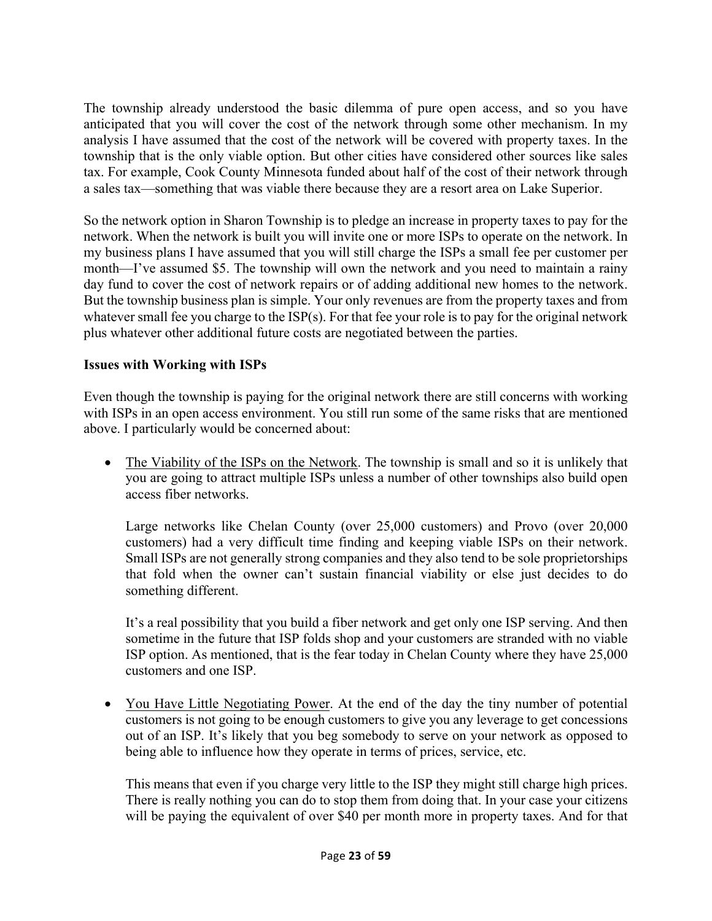The township already understood the basic dilemma of pure open access, and so you have anticipated that you will cover the cost of the network through some other mechanism. In my analysis I have assumed that the cost of the network will be covered with property taxes. In the township that is the only viable option. But other cities have considered other sources like sales tax. For example, Cook County Minnesota funded about half of the cost of their network through a sales tax—something that was viable there because they are a resort area on Lake Superior.

So the network option in Sharon Township is to pledge an increase in property taxes to pay for the network. When the network is built you will invite one or more ISPs to operate on the network. In my business plans I have assumed that you will still charge the ISPs a small fee per customer per month—I've assumed $5. The township will own the network and you need to maintain a rainy day fund to cover the cost of network repairs or of adding additional new homes to the network. But the township business plan is simple. Your only revenues are from the property taxes and from whatever small fee you charge to the ISP(s). For that fee your role is to pay for the original network plus whatever other additional future costs are negotiated between the parties.

**Issues with Working with ISPs**

Even though the township is paying for the original network there are still concerns with working with ISPs in an open access environment. You still run some of the same risks that are mentioned above. I particularly would be concerned about:

- The Viability of the ISPs on the Network. The township is small and so it is unlikely that you are going to attract multiple ISPs unless a number of other townships also build open access fiber networks.

  Large networks like Chelan County (over 25,000 customers) and Provo (over 20,000 customers) had a very difficult time finding and keeping viable ISPs on their network. Small ISPs are not generally strong companies and they also tend to be sole proprietorships that fold when the owner can't sustain financial viability or else just decides to do something different.

  It's a real possibility that you build a fiber network and get only one ISP serving. And then sometime in the future that ISP folds shop and your customers are stranded with no viable ISP option. As mentioned, that is the fear today in Chelan County where they have 25,000 customers and one ISP.

- You Have Little Negotiating Power. At the end of the day the tiny number of potential customers is not going to be enough customers to give you any leverage to get concessions out of an ISP. It's likely that you beg somebody to serve on your network as opposed to being able to influence how they operate in terms of prices, service, etc.

  This means that even if you charge very little to the ISP they might still charge high prices. There is really nothing you can do to stop them from doing that. In your case your citizens will be paying the equivalent of over $40 per month more in property taxes. And for that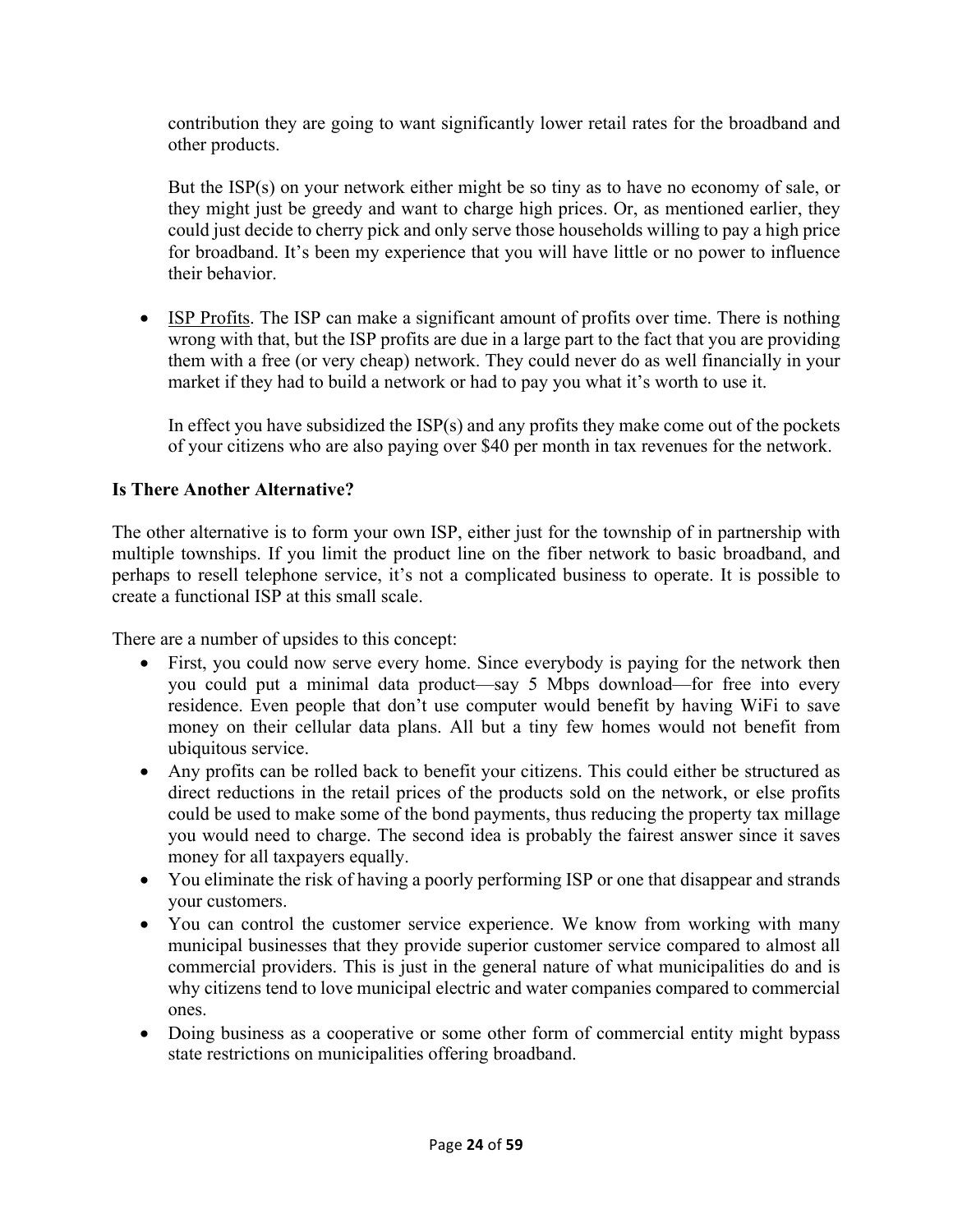contribution they are going to want significantly lower retail rates for the broadband and other products.

But the ISP(s) on your network either might be so tiny as to have no economy of sale, or they might just be greedy and want to charge high prices. Or, as mentioned earlier, they could just decide to cherry pick and only serve those households willing to pay a high price for broadband. It's been my experience that you will have little or no power to influence their behavior.

- <u>ISP Profits</u>. The ISP can make a significant amount of profits over time. There is nothing wrong with that, but the ISP profits are due in a large part to the fact that you are providing them with a free (or very cheap) network. They could never do as well financially in your market if they had to build a network or had to pay you what it's worth to use it.

  In effect you have subsidized the ISP(s) and any profits they make come out of the pockets of your citizens who are also paying over $40 per month in tax revenues for the network.

**Is There Another Alternative?**

The other alternative is to form your own ISP, either just for the township of in partnership with multiple townships. If you limit the product line on the fiber network to basic broadband, and perhaps to resell telephone service, it's not a complicated business to operate. It is possible to create a functional ISP at this small scale.

There are a number of upsides to this concept:

- First, you could now serve every home. Since everybody is paying for the network then you could put a minimal data product—say 5 Mbps download—for free into every residence. Even people that don't use computer would benefit by having WiFi to save money on their cellular data plans. All but a tiny few homes would not benefit from ubiquitous service.
- Any profits can be rolled back to benefit your citizens. This could either be structured as direct reductions in the retail prices of the products sold on the network, or else profits could be used to make some of the bond payments, thus reducing the property tax millage you would need to charge. The second idea is probably the fairest answer since it saves money for all taxpayers equally.
- You eliminate the risk of having a poorly performing ISP or one that disappear and strands your customers.
- You can control the customer service experience. We know from working with many municipal businesses that they provide superior customer service compared to almost all commercial providers. This is just in the general nature of what municipalities do and is why citizens tend to love municipal electric and water companies compared to commercial ones.
- Doing business as a cooperative or some other form of commercial entity might bypass state restrictions on municipalities offering broadband.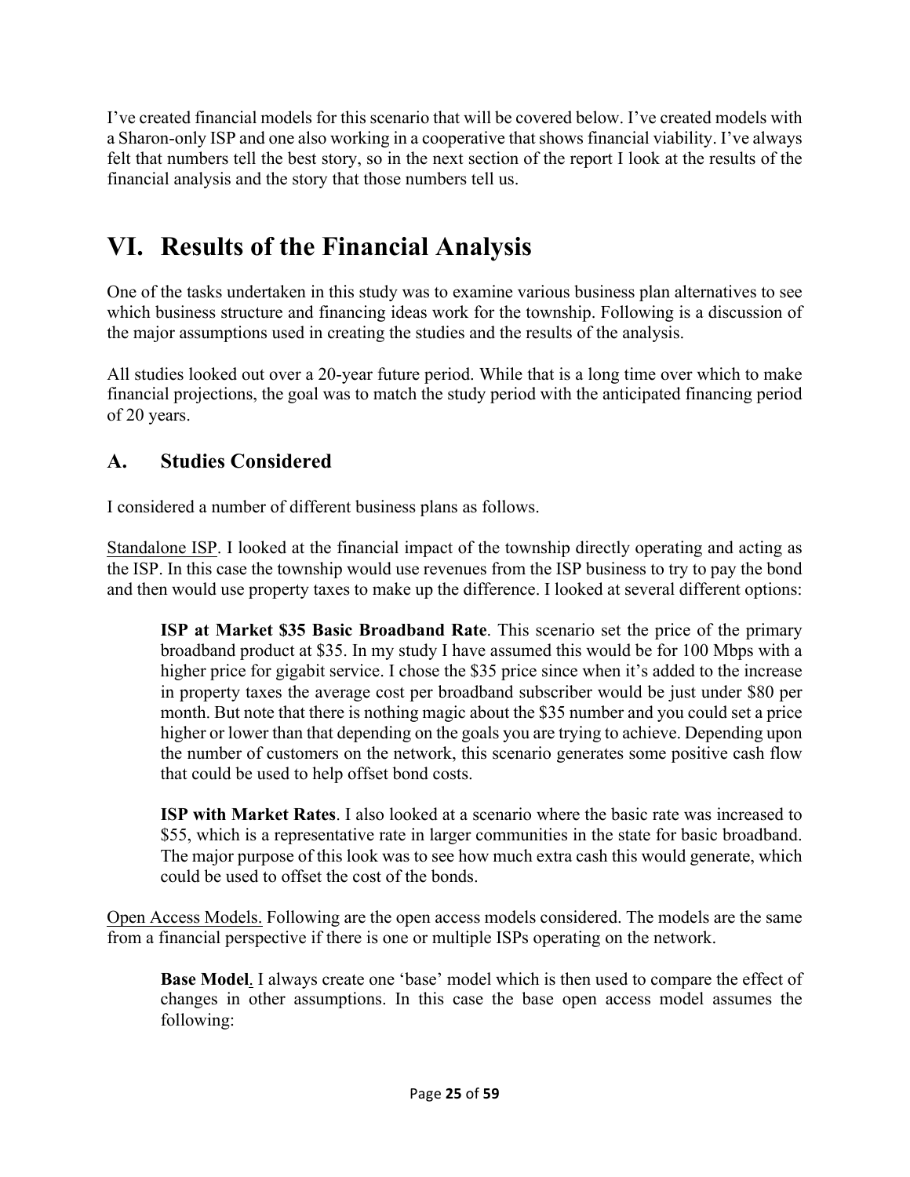I've created financial models for this scenario that will be covered below. I've created models with a Sharon-only ISP and one also working in a cooperative that shows financial viability. I've always felt that numbers tell the best story, so in the next section of the report I look at the results of the financial analysis and the story that those numbers tell us.

# VI. Results of the Financial Analysis

One of the tasks undertaken in this study was to examine various business plan alternatives to see which business structure and financing ideas work for the township. Following is a discussion of the major assumptions used in creating the studies and the results of the analysis.

All studies looked out over a 20-year future period. While that is a long time over which to make financial projections, the goal was to match the study period with the anticipated financing period of 20 years.

## A. Studies Considered

I considered a number of different business plans as follows.

<u>Standalone ISP</u>. I looked at the financial impact of the township directly operating and acting as the ISP. In this case the township would use revenues from the ISP business to try to pay the bond and then would use property taxes to make up the difference. I looked at several different options:

> **ISP at Market $35 Basic Broadband Rate**. This scenario set the price of the primary broadband product at $35. In my study I have assumed this would be for 100 Mbps with a higher price for gigabit service. I chose the $35 price since when it's added to the increase in property taxes the average cost per broadband subscriber would be just under $80 per month. But note that there is nothing magic about the $35 number and you could set a price higher or lower than that depending on the goals you are trying to achieve. Depending upon the number of customers on the network, this scenario generates some positive cash flow that could be used to help offset bond costs.
>
> **ISP with Market Rates**. I also looked at a scenario where the basic rate was increased to $55, which is a representative rate in larger communities in the state for basic broadband. The major purpose of this look was to see how much extra cash this would generate, which could be used to offset the cost of the bonds.

<u>Open Access Models.</u> Following are the open access models considered. The models are the same from a financial perspective if there is one or multiple ISPs operating on the network.

> **Base Model**. I always create one 'base' model which is then used to compare the effect of changes in other assumptions. In this case the base open access model assumes the following: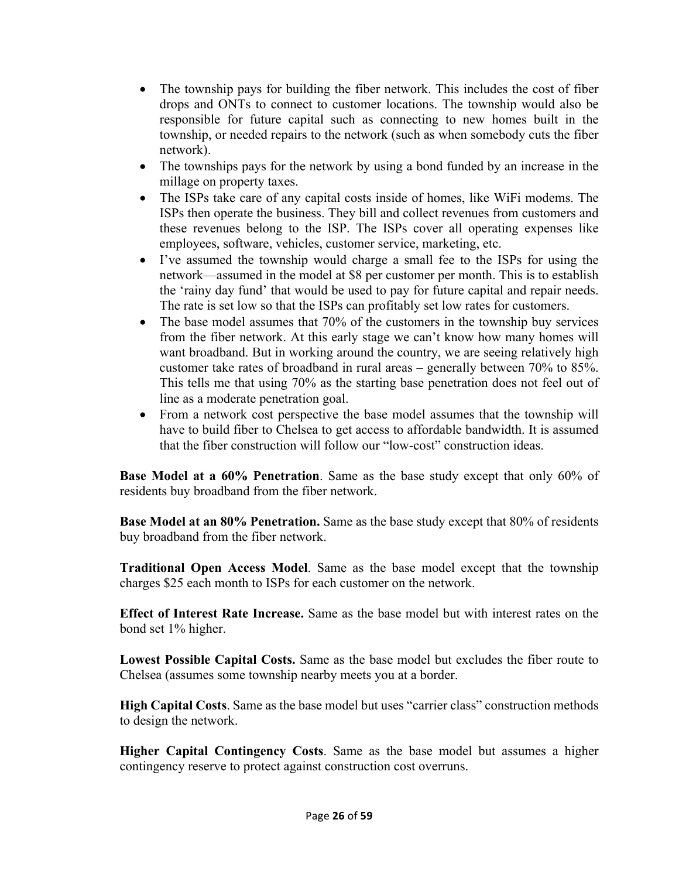- The township pays for building the fiber network. This includes the cost of fiber drops and ONTs to connect to customer locations. The township would also be responsible for future capital such as connecting to new homes built in the township, or needed repairs to the network (such as when somebody cuts the fiber network).
- The townships pays for the network by using a bond funded by an increase in the millage on property taxes.
- The ISPs take care of any capital costs inside of homes, like WiFi modems. The ISPs then operate the business. They bill and collect revenues from customers and these revenues belong to the ISP. The ISPs cover all operating expenses like employees, software, vehicles, customer service, marketing, etc.
- I've assumed the township would charge a small fee to the ISPs for using the network—assumed in the model at $8 per customer per month. This is to establish the 'rainy day fund' that would be used to pay for future capital and repair needs. The rate is set low so that the ISPs can profitably set low rates for customers.
- The base model assumes that 70% of the customers in the township buy services from the fiber network. At this early stage we can't know how many homes will want broadband. But in working around the country, we are seeing relatively high customer take rates of broadband in rural areas – generally between 70% to 85%. This tells me that using 70% as the starting base penetration does not feel out of line as a moderate penetration goal.
- From a network cost perspective the base model assumes that the township will have to build fiber to Chelsea to get access to affordable bandwidth. It is assumed that the fiber construction will follow our "low-cost" construction ideas.

**Base Model at a 60% Penetration**. Same as the base study except that only 60% of residents buy broadband from the fiber network.

**Base Model at an 80% Penetration.** Same as the base study except that 80% of residents buy broadband from the fiber network.

**Traditional Open Access Model**. Same as the base model except that the township charges $25 each month to ISPs for each customer on the network.

**Effect of Interest Rate Increase.** Same as the base model but with interest rates on the bond set 1% higher.

**Lowest Possible Capital Costs.** Same as the base model but excludes the fiber route to Chelsea (assumes some township nearby meets you at a border.

**High Capital Costs**. Same as the base model but uses "carrier class" construction methods to design the network.

**Higher Capital Contingency Costs**. Same as the base model but assumes a higher contingency reserve to protect against construction cost overruns.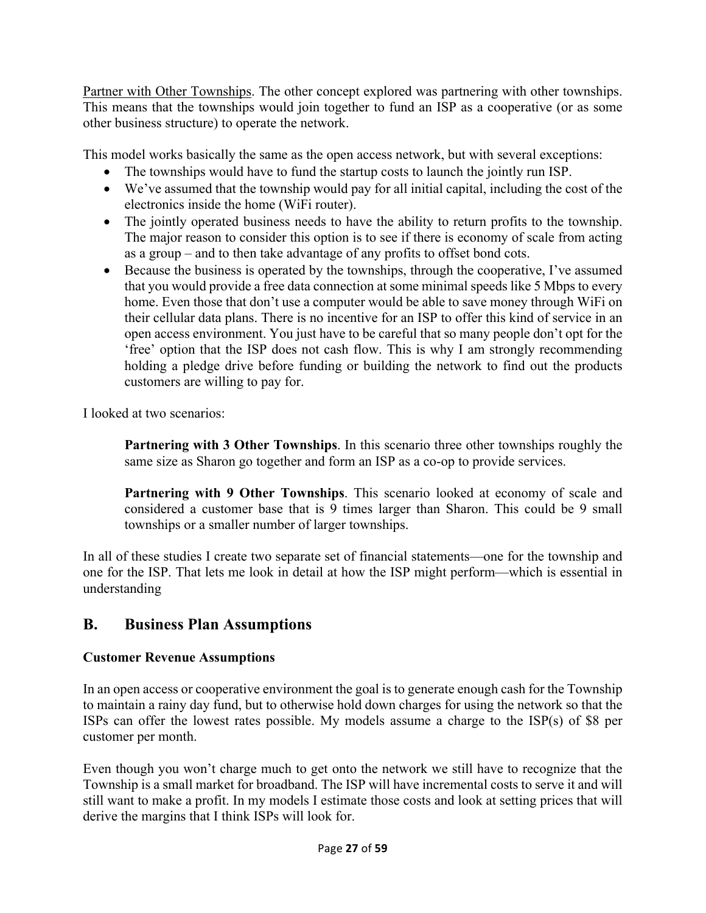Partner with Other Townships. The other concept explored was partnering with other townships. This means that the townships would join together to fund an ISP as a cooperative (or as some other business structure) to operate the network.

This model works basically the same as the open access network, but with several exceptions:

- The townships would have to fund the startup costs to launch the jointly run ISP.
- We've assumed that the township would pay for all initial capital, including the cost of the electronics inside the home (WiFi router).
- The jointly operated business needs to have the ability to return profits to the township. The major reason to consider this option is to see if there is economy of scale from acting as a group – and to then take advantage of any profits to offset bond cots.
- Because the business is operated by the townships, through the cooperative, I've assumed that you would provide a free data connection at some minimal speeds like 5 Mbps to every home. Even those that don't use a computer would be able to save money through WiFi on their cellular data plans. There is no incentive for an ISP to offer this kind of service in an open access environment. You just have to be careful that so many people don't opt for the 'free' option that the ISP does not cash flow. This is why I am strongly recommending holding a pledge drive before funding or building the network to find out the products customers are willing to pay for.

I looked at two scenarios:

> **Partnering with 3 Other Townships**. In this scenario three other townships roughly the same size as Sharon go together and form an ISP as a co-op to provide services.
>
> **Partnering with 9 Other Townships**. This scenario looked at economy of scale and considered a customer base that is 9 times larger than Sharon. This could be 9 small townships or a smaller number of larger townships.

In all of these studies I create two separate set of financial statements—one for the township and one for the ISP. That lets me look in detail at how the ISP might perform—which is essential in understanding

## B. Business Plan Assumptions

### Customer Revenue Assumptions

In an open access or cooperative environment the goal is to generate enough cash for the Township to maintain a rainy day fund, but to otherwise hold down charges for using the network so that the ISPs can offer the lowest rates possible. My models assume a charge to the ISP(s) of $8 per customer per month.

Even though you won't charge much to get onto the network we still have to recognize that the Township is a small market for broadband. The ISP will have incremental costs to serve it and will still want to make a profit. In my models I estimate those costs and look at setting prices that will derive the margins that I think ISPs will look for.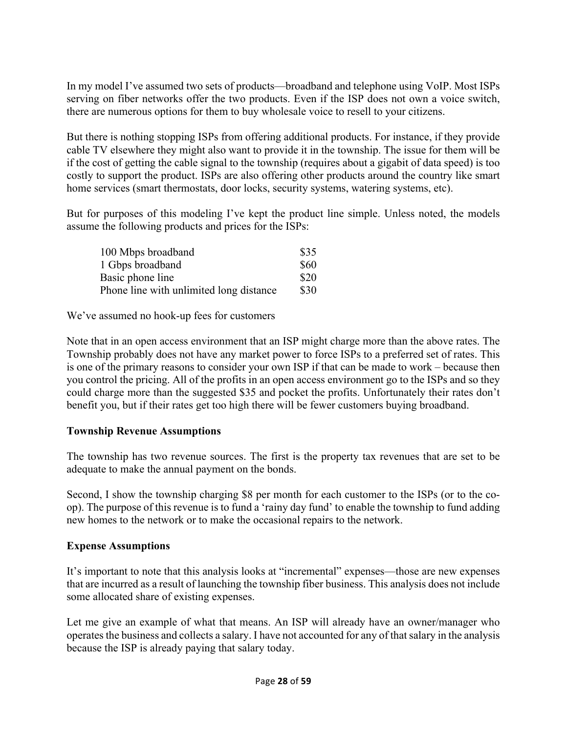In my model I've assumed two sets of products—broadband and telephone using VoIP. Most ISPs serving on fiber networks offer the two products. Even if the ISP does not own a voice switch, there are numerous options for them to buy wholesale voice to resell to your citizens.

But there is nothing stopping ISPs from offering additional products. For instance, if they provide cable TV elsewhere they might also want to provide it in the township. The issue for them will be if the cost of getting the cable signal to the township (requires about a gigabit of data speed) is too costly to support the product. ISPs are also offering other products around the country like smart home services (smart thermostats, door locks, security systems, watering systems, etc).

But for purposes of this modeling I've kept the product line simple. Unless noted, the models assume the following products and prices for the ISPs:

| Product | Price |
|---|---|
| 100 Mbps broadband | $35 |
| 1 Gbps broadband | $60 |
| Basic phone line | $20 |
| Phone line with unlimited long distance | $30 |

We've assumed no hook-up fees for customers

Note that in an open access environment that an ISP might charge more than the above rates. The Township probably does not have any market power to force ISPs to a preferred set of rates. This is one of the primary reasons to consider your own ISP if that can be made to work – because then you control the pricing. All of the profits in an open access environment go to the ISPs and so they could charge more than the suggested $35 and pocket the profits. Unfortunately their rates don't benefit you, but if their rates get too high there will be fewer customers buying broadband.

**Township Revenue Assumptions**

The township has two revenue sources. The first is the property tax revenues that are set to be adequate to make the annual payment on the bonds.

Second, I show the township charging $8 per month for each customer to the ISPs (or to the co-op). The purpose of this revenue is to fund a 'rainy day fund' to enable the township to fund adding new homes to the network or to make the occasional repairs to the network.

**Expense Assumptions**

It's important to note that this analysis looks at "incremental" expenses—those are new expenses that are incurred as a result of launching the township fiber business. This analysis does not include some allocated share of existing expenses.

Let me give an example of what that means. An ISP will already have an owner/manager who operates the business and collects a salary. I have not accounted for any of that salary in the analysis because the ISP is already paying that salary today.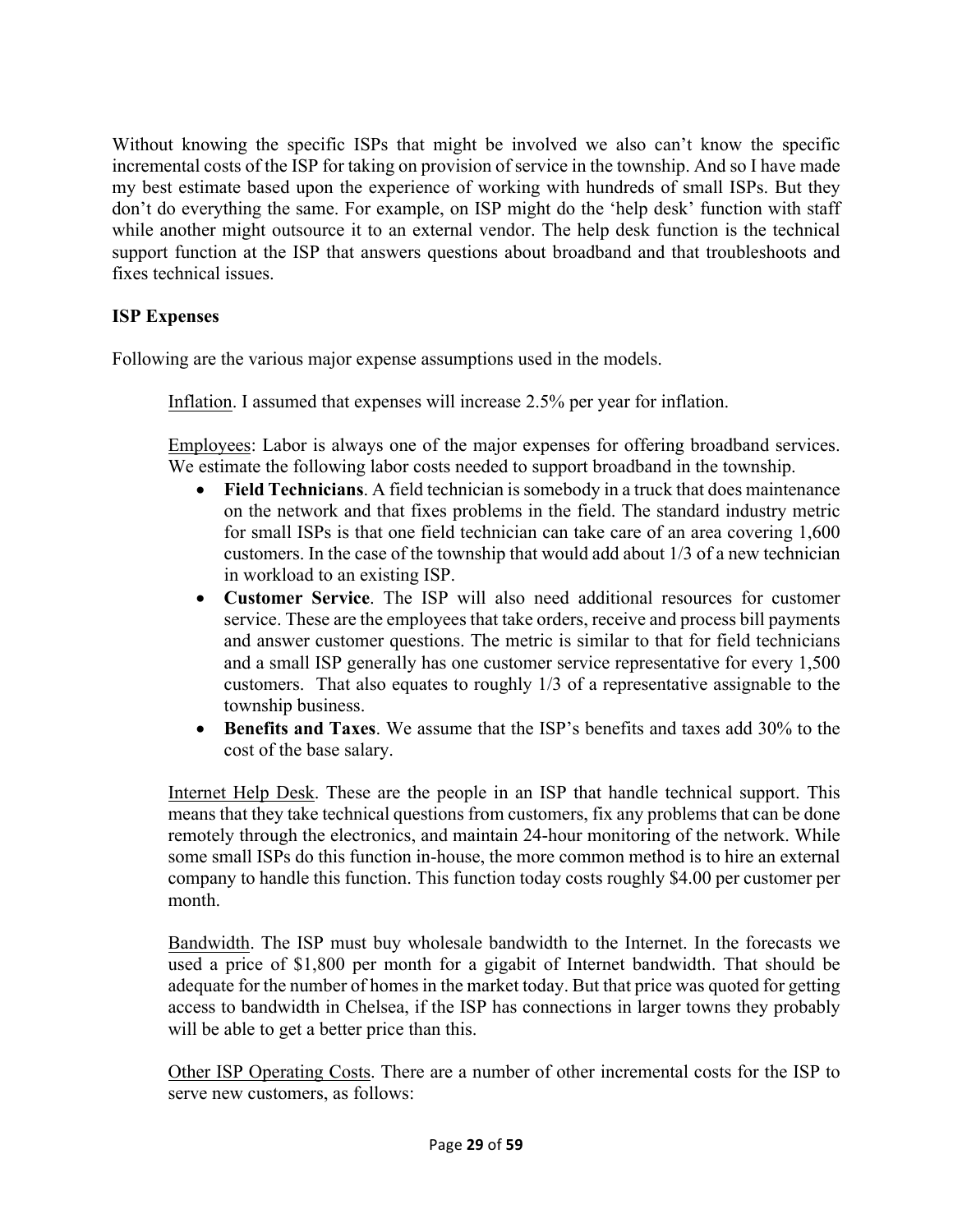Without knowing the specific ISPs that might be involved we also can't know the specific incremental costs of the ISP for taking on provision of service in the township. And so I have made my best estimate based upon the experience of working with hundreds of small ISPs. But they don't do everything the same. For example, on ISP might do the 'help desk' function with staff while another might outsource it to an external vendor. The help desk function is the technical support function at the ISP that answers questions about broadband and that troubleshoots and fixes technical issues.

**ISP Expenses**

Following are the various major expense assumptions used in the models.

<u>Inflation</u>. I assumed that expenses will increase 2.5% per year for inflation.

<u>Employees</u>: Labor is always one of the major expenses for offering broadband services. We estimate the following labor costs needed to support broadband in the township.

- **Field Technicians**. A field technician is somebody in a truck that does maintenance on the network and that fixes problems in the field. The standard industry metric for small ISPs is that one field technician can take care of an area covering 1,600 customers. In the case of the township that would add about 1/3 of a new technician in workload to an existing ISP.
- **Customer Service**. The ISP will also need additional resources for customer service. These are the employees that take orders, receive and process bill payments and answer customer questions. The metric is similar to that for field technicians and a small ISP generally has one customer service representative for every 1,500 customers. That also equates to roughly 1/3 of a representative assignable to the township business.
- **Benefits and Taxes**. We assume that the ISP's benefits and taxes add 30% to the cost of the base salary.

<u>Internet Help Desk</u>. These are the people in an ISP that handle technical support. This means that they take technical questions from customers, fix any problems that can be done remotely through the electronics, and maintain 24-hour monitoring of the network. While some small ISPs do this function in-house, the more common method is to hire an external company to handle this function. This function today costs roughly $4.00 per customer per month.

<u>Bandwidth</u>. The ISP must buy wholesale bandwidth to the Internet. In the forecasts we used a price of $1,800 per month for a gigabit of Internet bandwidth. That should be adequate for the number of homes in the market today. But that price was quoted for getting access to bandwidth in Chelsea, if the ISP has connections in larger towns they probably will be able to get a better price than this.

<u>Other ISP Operating Costs</u>. There are a number of other incremental costs for the ISP to serve new customers, as follows: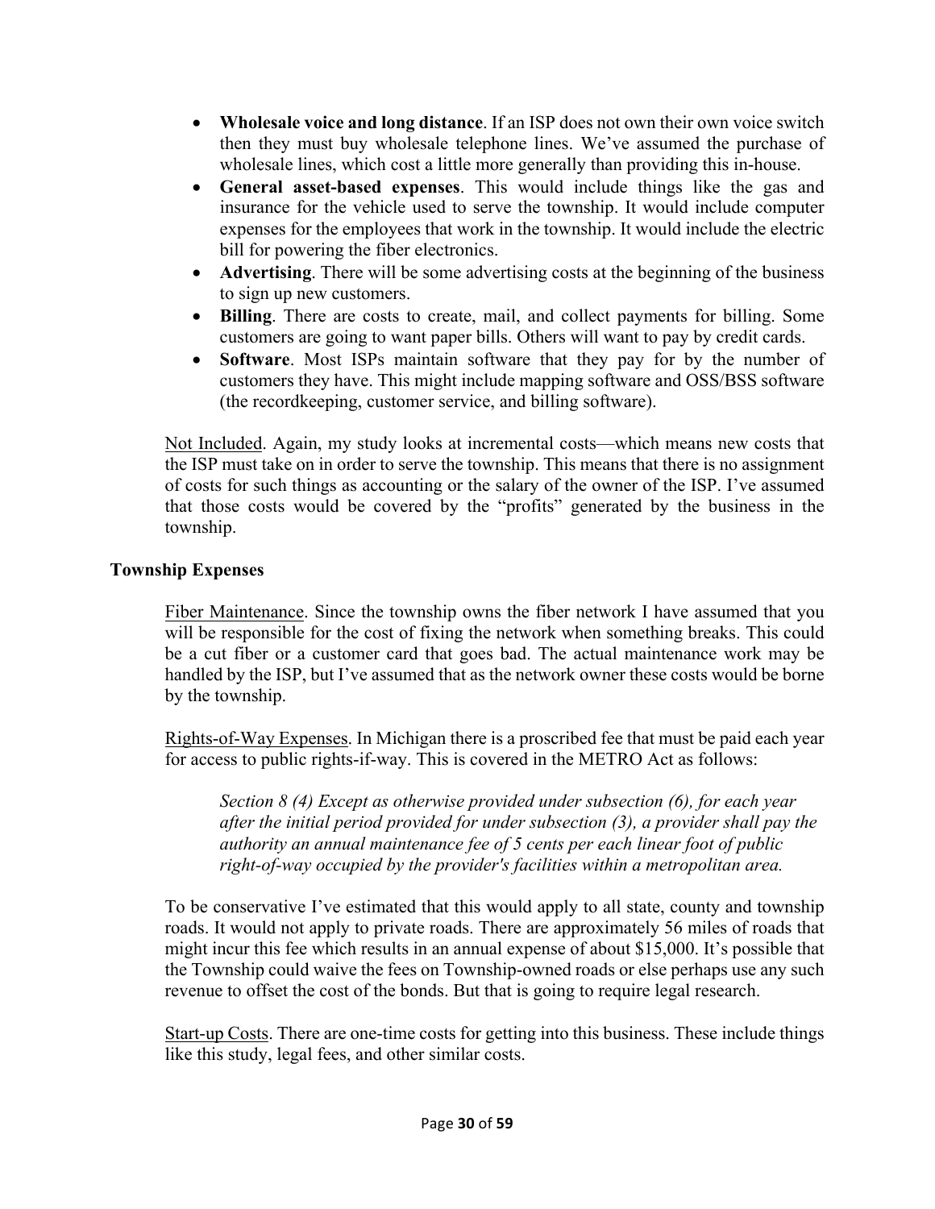- **Wholesale voice and long distance**. If an ISP does not own their own voice switch then they must buy wholesale telephone lines. We've assumed the purchase of wholesale lines, which cost a little more generally than providing this in-house.
- **General asset-based expenses**. This would include things like the gas and insurance for the vehicle used to serve the township. It would include computer expenses for the employees that work in the township. It would include the electric bill for powering the fiber electronics.
- **Advertising**. There will be some advertising costs at the beginning of the business to sign up new customers.
- **Billing**. There are costs to create, mail, and collect payments for billing. Some customers are going to want paper bills. Others will want to pay by credit cards.
- **Software**. Most ISPs maintain software that they pay for by the number of customers they have. This might include mapping software and OSS/BSS software (the recordkeeping, customer service, and billing software).

Not Included. Again, my study looks at incremental costs—which means new costs that the ISP must take on in order to serve the township. This means that there is no assignment of costs for such things as accounting or the salary of the owner of the ISP. I've assumed that those costs would be covered by the "profits" generated by the business in the township.

### Township Expenses

Fiber Maintenance. Since the township owns the fiber network I have assumed that you will be responsible for the cost of fixing the network when something breaks. This could be a cut fiber or a customer card that goes bad. The actual maintenance work may be handled by the ISP, but I've assumed that as the network owner these costs would be borne by the township.

Rights-of-Way Expenses. In Michigan there is a proscribed fee that must be paid each year for access to public rights-if-way. This is covered in the METRO Act as follows:

> *Section 8 (4) Except as otherwise provided under subsection (6), for each year after the initial period provided for under subsection (3), a provider shall pay the authority an annual maintenance fee of 5 cents per each linear foot of public right-of-way occupied by the provider's facilities within a metropolitan area.*

To be conservative I've estimated that this would apply to all state, county and township roads. It would not apply to private roads. There are approximately 56 miles of roads that might incur this fee which results in an annual expense of about $15,000. It's possible that the Township could waive the fees on Township-owned roads or else perhaps use any such revenue to offset the cost of the bonds. But that is going to require legal research.

Start-up Costs. There are one-time costs for getting into this business. These include things like this study, legal fees, and other similar costs.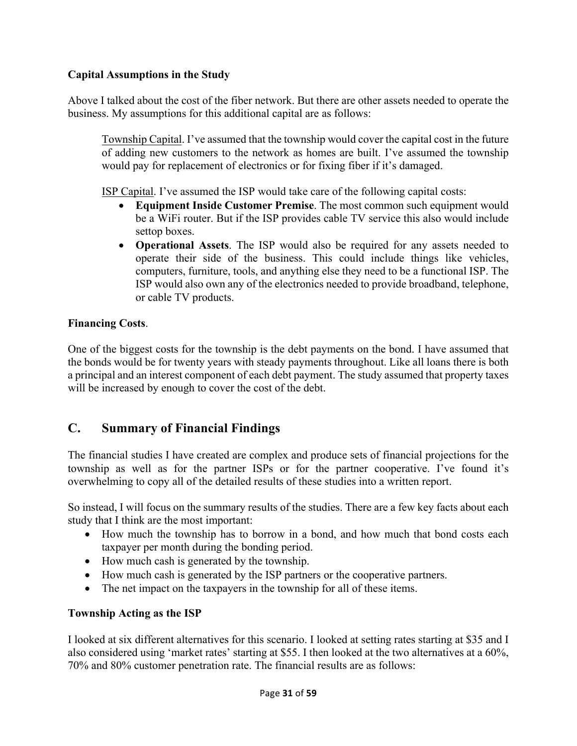**Capital Assumptions in the Study**

Above I talked about the cost of the fiber network. But there are other assets needed to operate the business. My assumptions for this additional capital are as follows:

> Township Capital. I've assumed that the township would cover the capital cost in the future of adding new customers to the network as homes are built. I've assumed the township would pay for replacement of electronics or for fixing fiber if it's damaged.
>
> ISP Capital. I've assumed the ISP would take care of the following capital costs:
>
> - **Equipment Inside Customer Premise**. The most common such equipment would be a WiFi router. But if the ISP provides cable TV service this also would include settop boxes.
> - **Operational Assets**. The ISP would also be required for any assets needed to operate their side of the business. This could include things like vehicles, computers, furniture, tools, and anything else they need to be a functional ISP. The ISP would also own any of the electronics needed to provide broadband, telephone, or cable TV products.

**Financing Costs**.

One of the biggest costs for the township is the debt payments on the bond. I have assumed that the bonds would be for twenty years with steady payments throughout. Like all loans there is both a principal and an interest component of each debt payment. The study assumed that property taxes will be increased by enough to cover the cost of the debt.

## C. Summary of Financial Findings

The financial studies I have created are complex and produce sets of financial projections for the township as well as for the partner ISPs or for the partner cooperative. I've found it's overwhelming to copy all of the detailed results of these studies into a written report.

So instead, I will focus on the summary results of the studies. There are a few key facts about each study that I think are the most important:

- How much the township has to borrow in a bond, and how much that bond costs each taxpayer per month during the bonding period.
- How much cash is generated by the township.
- How much cash is generated by the ISP partners or the cooperative partners.
- The net impact on the taxpayers in the township for all of these items.

**Township Acting as the ISP**

I looked at six different alternatives for this scenario. I looked at setting rates starting at $35 and I also considered using 'market rates' starting at $55. I then looked at the two alternatives at a 60%, 70% and 80% customer penetration rate. The financial results are as follows: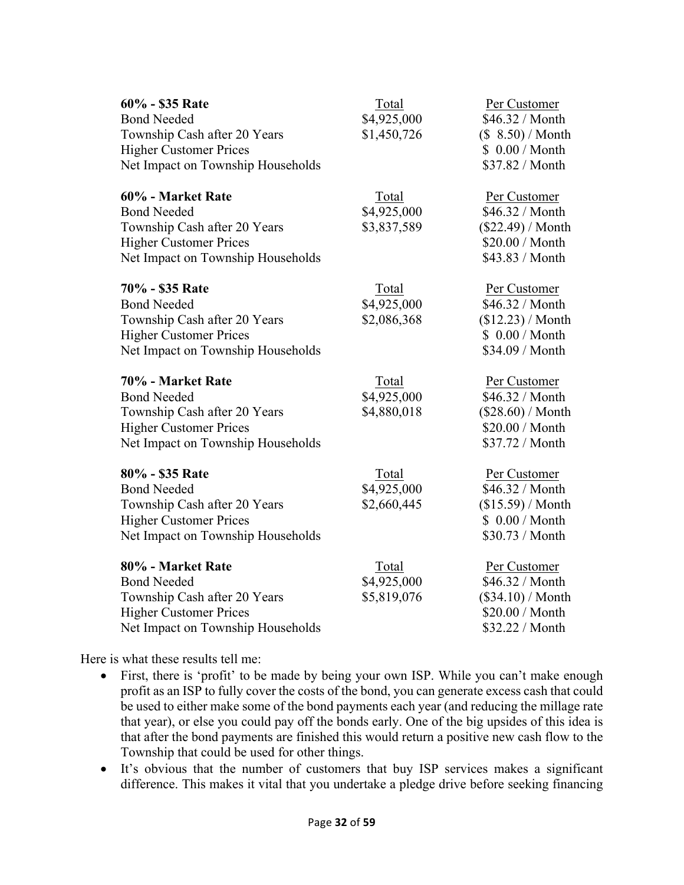| **60% - $35 Rate** | Total | Per Customer |
| --- | --- | --- |
| Bond Needed | $4,925,000 | $46.32 / Month |
| Township Cash after 20 Years | $1,450,726 | ($ 8.50) / Month |
| Higher Customer Prices | | $ 0.00 / Month |
| Net Impact on Township Households | | $37.82 / Month |

| **60% - Market Rate** | Total | Per Customer |
| --- | --- | --- |
| Bond Needed | $4,925,000 | $46.32 / Month |
| Township Cash after 20 Years | $3,837,589 | ($22.49) / Month |
| Higher Customer Prices | | $20.00 / Month |
| Net Impact on Township Households | | $43.83 / Month |

| **70% - $35 Rate** | Total | Per Customer |
| --- | --- | --- |
| Bond Needed | $4,925,000 | $46.32 / Month |
| Township Cash after 20 Years | $2,086,368 | ($12.23) / Month |
| Higher Customer Prices | | $ 0.00 / Month |
| Net Impact on Township Households | | $34.09 / Month |

| **70% - Market Rate** | Total | Per Customer |
| --- | --- | --- |
| Bond Needed | $4,925,000 | $46.32 / Month |
| Township Cash after 20 Years | $4,880,018 | ($28.60) / Month |
| Higher Customer Prices | | $20.00 / Month |
| Net Impact on Township Households | | $37.72 / Month |

| **80% - $35 Rate** | Total | Per Customer |
| --- | --- | --- |
| Bond Needed | $4,925,000 | $46.32 / Month |
| Township Cash after 20 Years | $2,660,445 | ($15.59) / Month |
| Higher Customer Prices | | $ 0.00 / Month |
| Net Impact on Township Households | | $30.73 / Month |

| **80% - Market Rate** | Total | Per Customer |
| --- | --- | --- |
| Bond Needed | $4,925,000 | $46.32 / Month |
| Township Cash after 20 Years | $5,819,076 | ($34.10) / Month |
| Higher Customer Prices | | $20.00 / Month |
| Net Impact on Township Households | | $32.22 / Month |

Here is what these results tell me:

- First, there is 'profit' to be made by being your own ISP. While you can't make enough profit as an ISP to fully cover the costs of the bond, you can generate excess cash that could be used to either make some of the bond payments each year (and reducing the millage rate that year), or else you could pay off the bonds early. One of the big upsides of this idea is that after the bond payments are finished this would return a positive new cash flow to the Township that could be used for other things.
- It's obvious that the number of customers that buy ISP services makes a significant difference. This makes it vital that you undertake a pledge drive before seeking financing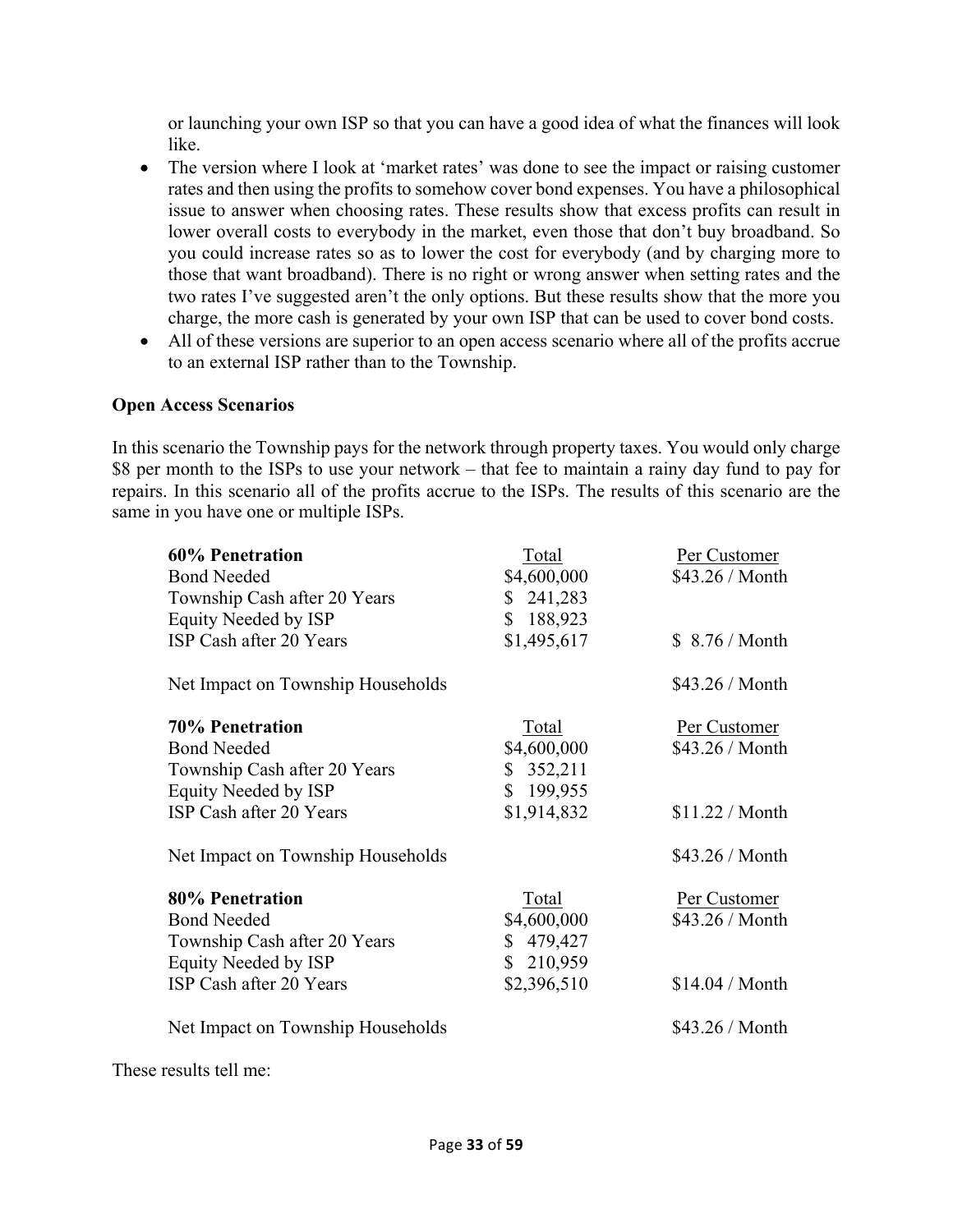or launching your own ISP so that you can have a good idea of what the finances will look like.

- The version where I look at 'market rates' was done to see the impact or raising customer rates and then using the profits to somehow cover bond expenses. You have a philosophical issue to answer when choosing rates. These results show that excess profits can result in lower overall costs to everybody in the market, even those that don't buy broadband. So you could increase rates so as to lower the cost for everybody (and by charging more to those that want broadband). There is no right or wrong answer when setting rates and the two rates I've suggested aren't the only options. But these results show that the more you charge, the more cash is generated by your own ISP that can be used to cover bond costs.
- All of these versions are superior to an open access scenario where all of the profits accrue to an external ISP rather than to the Township.

**Open Access Scenarios**

In this scenario the Township pays for the network through property taxes. You would only charge $8 per month to the ISPs to use your network – that fee to maintain a rainy day fund to pay for repairs. In this scenario all of the profits accrue to the ISPs. The results of this scenario are the same in you have one or multiple ISPs.

| **60% Penetration** | Total | Per Customer |
|---|---|---|
| Bond Needed | $4,600,000 | $43.26 / Month |
| Township Cash after 20 Years | $ 241,283 | |
| Equity Needed by ISP | $ 188,923 | |
| ISP Cash after 20 Years | $1,495,617 | $ 8.76 / Month |
| | | |
| Net Impact on Township Households | | $43.26 / Month |

| **70% Penetration** | Total | Per Customer |
|---|---|---|
| Bond Needed | $4,600,000 | $43.26 / Month |
| Township Cash after 20 Years | $ 352,211 | |
| Equity Needed by ISP | $ 199,955 | |
| ISP Cash after 20 Years | $1,914,832 | $11.22 / Month |
| | | |
| Net Impact on Township Households | | $43.26 / Month |

| **80% Penetration** | Total | Per Customer |
|---|---|---|
| Bond Needed | $4,600,000 | $43.26 / Month |
| Township Cash after 20 Years | $ 479,427 | |
| Equity Needed by ISP | $ 210,959 | |
| ISP Cash after 20 Years | $2,396,510 | $14.04 / Month |
| | | |
| Net Impact on Township Households | | $43.26 / Month |

These results tell me: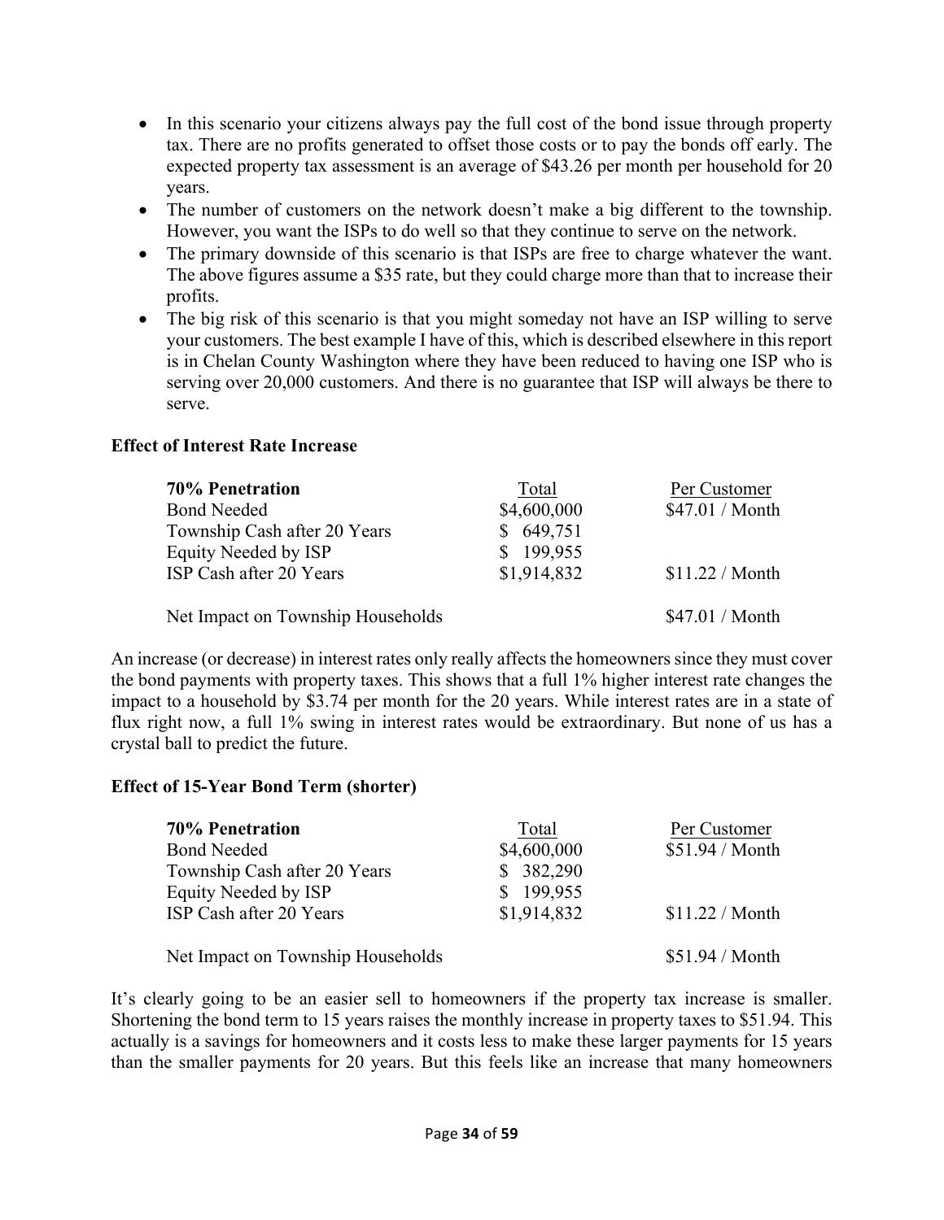- In this scenario your citizens always pay the full cost of the bond issue through property tax. There are no profits generated to offset those costs or to pay the bonds off early. The expected property tax assessment is an average of $43.26 per month per household for 20 years.
- The number of customers on the network doesn't make a big different to the township. However, you want the ISPs to do well so that they continue to serve on the network.
- The primary downside of this scenario is that ISPs are free to charge whatever the want. The above figures assume a $35 rate, but they could charge more than that to increase their profits.
- The big risk of this scenario is that you might someday not have an ISP willing to serve your customers. The best example I have of this, which is described elsewhere in this report is in Chelan County Washington where they have been reduced to having one ISP who is serving over 20,000 customers. And there is no guarantee that ISP will always be there to serve.

**Effect of Interest Rate Increase**

| 70% Penetration | Total | Per Customer |
|---|---|---|
| Bond Needed | $4,600,000 | $47.01 / Month |
| Township Cash after 20 Years | $ 649,751 | |
| Equity Needed by ISP | $ 199,955 | |
| ISP Cash after 20 Years | $1,914,832 | $11.22 / Month |
| | | |
| Net Impact on Township Households | | $47.01 / Month |

An increase (or decrease) in interest rates only really affects the homeowners since they must cover the bond payments with property taxes. This shows that a full 1% higher interest rate changes the impact to a household by $3.74 per month for the 20 years. While interest rates are in a state of flux right now, a full 1% swing in interest rates would be extraordinary. But none of us has a crystal ball to predict the future.

**Effect of 15-Year Bond Term (shorter)**

| 70% Penetration | Total | Per Customer |
|---|---|---|
| Bond Needed | $4,600,000 | $51.94 / Month |
| Township Cash after 20 Years | $ 382,290 | |
| Equity Needed by ISP | $ 199,955 | |
| ISP Cash after 20 Years | $1,914,832 | $11.22 / Month |
| | | |
| Net Impact on Township Households | | $51.94 / Month |

It's clearly going to be an easier sell to homeowners if the property tax increase is smaller. Shortening the bond term to 15 years raises the monthly increase in property taxes to $51.94. This actually is a savings for homeowners and it costs less to make these larger payments for 15 years than the smaller payments for 20 years. But this feels like an increase that many homeowners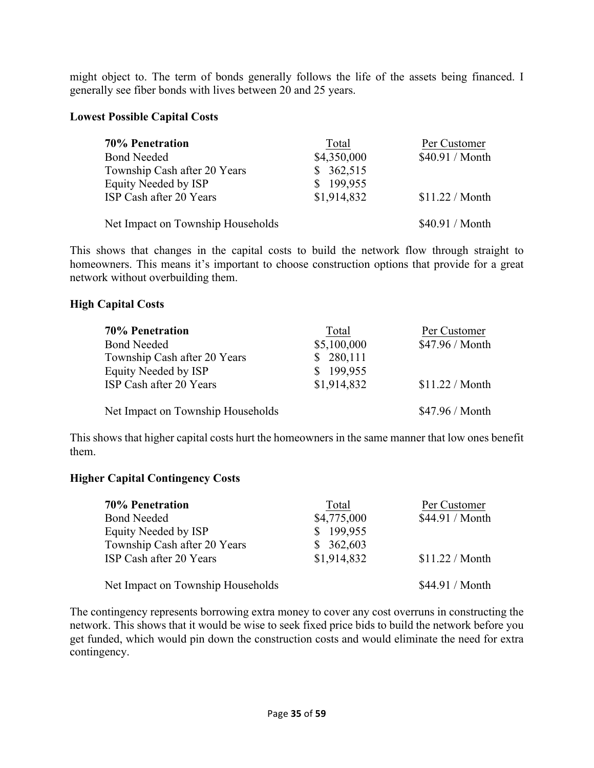might object to. The term of bonds generally follows the life of the assets being financed. I generally see fiber bonds with lives between 20 and 25 years.

**Lowest Possible Capital Costs**

| **70% Penetration** | Total | Per Customer |
|---|---|---|
| Bond Needed | $4,350,000 | $40.91 / Month |
| Township Cash after 20 Years | $ 362,515 | |
| Equity Needed by ISP | $ 199,955 | |
| ISP Cash after 20 Years | $1,914,832 | $11.22 / Month |
| | | |
| Net Impact on Township Households | | $40.91 / Month |

This shows that changes in the capital costs to build the network flow through straight to homeowners. This means it's important to choose construction options that provide for a great network without overbuilding them.

**High Capital Costs**

| **70% Penetration** | Total | Per Customer |
|---|---|---|
| Bond Needed | $5,100,000 | $47.96 / Month |
| Township Cash after 20 Years | $ 280,111 | |
| Equity Needed by ISP | $ 199,955 | |
| ISP Cash after 20 Years | $1,914,832 | $11.22 / Month |
| | | |
| Net Impact on Township Households | | $47.96 / Month |

This shows that higher capital costs hurt the homeowners in the same manner that low ones benefit them.

**Higher Capital Contingency Costs**

| **70% Penetration** | Total | Per Customer |
|---|---|---|
| Bond Needed | $4,775,000 | $44.91 / Month |
| Equity Needed by ISP | $ 199,955 | |
| Township Cash after 20 Years | $ 362,603 | |
| ISP Cash after 20 Years | $1,914,832 | $11.22 / Month |
| | | |
| Net Impact on Township Households | | $44.91 / Month |

The contingency represents borrowing extra money to cover any cost overruns in constructing the network. This shows that it would be wise to seek fixed price bids to build the network before you get funded, which would pin down the construction costs and would eliminate the need for extra contingency.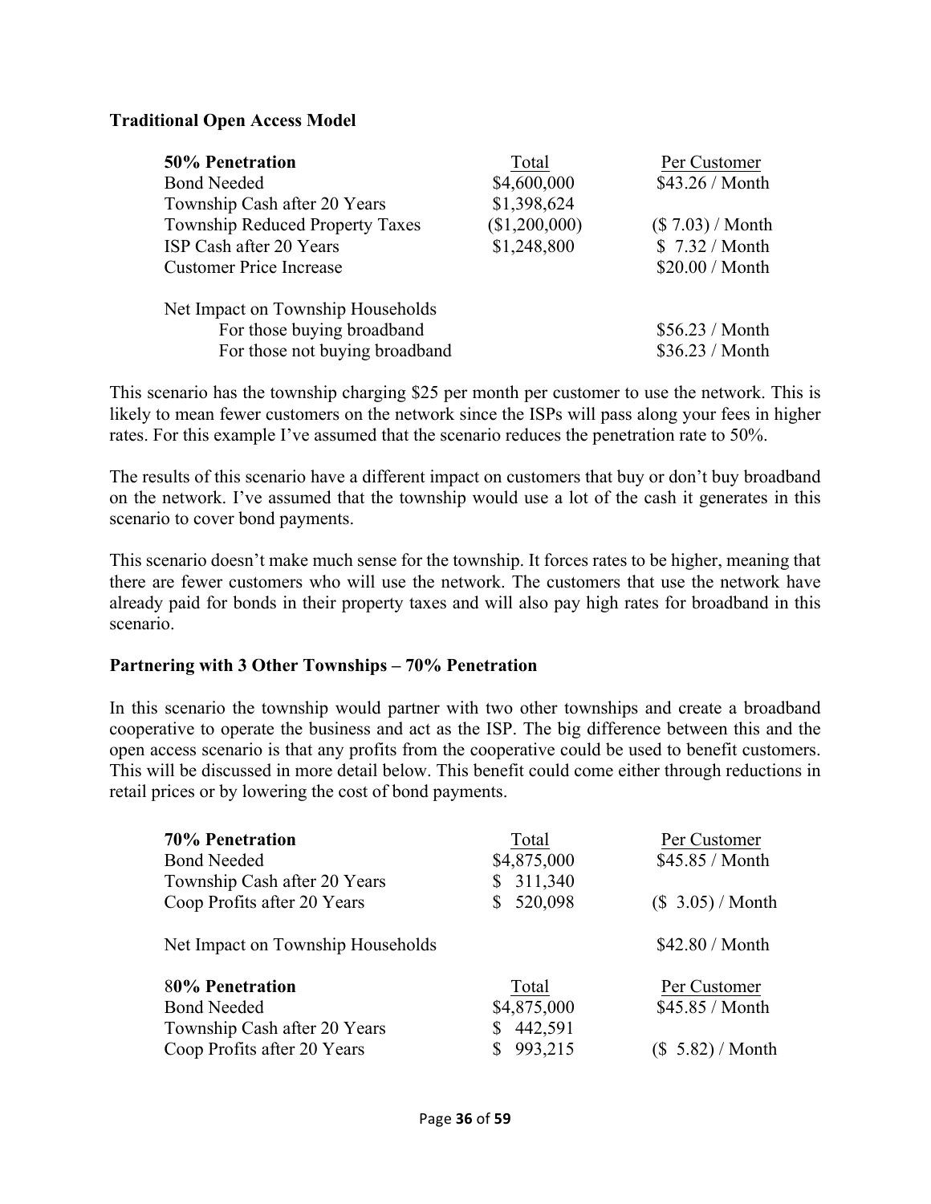**Traditional Open Access Model**

| **50% Penetration** | Total | Per Customer |
|---|---|---|
| Bond Needed | $4,600,000 | $43.26 / Month |
| Township Cash after 20 Years | $1,398,624 | |
| Township Reduced Property Taxes | ($1,200,000) | ($ 7.03) / Month |
| ISP Cash after 20 Years | $1,248,800 | $ 7.32 / Month |
| Customer Price Increase | | $20.00 / Month |
| | | |
| Net Impact on Township Households | | |
| For those buying broadband | | $56.23 / Month |
| For those not buying broadband | | $36.23 / Month |

This scenario has the township charging $25 per month per customer to use the network. This is likely to mean fewer customers on the network since the ISPs will pass along your fees in higher rates. For this example I've assumed that the scenario reduces the penetration rate to 50%.

The results of this scenario have a different impact on customers that buy or don't buy broadband on the network. I've assumed that the township would use a lot of the cash it generates in this scenario to cover bond payments.

This scenario doesn't make much sense for the township. It forces rates to be higher, meaning that there are fewer customers who will use the network. The customers that use the network have already paid for bonds in their property taxes and will also pay high rates for broadband in this scenario.

**Partnering with 3 Other Townships – 70% Penetration**

In this scenario the township would partner with two other townships and create a broadband cooperative to operate the business and act as the ISP. The big difference between this and the open access scenario is that any profits from the cooperative could be used to benefit customers. This will be discussed in more detail below. This benefit could come either through reductions in retail prices or by lowering the cost of bond payments.

| **70% Penetration** | Total | Per Customer |
|---|---|---|
| Bond Needed | $4,875,000 | $45.85 / Month |
| Township Cash after 20 Years | $ 311,340 | |
| Coop Profits after 20 Years | $ 520,098 | ($ 3.05) / Month |
| | | |
| Net Impact on Township Households | | $42.80 / Month |

| 8**0% Penetration** | Total | Per Customer |
|---|---|---|
| Bond Needed | $4,875,000 | $45.85 / Month |
| Township Cash after 20 Years | $ 442,591 | |
| Coop Profits after 20 Years | $ 993,215 | ($ 5.82) / Month |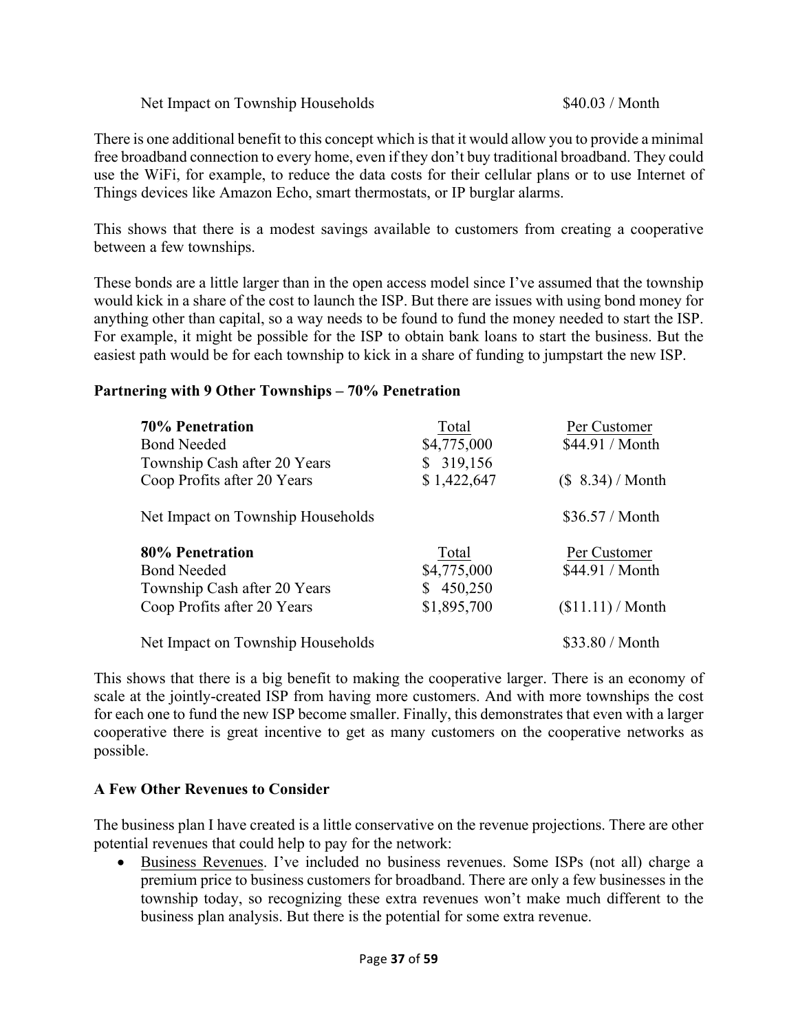| | | |
|---|---|---|
| Net Impact on Township Households | | $40.03 / Month |

There is one additional benefit to this concept which is that it would allow you to provide a minimal free broadband connection to every home, even if they don't buy traditional broadband. They could use the WiFi, for example, to reduce the data costs for their cellular plans or to use Internet of Things devices like Amazon Echo, smart thermostats, or IP burglar alarms.

This shows that there is a modest savings available to customers from creating a cooperative between a few townships.

These bonds are a little larger than in the open access model since I've assumed that the township would kick in a share of the cost to launch the ISP. But there are issues with using bond money for anything other than capital, so a way needs to be found to fund the money needed to start the ISP. For example, it might be possible for the ISP to obtain bank loans to start the business. But the easiest path would be for each township to kick in a share of funding to jumpstart the new ISP.

**Partnering with 9 Other Townships – 70% Penetration**

| **70% Penetration** | Total | Per Customer |
|---|---|---|
| Bond Needed | $4,775,000 | $44.91 / Month |
| Township Cash after 20 Years | $ 319,156 | |
| Coop Profits after 20 Years | $ 1,422,647 | ($ 8.34) / Month |
| | | |
| Net Impact on Township Households | | $36.57 / Month |

| **80% Penetration** | Total | Per Customer |
|---|---|---|
| Bond Needed | $4,775,000 | $44.91 / Month |
| Township Cash after 20 Years | $ 450,250 | |
| Coop Profits after 20 Years | $1,895,700 | ($11.11) / Month |
| | | |
| Net Impact on Township Households | | $33.80 / Month |

This shows that there is a big benefit to making the cooperative larger. There is an economy of scale at the jointly-created ISP from having more customers. And with more townships the cost for each one to fund the new ISP become smaller. Finally, this demonstrates that even with a larger cooperative there is great incentive to get as many customers on the cooperative networks as possible.

**A Few Other Revenues to Consider**

The business plan I have created is a little conservative on the revenue projections. There are other potential revenues that could help to pay for the network:

- Business Revenues. I've included no business revenues. Some ISPs (not all) charge a premium price to business customers for broadband. There are only a few businesses in the township today, so recognizing these extra revenues won't make much different to the business plan analysis. But there is the potential for some extra revenue.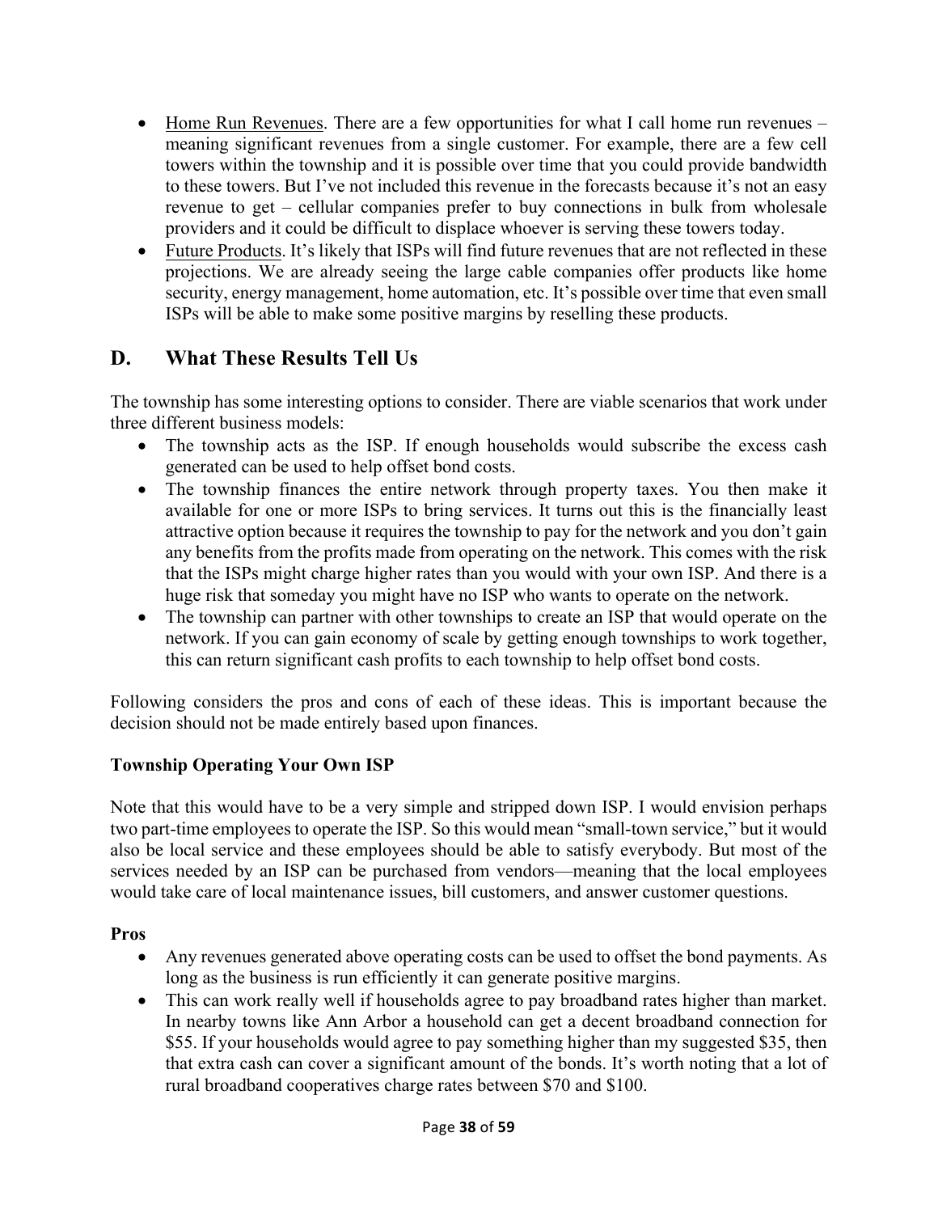- Home Run Revenues. There are a few opportunities for what I call home run revenues – meaning significant revenues from a single customer. For example, there are a few cell towers within the township and it is possible over time that you could provide bandwidth to these towers. But I've not included this revenue in the forecasts because it's not an easy revenue to get – cellular companies prefer to buy connections in bulk from wholesale providers and it could be difficult to displace whoever is serving these towers today.
- Future Products. It's likely that ISPs will find future revenues that are not reflected in these projections. We are already seeing the large cable companies offer products like home security, energy management, home automation, etc. It's possible over time that even small ISPs will be able to make some positive margins by reselling these products.

## D. What These Results Tell Us

The township has some interesting options to consider. There are viable scenarios that work under three different business models:

- The township acts as the ISP. If enough households would subscribe the excess cash generated can be used to help offset bond costs.
- The township finances the entire network through property taxes. You then make it available for one or more ISPs to bring services. It turns out this is the financially least attractive option because it requires the township to pay for the network and you don't gain any benefits from the profits made from operating on the network. This comes with the risk that the ISPs might charge higher rates than you would with your own ISP. And there is a huge risk that someday you might have no ISP who wants to operate on the network.
- The township can partner with other townships to create an ISP that would operate on the network. If you can gain economy of scale by getting enough townships to work together, this can return significant cash profits to each township to help offset bond costs.

Following considers the pros and cons of each of these ideas. This is important because the decision should not be made entirely based upon finances.

**Township Operating Your Own ISP**

Note that this would have to be a very simple and stripped down ISP. I would envision perhaps two part-time employees to operate the ISP. So this would mean "small-town service," but it would also be local service and these employees should be able to satisfy everybody. But most of the services needed by an ISP can be purchased from vendors—meaning that the local employees would take care of local maintenance issues, bill customers, and answer customer questions.

**Pros**

- Any revenues generated above operating costs can be used to offset the bond payments. As long as the business is run efficiently it can generate positive margins.
- This can work really well if households agree to pay broadband rates higher than market. In nearby towns like Ann Arbor a household can get a decent broadband connection for $55. If your households would agree to pay something higher than my suggested $35, then that extra cash can cover a significant amount of the bonds. It's worth noting that a lot of rural broadband cooperatives charge rates between $70 and $100.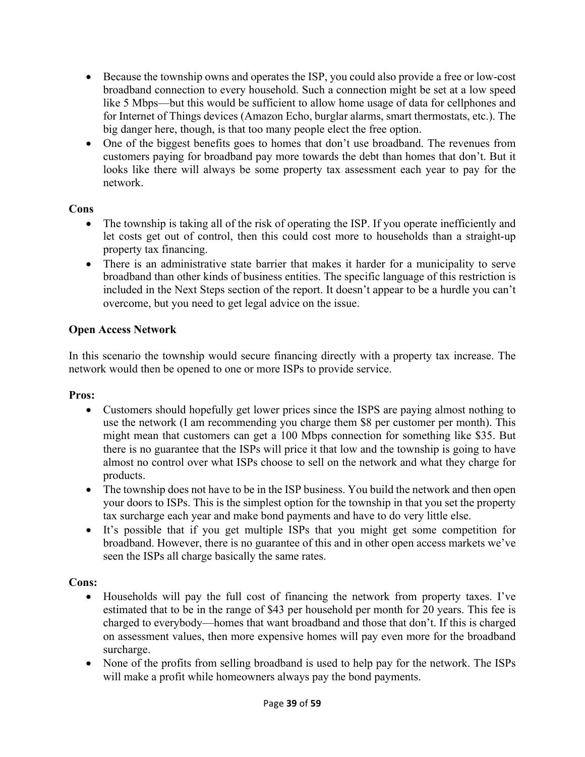- Because the township owns and operates the ISP, you could also provide a free or low-cost broadband connection to every household. Such a connection might be set at a low speed like 5 Mbps—but this would be sufficient to allow home usage of data for cellphones and for Internet of Things devices (Amazon Echo, burglar alarms, smart thermostats, etc.). The big danger here, though, is that too many people elect the free option.
- One of the biggest benefits goes to homes that don't use broadband. The revenues from customers paying for broadband pay more towards the debt than homes that don't. But it looks like there will always be some property tax assessment each year to pay for the network.

**Cons**

- The township is taking all of the risk of operating the ISP. If you operate inefficiently and let costs get out of control, then this could cost more to households than a straight-up property tax financing.
- There is an administrative state barrier that makes it harder for a municipality to serve broadband than other kinds of business entities. The specific language of this restriction is included in the Next Steps section of the report. It doesn't appear to be a hurdle you can't overcome, but you need to get legal advice on the issue.

**Open Access Network**

In this scenario the township would secure financing directly with a property tax increase. The network would then be opened to one or more ISPs to provide service.

**Pros:**

- Customers should hopefully get lower prices since the ISPS are paying almost nothing to use the network (I am recommending you charge them $8 per customer per month). This might mean that customers can get a 100 Mbps connection for something like $35. But there is no guarantee that the ISPs will price it that low and the township is going to have almost no control over what ISPs choose to sell on the network and what they charge for products.
- The township does not have to be in the ISP business. You build the network and then open your doors to ISPs. This is the simplest option for the township in that you set the property tax surcharge each year and make bond payments and have to do very little else.
- It's possible that if you get multiple ISPs that you might get some competition for broadband. However, there is no guarantee of this and in other open access markets we've seen the ISPs all charge basically the same rates.

**Cons:**

- Households will pay the full cost of financing the network from property taxes. I've estimated that to be in the range of $43 per household per month for 20 years. This fee is charged to everybody—homes that want broadband and those that don't. If this is charged on assessment values, then more expensive homes will pay even more for the broadband surcharge.
- None of the profits from selling broadband is used to help pay for the network. The ISPs will make a profit while homeowners always pay the bond payments.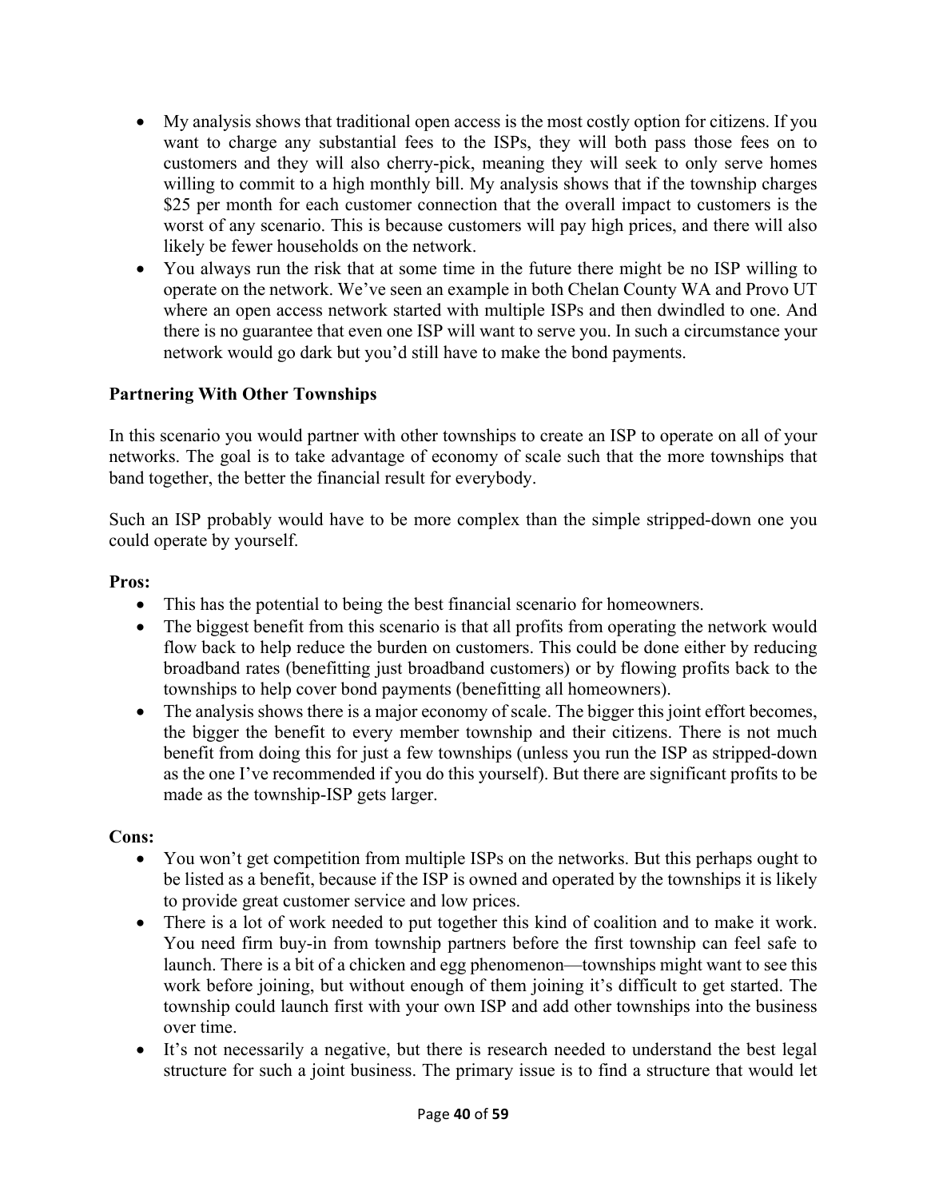- My analysis shows that traditional open access is the most costly option for citizens. If you want to charge any substantial fees to the ISPs, they will both pass those fees on to customers and they will also cherry-pick, meaning they will seek to only serve homes willing to commit to a high monthly bill. My analysis shows that if the township charges $25 per month for each customer connection that the overall impact to customers is the worst of any scenario. This is because customers will pay high prices, and there will also likely be fewer households on the network.
- You always run the risk that at some time in the future there might be no ISP willing to operate on the network. We've seen an example in both Chelan County WA and Provo UT where an open access network started with multiple ISPs and then dwindled to one. And there is no guarantee that even one ISP will want to serve you. In such a circumstance your network would go dark but you'd still have to make the bond payments.

**Partnering With Other Townships**

In this scenario you would partner with other townships to create an ISP to operate on all of your networks. The goal is to take advantage of economy of scale such that the more townships that band together, the better the financial result for everybody.

Such an ISP probably would have to be more complex than the simple stripped-down one you could operate by yourself.

**Pros:**

- This has the potential to being the best financial scenario for homeowners.
- The biggest benefit from this scenario is that all profits from operating the network would flow back to help reduce the burden on customers. This could be done either by reducing broadband rates (benefitting just broadband customers) or by flowing profits back to the townships to help cover bond payments (benefitting all homeowners).
- The analysis shows there is a major economy of scale. The bigger this joint effort becomes, the bigger the benefit to every member township and their citizens. There is not much benefit from doing this for just a few townships (unless you run the ISP as stripped-down as the one I've recommended if you do this yourself). But there are significant profits to be made as the township-ISP gets larger.

**Cons:**

- You won't get competition from multiple ISPs on the networks. But this perhaps ought to be listed as a benefit, because if the ISP is owned and operated by the townships it is likely to provide great customer service and low prices.
- There is a lot of work needed to put together this kind of coalition and to make it work. You need firm buy-in from township partners before the first township can feel safe to launch. There is a bit of a chicken and egg phenomenon—townships might want to see this work before joining, but without enough of them joining it's difficult to get started. The township could launch first with your own ISP and add other townships into the business over time.
- It's not necessarily a negative, but there is research needed to understand the best legal structure for such a joint business. The primary issue is to find a structure that would let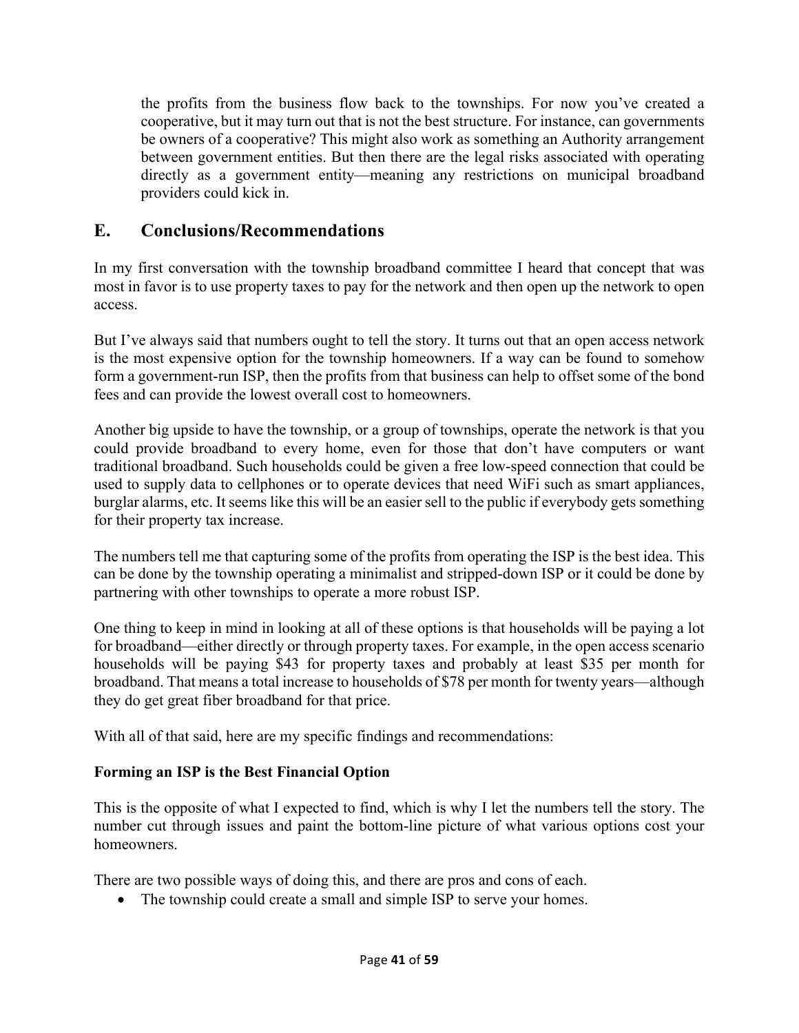the profits from the business flow back to the townships. For now you've created a cooperative, but it may turn out that is not the best structure. For instance, can governments be owners of a cooperative? This might also work as something an Authority arrangement between government entities. But then there are the legal risks associated with operating directly as a government entity—meaning any restrictions on municipal broadband providers could kick in.

## E. Conclusions/Recommendations

In my first conversation with the township broadband committee I heard that concept that was most in favor is to use property taxes to pay for the network and then open up the network to open access.

But I've always said that numbers ought to tell the story. It turns out that an open access network is the most expensive option for the township homeowners. If a way can be found to somehow form a government-run ISP, then the profits from that business can help to offset some of the bond fees and can provide the lowest overall cost to homeowners.

Another big upside to have the township, or a group of townships, operate the network is that you could provide broadband to every home, even for those that don't have computers or want traditional broadband. Such households could be given a free low-speed connection that could be used to supply data to cellphones or to operate devices that need WiFi such as smart appliances, burglar alarms, etc. It seems like this will be an easier sell to the public if everybody gets something for their property tax increase.

The numbers tell me that capturing some of the profits from operating the ISP is the best idea. This can be done by the township operating a minimalist and stripped-down ISP or it could be done by partnering with other townships to operate a more robust ISP.

One thing to keep in mind in looking at all of these options is that households will be paying a lot for broadband—either directly or through property taxes. For example, in the open access scenario households will be paying $43 for property taxes and probably at least $35 per month for broadband. That means a total increase to households of $78 per month for twenty years—although they do get great fiber broadband for that price.

With all of that said, here are my specific findings and recommendations:

**Forming an ISP is the Best Financial Option**

This is the opposite of what I expected to find, which is why I let the numbers tell the story. The number cut through issues and paint the bottom-line picture of what various options cost your homeowners.

There are two possible ways of doing this, and there are pros and cons of each.

- The township could create a small and simple ISP to serve your homes.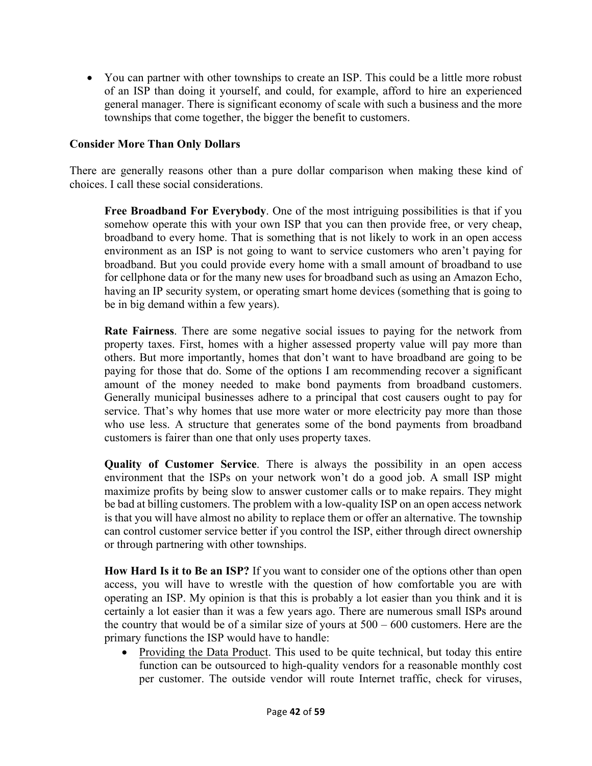- You can partner with other townships to create an ISP. This could be a little more robust of an ISP than doing it yourself, and could, for example, afford to hire an experienced general manager. There is significant economy of scale with such a business and the more townships that come together, the bigger the benefit to customers.

**Consider More Than Only Dollars**

There are generally reasons other than a pure dollar comparison when making these kind of choices. I call these social considerations.

> **Free Broadband For Everybody**. One of the most intriguing possibilities is that if you somehow operate this with your own ISP that you can then provide free, or very cheap, broadband to every home. That is something that is not likely to work in an open access environment as an ISP is not going to want to service customers who aren't paying for broadband. But you could provide every home with a small amount of broadband to use for cellphone data or for the many new uses for broadband such as using an Amazon Echo, having an IP security system, or operating smart home devices (something that is going to be in big demand within a few years).
>
> **Rate Fairness**. There are some negative social issues to paying for the network from property taxes. First, homes with a higher assessed property value will pay more than others. But more importantly, homes that don't want to have broadband are going to be paying for those that do. Some of the options I am recommending recover a significant amount of the money needed to make bond payments from broadband customers. Generally municipal businesses adhere to a principal that cost causers ought to pay for service. That's why homes that use more water or more electricity pay more than those who use less. A structure that generates some of the bond payments from broadband customers is fairer than one that only uses property taxes.
>
> **Quality of Customer Service**. There is always the possibility in an open access environment that the ISPs on your network won't do a good job. A small ISP might maximize profits by being slow to answer customer calls or to make repairs. They might be bad at billing customers. The problem with a low-quality ISP on an open access network is that you will have almost no ability to replace them or offer an alternative. The township can control customer service better if you control the ISP, either through direct ownership or through partnering with other townships.
>
> **How Hard Is it to Be an ISP?** If you want to consider one of the options other than open access, you will have to wrestle with the question of how comfortable you are with operating an ISP. My opinion is that this is probably a lot easier than you think and it is certainly a lot easier than it was a few years ago. There are numerous small ISPs around the country that would be of a similar size of yours at 500 – 600 customers. Here are the primary functions the ISP would have to handle:
>
> - <u>Providing the Data Product</u>. This used to be quite technical, but today this entire function can be outsourced to high-quality vendors for a reasonable monthly cost per customer. The outside vendor will route Internet traffic, check for viruses,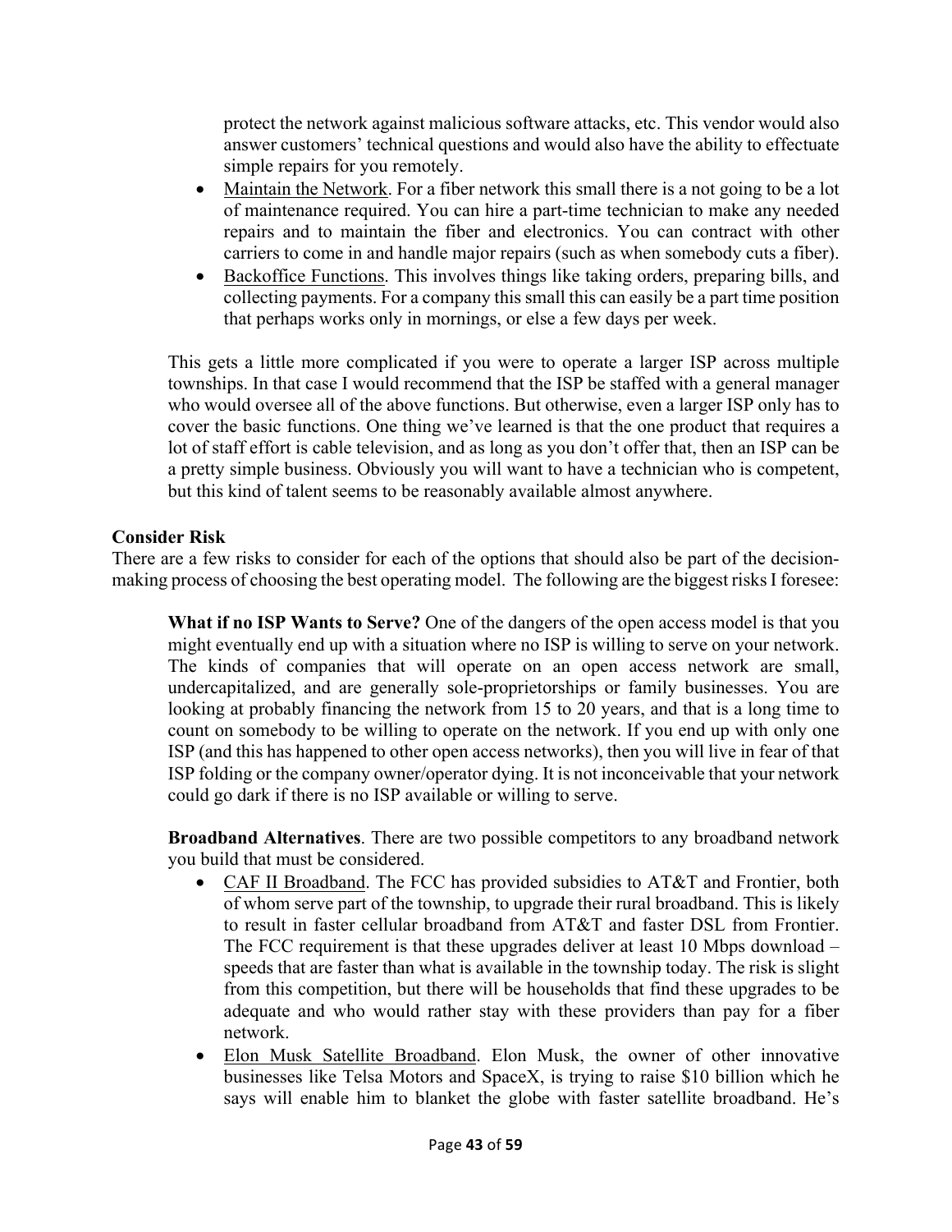protect the network against malicious software attacks, etc. This vendor would also answer customers' technical questions and would also have the ability to effectuate simple repairs for you remotely.

- Maintain the Network. For a fiber network this small there is a not going to be a lot of maintenance required. You can hire a part-time technician to make any needed repairs and to maintain the fiber and electronics. You can contract with other carriers to come in and handle major repairs (such as when somebody cuts a fiber).
- Backoffice Functions. This involves things like taking orders, preparing bills, and collecting payments. For a company this small this can easily be a part time position that perhaps works only in mornings, or else a few days per week.

This gets a little more complicated if you were to operate a larger ISP across multiple townships. In that case I would recommend that the ISP be staffed with a general manager who would oversee all of the above functions. But otherwise, even a larger ISP only has to cover the basic functions. One thing we've learned is that the one product that requires a lot of staff effort is cable television, and as long as you don't offer that, then an ISP can be a pretty simple business. Obviously you will want to have a technician who is competent, but this kind of talent seems to be reasonably available almost anywhere.

**Consider Risk**

There are a few risks to consider for each of the options that should also be part of the decision-making process of choosing the best operating model. The following are the biggest risks I foresee:

**What if no ISP Wants to Serve?** One of the dangers of the open access model is that you might eventually end up with a situation where no ISP is willing to serve on your network. The kinds of companies that will operate on an open access network are small, undercapitalized, and are generally sole-proprietorships or family businesses. You are looking at probably financing the network from 15 to 20 years, and that is a long time to count on somebody to be willing to operate on the network. If you end up with only one ISP (and this has happened to other open access networks), then you will live in fear of that ISP folding or the company owner/operator dying. It is not inconceivable that your network could go dark if there is no ISP available or willing to serve.

**Broadband Alternatives**. There are two possible competitors to any broadband network you build that must be considered.

- CAF II Broadband. The FCC has provided subsidies to AT&T and Frontier, both of whom serve part of the township, to upgrade their rural broadband. This is likely to result in faster cellular broadband from AT&T and faster DSL from Frontier. The FCC requirement is that these upgrades deliver at least 10 Mbps download – speeds that are faster than what is available in the township today. The risk is slight from this competition, but there will be households that find these upgrades to be adequate and who would rather stay with these providers than pay for a fiber network.
- Elon Musk Satellite Broadband. Elon Musk, the owner of other innovative businesses like Telsa Motors and SpaceX, is trying to raise $10 billion which he says will enable him to blanket the globe with faster satellite broadband. He's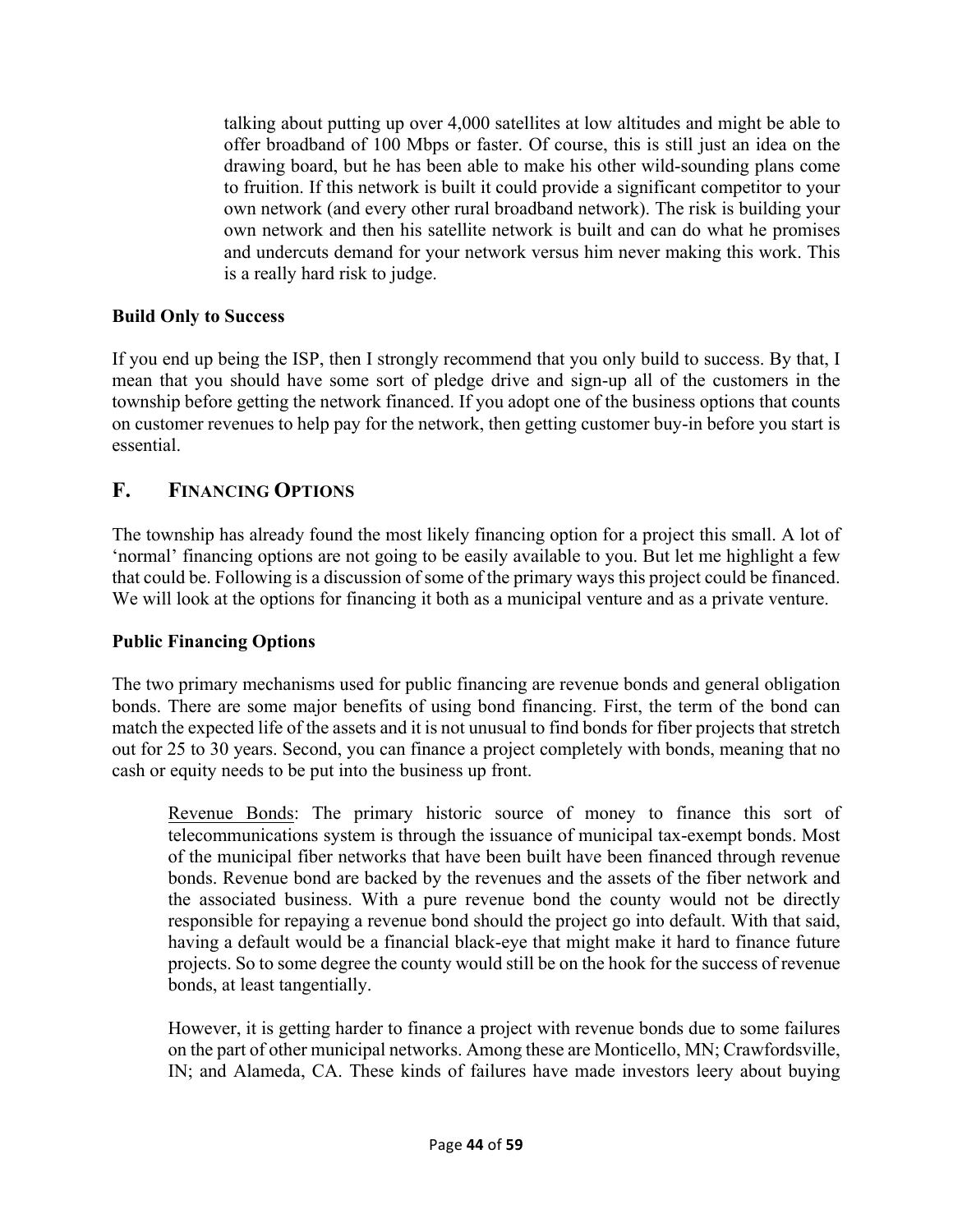talking about putting up over 4,000 satellites at low altitudes and might be able to offer broadband of 100 Mbps or faster. Of course, this is still just an idea on the drawing board, but he has been able to make his other wild-sounding plans come to fruition. If this network is built it could provide a significant competitor to your own network (and every other rural broadband network). The risk is building your own network and then his satellite network is built and can do what he promises and undercuts demand for your network versus him never making this work. This is a really hard risk to judge.

**Build Only to Success**

If you end up being the ISP, then I strongly recommend that you only build to success. By that, I mean that you should have some sort of pledge drive and sign-up all of the customers in the township before getting the network financed. If you adopt one of the business options that counts on customer revenues to help pay for the network, then getting customer buy-in before you start is essential.

## F. FINANCING OPTIONS

The township has already found the most likely financing option for a project this small. A lot of 'normal' financing options are not going to be easily available to you. But let me highlight a few that could be. Following is a discussion of some of the primary ways this project could be financed. We will look at the options for financing it both as a municipal venture and as a private venture.

**Public Financing Options**

The two primary mechanisms used for public financing are revenue bonds and general obligation bonds. There are some major benefits of using bond financing. First, the term of the bond can match the expected life of the assets and it is not unusual to find bonds for fiber projects that stretch out for 25 to 30 years. Second, you can finance a project completely with bonds, meaning that no cash or equity needs to be put into the business up front.

<u>Revenue Bonds</u>: The primary historic source of money to finance this sort of telecommunications system is through the issuance of municipal tax-exempt bonds. Most of the municipal fiber networks that have been built have been financed through revenue bonds. Revenue bond are backed by the revenues and the assets of the fiber network and the associated business. With a pure revenue bond the county would not be directly responsible for repaying a revenue bond should the project go into default. With that said, having a default would be a financial black-eye that might make it hard to finance future projects. So to some degree the county would still be on the hook for the success of revenue bonds, at least tangentially.

However, it is getting harder to finance a project with revenue bonds due to some failures on the part of other municipal networks. Among these are Monticello, MN; Crawfordsville, IN; and Alameda, CA. These kinds of failures have made investors leery about buying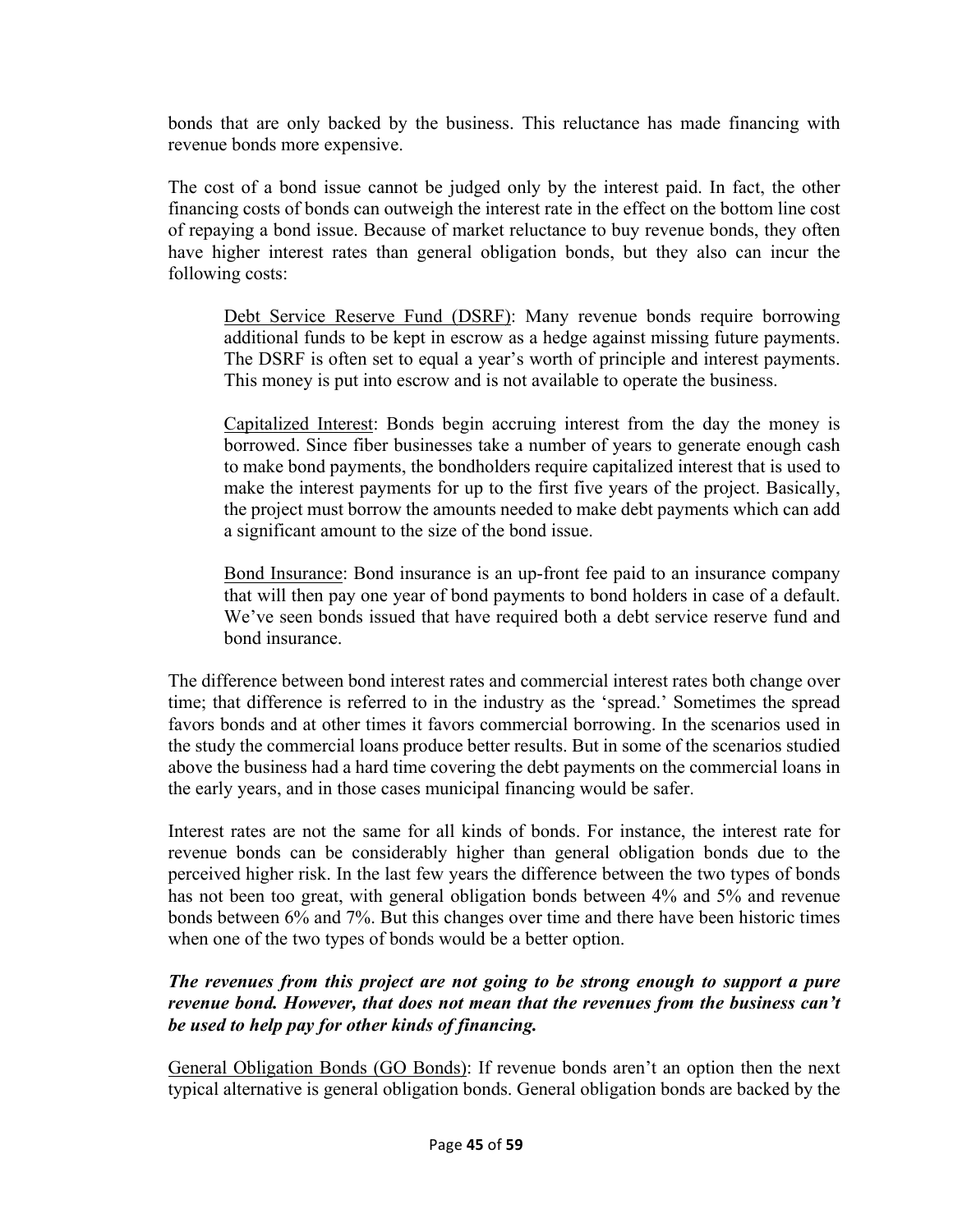bonds that are only backed by the business. This reluctance has made financing with revenue bonds more expensive.

The cost of a bond issue cannot be judged only by the interest paid. In fact, the other financing costs of bonds can outweigh the interest rate in the effect on the bottom line cost of repaying a bond issue. Because of market reluctance to buy revenue bonds, they often have higher interest rates than general obligation bonds, but they also can incur the following costs:

> <u>Debt Service Reserve Fund (DSRF)</u>: Many revenue bonds require borrowing additional funds to be kept in escrow as a hedge against missing future payments. The DSRF is often set to equal a year's worth of principle and interest payments. This money is put into escrow and is not available to operate the business.
>
> <u>Capitalized Interest</u>: Bonds begin accruing interest from the day the money is borrowed. Since fiber businesses take a number of years to generate enough cash to make bond payments, the bondholders require capitalized interest that is used to make the interest payments for up to the first five years of the project. Basically, the project must borrow the amounts needed to make debt payments which can add a significant amount to the size of the bond issue.
>
> <u>Bond Insurance</u>: Bond insurance is an up-front fee paid to an insurance company that will then pay one year of bond payments to bond holders in case of a default. We've seen bonds issued that have required both a debt service reserve fund and bond insurance.

The difference between bond interest rates and commercial interest rates both change over time; that difference is referred to in the industry as the 'spread.' Sometimes the spread favors bonds and at other times it favors commercial borrowing. In the scenarios used in the study the commercial loans produce better results. But in some of the scenarios studied above the business had a hard time covering the debt payments on the commercial loans in the early years, and in those cases municipal financing would be safer.

Interest rates are not the same for all kinds of bonds. For instance, the interest rate for revenue bonds can be considerably higher than general obligation bonds due to the perceived higher risk. In the last few years the difference between the two types of bonds has not been too great, with general obligation bonds between 4% and 5% and revenue bonds between 6% and 7%. But this changes over time and there have been historic times when one of the two types of bonds would be a better option.

***The revenues from this project are not going to be strong enough to support a pure revenue bond. However, that does not mean that the revenues from the business can't be used to help pay for other kinds of financing.***

<u>General Obligation Bonds (GO Bonds)</u>: If revenue bonds aren't an option then the next typical alternative is general obligation bonds. General obligation bonds are backed by the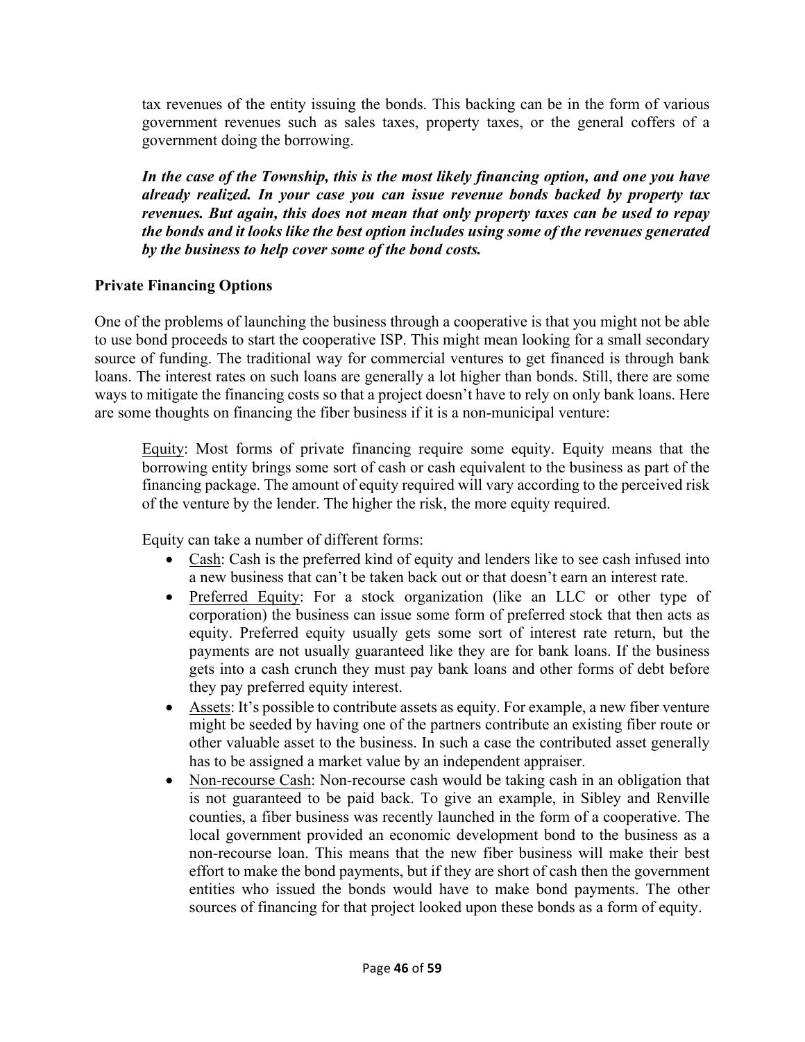tax revenues of the entity issuing the bonds. This backing can be in the form of various government revenues such as sales taxes, property taxes, or the general coffers of a government doing the borrowing.

***In the case of the Township, this is the most likely financing option, and one you have already realized. In your case you can issue revenue bonds backed by property tax revenues. But again, this does not mean that only property taxes can be used to repay the bonds and it looks like the best option includes using some of the revenues generated by the business to help cover some of the bond costs.***

**Private Financing Options**

One of the problems of launching the business through a cooperative is that you might not be able to use bond proceeds to start the cooperative ISP. This might mean looking for a small secondary source of funding. The traditional way for commercial ventures to get financed is through bank loans. The interest rates on such loans are generally a lot higher than bonds. Still, there are some ways to mitigate the financing costs so that a project doesn't have to rely on only bank loans. Here are some thoughts on financing the fiber business if it is a non-municipal venture:

<u>Equity</u>: Most forms of private financing require some equity. Equity means that the borrowing entity brings some sort of cash or cash equivalent to the business as part of the financing package. The amount of equity required will vary according to the perceived risk of the venture by the lender. The higher the risk, the more equity required.

Equity can take a number of different forms:

- <u>Cash</u>: Cash is the preferred kind of equity and lenders like to see cash infused into a new business that can't be taken back out or that doesn't earn an interest rate.
- <u>Preferred Equity</u>: For a stock organization (like an LLC or other type of corporation) the business can issue some form of preferred stock that then acts as equity. Preferred equity usually gets some sort of interest rate return, but the payments are not usually guaranteed like they are for bank loans. If the business gets into a cash crunch they must pay bank loans and other forms of debt before they pay preferred equity interest.
- <u>Assets</u>: It's possible to contribute assets as equity. For example, a new fiber venture might be seeded by having one of the partners contribute an existing fiber route or other valuable asset to the business. In such a case the contributed asset generally has to be assigned a market value by an independent appraiser.
- <u>Non-recourse Cash</u>: Non-recourse cash would be taking cash in an obligation that is not guaranteed to be paid back. To give an example, in Sibley and Renville counties, a fiber business was recently launched in the form of a cooperative. The local government provided an economic development bond to the business as a non-recourse loan. This means that the new fiber business will make their best effort to make the bond payments, but if they are short of cash then the government entities who issued the bonds would have to make bond payments. The other sources of financing for that project looked upon these bonds as a form of equity.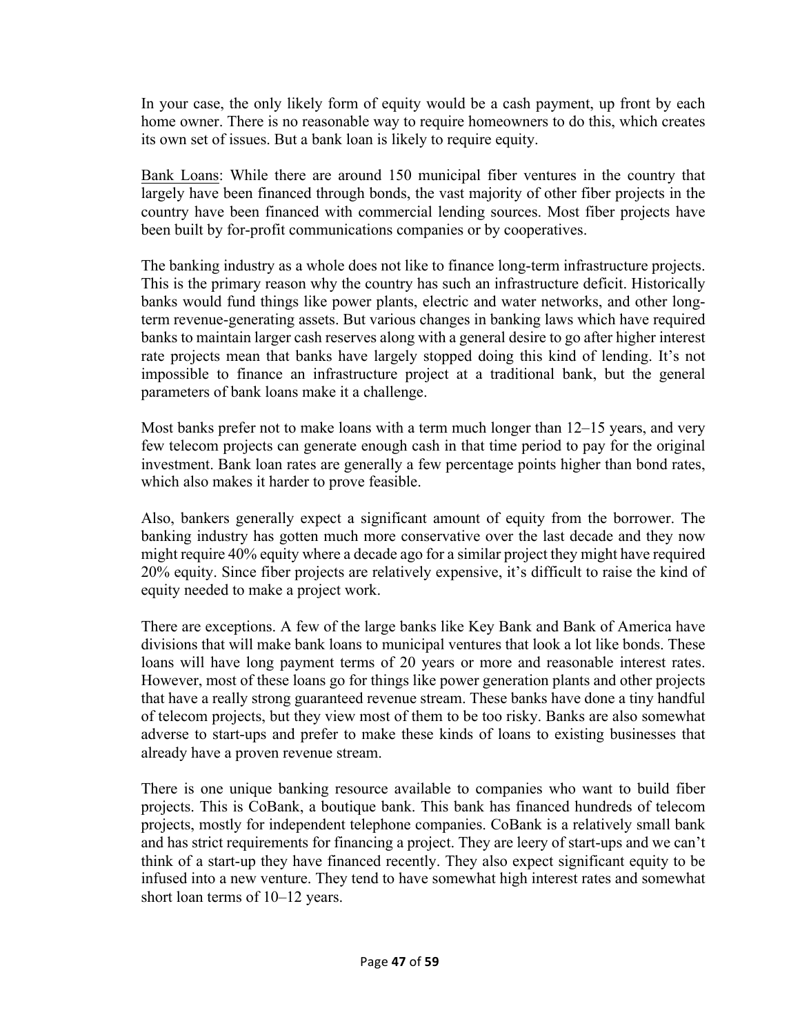In your case, the only likely form of equity would be a cash payment, up front by each home owner. There is no reasonable way to require homeowners to do this, which creates its own set of issues. But a bank loan is likely to require equity.

<u>Bank Loans</u>: While there are around 150 municipal fiber ventures in the country that largely have been financed through bonds, the vast majority of other fiber projects in the country have been financed with commercial lending sources. Most fiber projects have been built by for-profit communications companies or by cooperatives.

The banking industry as a whole does not like to finance long-term infrastructure projects. This is the primary reason why the country has such an infrastructure deficit. Historically banks would fund things like power plants, electric and water networks, and other long-term revenue-generating assets. But various changes in banking laws which have required banks to maintain larger cash reserves along with a general desire to go after higher interest rate projects mean that banks have largely stopped doing this kind of lending. It's not impossible to finance an infrastructure project at a traditional bank, but the general parameters of bank loans make it a challenge.

Most banks prefer not to make loans with a term much longer than 12–15 years, and very few telecom projects can generate enough cash in that time period to pay for the original investment. Bank loan rates are generally a few percentage points higher than bond rates, which also makes it harder to prove feasible.

Also, bankers generally expect a significant amount of equity from the borrower. The banking industry has gotten much more conservative over the last decade and they now might require 40% equity where a decade ago for a similar project they might have required 20% equity. Since fiber projects are relatively expensive, it's difficult to raise the kind of equity needed to make a project work.

There are exceptions. A few of the large banks like Key Bank and Bank of America have divisions that will make bank loans to municipal ventures that look a lot like bonds. These loans will have long payment terms of 20 years or more and reasonable interest rates. However, most of these loans go for things like power generation plants and other projects that have a really strong guaranteed revenue stream. These banks have done a tiny handful of telecom projects, but they view most of them to be too risky. Banks are also somewhat adverse to start-ups and prefer to make these kinds of loans to existing businesses that already have a proven revenue stream.

There is one unique banking resource available to companies who want to build fiber projects. This is CoBank, a boutique bank. This bank has financed hundreds of telecom projects, mostly for independent telephone companies. CoBank is a relatively small bank and has strict requirements for financing a project. They are leery of start-ups and we can't think of a start-up they have financed recently. They also expect significant equity to be infused into a new venture. They tend to have somewhat high interest rates and somewhat short loan terms of 10–12 years.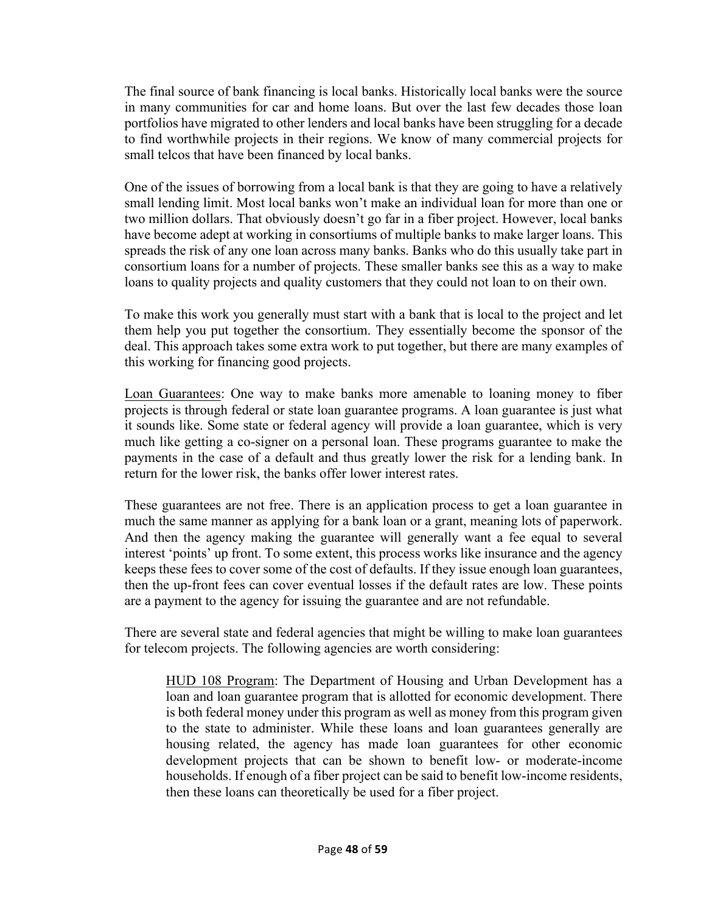The final source of bank financing is local banks. Historically local banks were the source in many communities for car and home loans. But over the last few decades those loan portfolios have migrated to other lenders and local banks have been struggling for a decade to find worthwhile projects in their regions. We know of many commercial projects for small telcos that have been financed by local banks.

One of the issues of borrowing from a local bank is that they are going to have a relatively small lending limit. Most local banks won't make an individual loan for more than one or two million dollars. That obviously doesn't go far in a fiber project. However, local banks have become adept at working in consortiums of multiple banks to make larger loans. This spreads the risk of any one loan across many banks. Banks who do this usually take part in consortium loans for a number of projects. These smaller banks see this as a way to make loans to quality projects and quality customers that they could not loan to on their own.

To make this work you generally must start with a bank that is local to the project and let them help you put together the consortium. They essentially become the sponsor of the deal. This approach takes some extra work to put together, but there are many examples of this working for financing good projects.

<u>Loan Guarantees</u>: One way to make banks more amenable to loaning money to fiber projects is through federal or state loan guarantee programs. A loan guarantee is just what it sounds like. Some state or federal agency will provide a loan guarantee, which is very much like getting a co-signer on a personal loan. These programs guarantee to make the payments in the case of a default and thus greatly lower the risk for a lending bank. In return for the lower risk, the banks offer lower interest rates.

These guarantees are not free. There is an application process to get a loan guarantee in much the same manner as applying for a bank loan or a grant, meaning lots of paperwork. And then the agency making the guarantee will generally want a fee equal to several interest 'points' up front. To some extent, this process works like insurance and the agency keeps these fees to cover some of the cost of defaults. If they issue enough loan guarantees, then the up-front fees can cover eventual losses if the default rates are low. These points are a payment to the agency for issuing the guarantee and are not refundable.

There are several state and federal agencies that might be willing to make loan guarantees for telecom projects. The following agencies are worth considering:

> <u>HUD 108 Program</u>: The Department of Housing and Urban Development has a loan and loan guarantee program that is allotted for economic development. There is both federal money under this program as well as money from this program given to the state to administer. While these loans and loan guarantees generally are housing related, the agency has made loan guarantees for other economic development projects that can be shown to benefit low- or moderate-income households. If enough of a fiber project can be said to benefit low-income residents, then these loans can theoretically be used for a fiber project.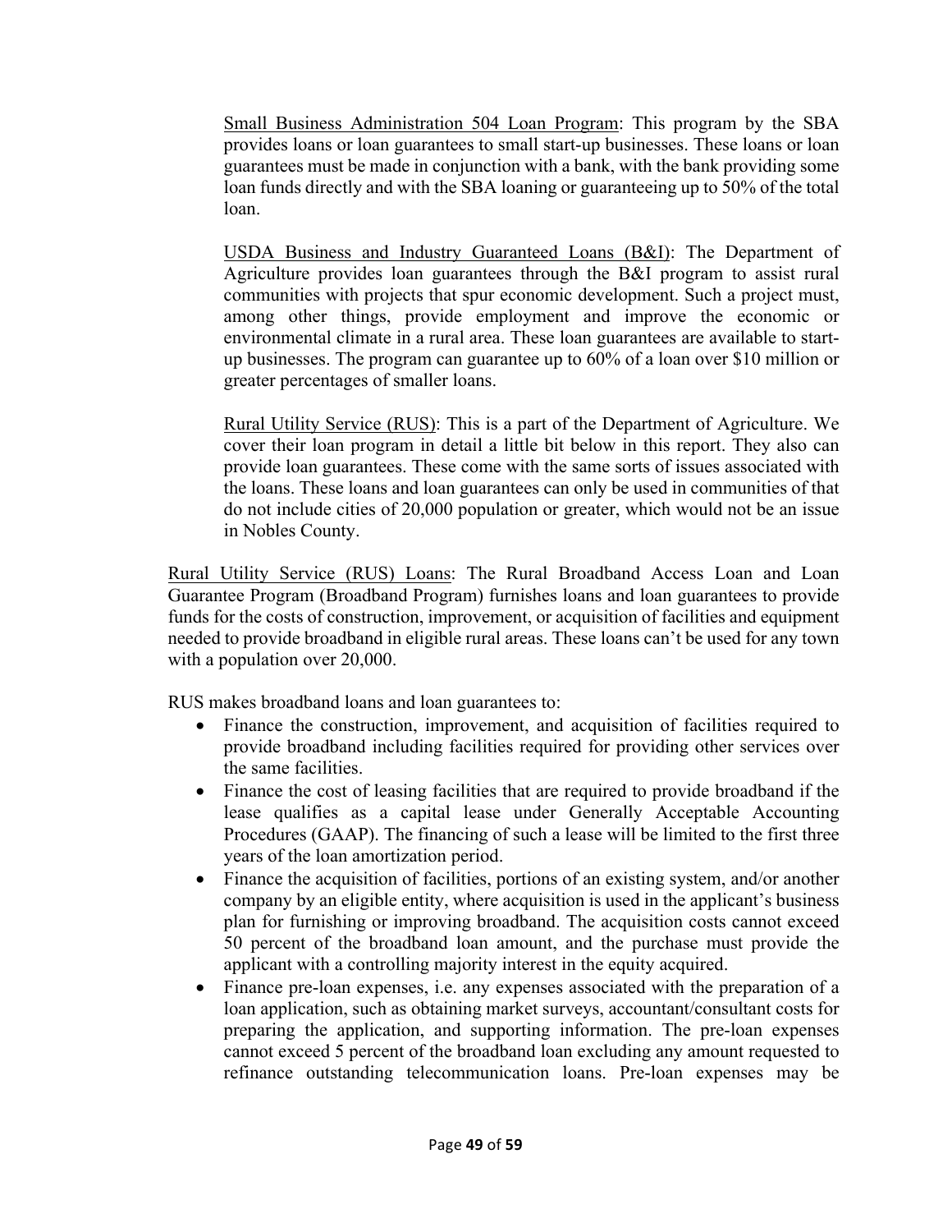Small Business Administration 504 Loan Program: This program by the SBA provides loans or loan guarantees to small start-up businesses. These loans or loan guarantees must be made in conjunction with a bank, with the bank providing some loan funds directly and with the SBA loaning or guaranteeing up to 50% of the total loan.

USDA Business and Industry Guaranteed Loans (B&I): The Department of Agriculture provides loan guarantees through the B&I program to assist rural communities with projects that spur economic development. Such a project must, among other things, provide employment and improve the economic or environmental climate in a rural area. These loan guarantees are available to start-up businesses. The program can guarantee up to 60% of a loan over $10 million or greater percentages of smaller loans.

Rural Utility Service (RUS): This is a part of the Department of Agriculture. We cover their loan program in detail a little bit below in this report. They also can provide loan guarantees. These come with the same sorts of issues associated with the loans. These loans and loan guarantees can only be used in communities of that do not include cities of 20,000 population or greater, which would not be an issue in Nobles County.

Rural Utility Service (RUS) Loans: The Rural Broadband Access Loan and Loan Guarantee Program (Broadband Program) furnishes loans and loan guarantees to provide funds for the costs of construction, improvement, or acquisition of facilities and equipment needed to provide broadband in eligible rural areas. These loans can't be used for any town with a population over 20,000.

RUS makes broadband loans and loan guarantees to:

- Finance the construction, improvement, and acquisition of facilities required to provide broadband including facilities required for providing other services over the same facilities.
- Finance the cost of leasing facilities that are required to provide broadband if the lease qualifies as a capital lease under Generally Acceptable Accounting Procedures (GAAP). The financing of such a lease will be limited to the first three years of the loan amortization period.
- Finance the acquisition of facilities, portions of an existing system, and/or another company by an eligible entity, where acquisition is used in the applicant's business plan for furnishing or improving broadband. The acquisition costs cannot exceed 50 percent of the broadband loan amount, and the purchase must provide the applicant with a controlling majority interest in the equity acquired.
- Finance pre-loan expenses, i.e. any expenses associated with the preparation of a loan application, such as obtaining market surveys, accountant/consultant costs for preparing the application, and supporting information. The pre-loan expenses cannot exceed 5 percent of the broadband loan excluding any amount requested to refinance outstanding telecommunication loans. Pre-loan expenses may be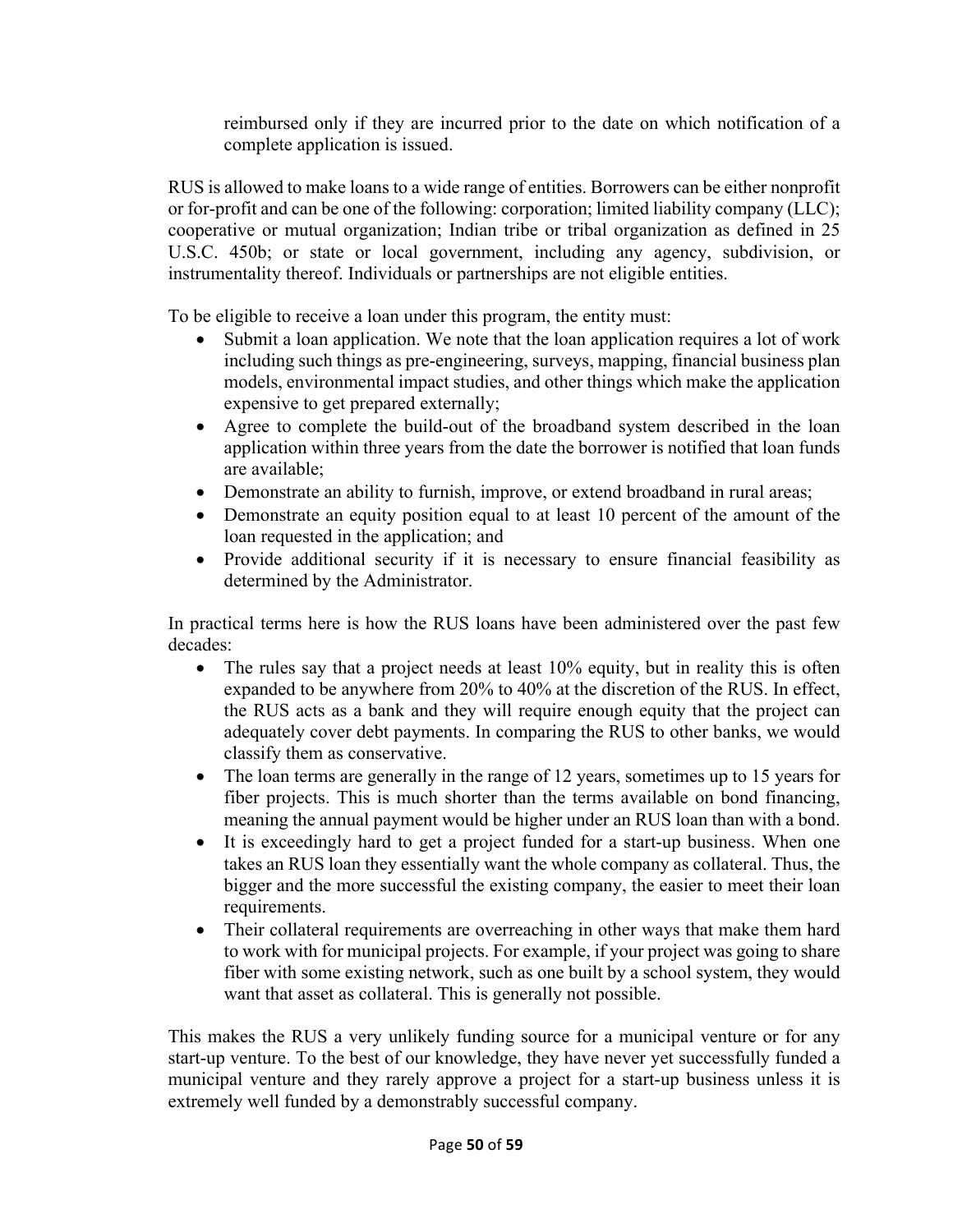reimbursed only if they are incurred prior to the date on which notification of a complete application is issued.

RUS is allowed to make loans to a wide range of entities. Borrowers can be either nonprofit or for-profit and can be one of the following: corporation; limited liability company (LLC); cooperative or mutual organization; Indian tribe or tribal organization as defined in 25 U.S.C. 450b; or state or local government, including any agency, subdivision, or instrumentality thereof. Individuals or partnerships are not eligible entities.

To be eligible to receive a loan under this program, the entity must:

- Submit a loan application. We note that the loan application requires a lot of work including such things as pre-engineering, surveys, mapping, financial business plan models, environmental impact studies, and other things which make the application expensive to get prepared externally;
- Agree to complete the build-out of the broadband system described in the loan application within three years from the date the borrower is notified that loan funds are available;
- Demonstrate an ability to furnish, improve, or extend broadband in rural areas;
- Demonstrate an equity position equal to at least 10 percent of the amount of the loan requested in the application; and
- Provide additional security if it is necessary to ensure financial feasibility as determined by the Administrator.

In practical terms here is how the RUS loans have been administered over the past few decades:

- The rules say that a project needs at least 10% equity, but in reality this is often expanded to be anywhere from 20% to 40% at the discretion of the RUS. In effect, the RUS acts as a bank and they will require enough equity that the project can adequately cover debt payments. In comparing the RUS to other banks, we would classify them as conservative.
- The loan terms are generally in the range of 12 years, sometimes up to 15 years for fiber projects. This is much shorter than the terms available on bond financing, meaning the annual payment would be higher under an RUS loan than with a bond.
- It is exceedingly hard to get a project funded for a start-up business. When one takes an RUS loan they essentially want the whole company as collateral. Thus, the bigger and the more successful the existing company, the easier to meet their loan requirements.
- Their collateral requirements are overreaching in other ways that make them hard to work with for municipal projects. For example, if your project was going to share fiber with some existing network, such as one built by a school system, they would want that asset as collateral. This is generally not possible.

This makes the RUS a very unlikely funding source for a municipal venture or for any start-up venture. To the best of our knowledge, they have never yet successfully funded a municipal venture and they rarely approve a project for a start-up business unless it is extremely well funded by a demonstrably successful company.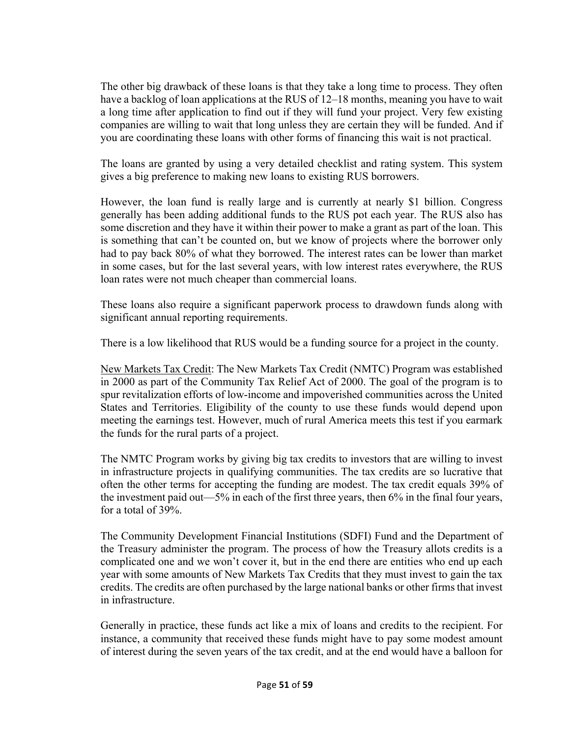The other big drawback of these loans is that they take a long time to process. They often have a backlog of loan applications at the RUS of 12–18 months, meaning you have to wait a long time after application to find out if they will fund your project. Very few existing companies are willing to wait that long unless they are certain they will be funded. And if you are coordinating these loans with other forms of financing this wait is not practical.

The loans are granted by using a very detailed checklist and rating system. This system gives a big preference to making new loans to existing RUS borrowers.

However, the loan fund is really large and is currently at nearly $1 billion. Congress generally has been adding additional funds to the RUS pot each year. The RUS also has some discretion and they have it within their power to make a grant as part of the loan. This is something that can't be counted on, but we know of projects where the borrower only had to pay back 80% of what they borrowed. The interest rates can be lower than market in some cases, but for the last several years, with low interest rates everywhere, the RUS loan rates were not much cheaper than commercial loans.

These loans also require a significant paperwork process to drawdown funds along with significant annual reporting requirements.

There is a low likelihood that RUS would be a funding source for a project in the county.

<u>New Markets Tax Credit</u>: The New Markets Tax Credit (NMTC) Program was established in 2000 as part of the Community Tax Relief Act of 2000. The goal of the program is to spur revitalization efforts of low-income and impoverished communities across the United States and Territories. Eligibility of the county to use these funds would depend upon meeting the earnings test. However, much of rural America meets this test if you earmark the funds for the rural parts of a project.

The NMTC Program works by giving big tax credits to investors that are willing to invest in infrastructure projects in qualifying communities. The tax credits are so lucrative that often the other terms for accepting the funding are modest. The tax credit equals 39% of the investment paid out—5% in each of the first three years, then 6% in the final four years, for a total of 39%.

The Community Development Financial Institutions (SDFI) Fund and the Department of the Treasury administer the program. The process of how the Treasury allots credits is a complicated one and we won't cover it, but in the end there are entities who end up each year with some amounts of New Markets Tax Credits that they must invest to gain the tax credits. The credits are often purchased by the large national banks or other firms that invest in infrastructure.

Generally in practice, these funds act like a mix of loans and credits to the recipient. For instance, a community that received these funds might have to pay some modest amount of interest during the seven years of the tax credit, and at the end would have a balloon for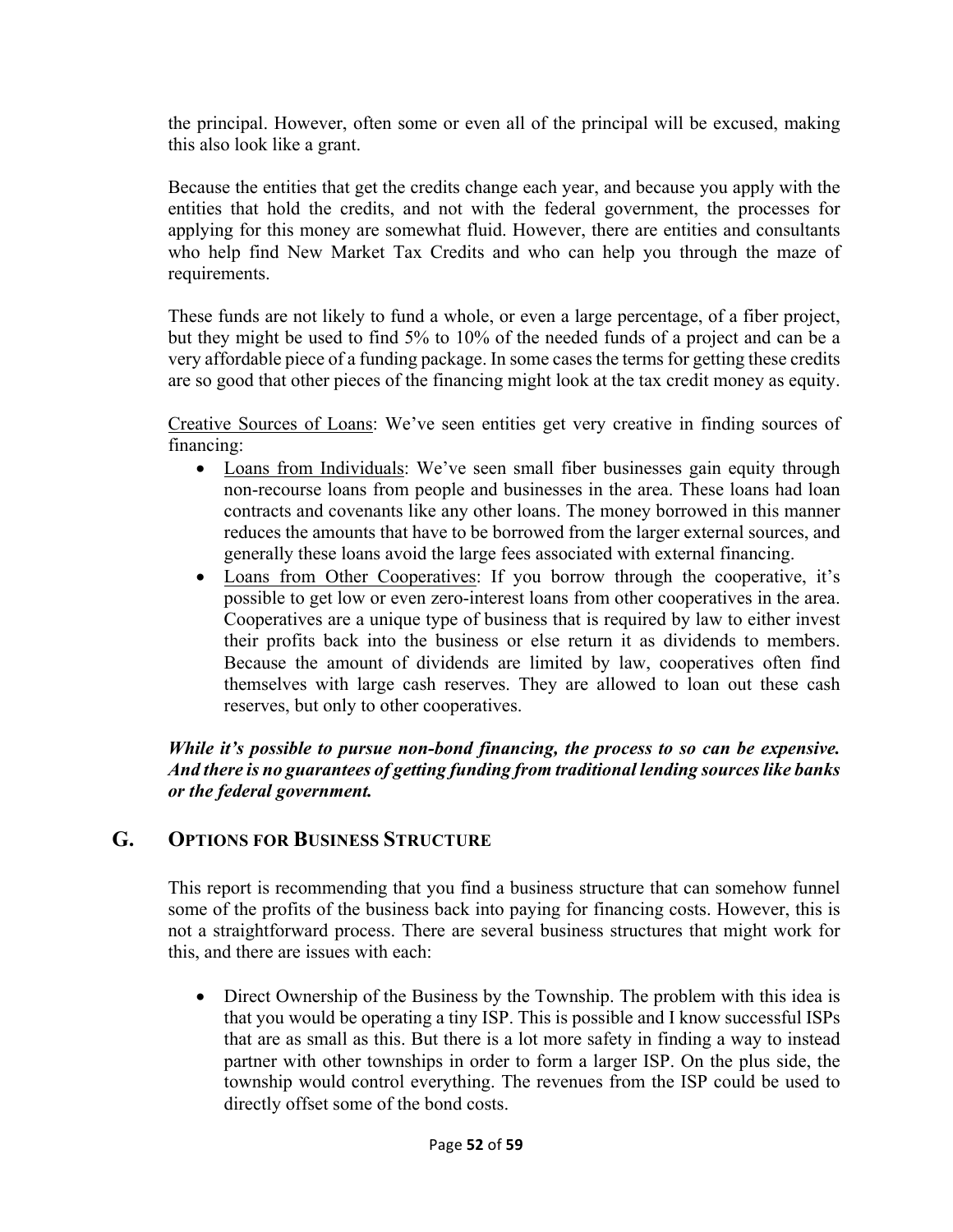the principal. However, often some or even all of the principal will be excused, making this also look like a grant.

Because the entities that get the credits change each year, and because you apply with the entities that hold the credits, and not with the federal government, the processes for applying for this money are somewhat fluid. However, there are entities and consultants who help find New Market Tax Credits and who can help you through the maze of requirements.

These funds are not likely to fund a whole, or even a large percentage, of a fiber project, but they might be used to find 5% to 10% of the needed funds of a project and can be a very affordable piece of a funding package. In some cases the terms for getting these credits are so good that other pieces of the financing might look at the tax credit money as equity.

<u>Creative Sources of Loans</u>: We've seen entities get very creative in finding sources of financing:

- <u>Loans from Individuals</u>: We've seen small fiber businesses gain equity through non-recourse loans from people and businesses in the area. These loans had loan contracts and covenants like any other loans. The money borrowed in this manner reduces the amounts that have to be borrowed from the larger external sources, and generally these loans avoid the large fees associated with external financing.
- <u>Loans from Other Cooperatives</u>: If you borrow through the cooperative, it's possible to get low or even zero-interest loans from other cooperatives in the area. Cooperatives are a unique type of business that is required by law to either invest their profits back into the business or else return it as dividends to members. Because the amount of dividends are limited by law, cooperatives often find themselves with large cash reserves. They are allowed to loan out these cash reserves, but only to other cooperatives.

***While it's possible to pursue non-bond financing, the process to so can be expensive. And there is no guarantees of getting funding from traditional lending sources like banks or the federal government.***

## G. Options for Business Structure

This report is recommending that you find a business structure that can somehow funnel some of the profits of the business back into paying for financing costs. However, this is not a straightforward process. There are several business structures that might work for this, and there are issues with each:

- Direct Ownership of the Business by the Township. The problem with this idea is that you would be operating a tiny ISP. This is possible and I know successful ISPs that are as small as this. But there is a lot more safety in finding a way to instead partner with other townships in order to form a larger ISP. On the plus side, the township would control everything. The revenues from the ISP could be used to directly offset some of the bond costs.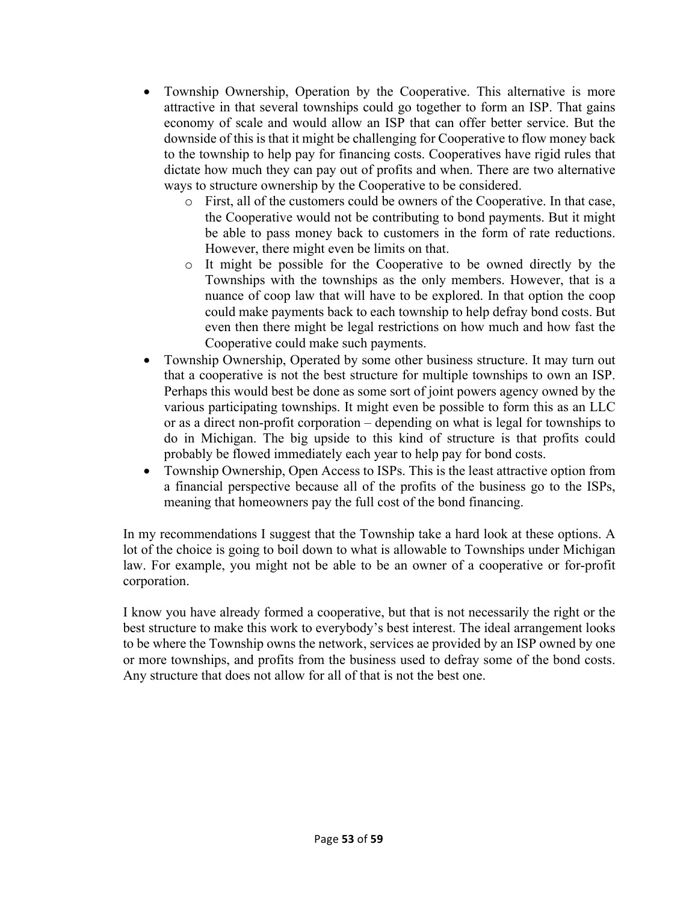- Township Ownership, Operation by the Cooperative. This alternative is more attractive in that several townships could go together to form an ISP. That gains economy of scale and would allow an ISP that can offer better service. But the downside of this is that it might be challenging for Cooperative to flow money back to the township to help pay for financing costs. Cooperatives have rigid rules that dictate how much they can pay out of profits and when. There are two alternative ways to structure ownership by the Cooperative to be considered.
    - First, all of the customers could be owners of the Cooperative. In that case, the Cooperative would not be contributing to bond payments. But it might be able to pass money back to customers in the form of rate reductions. However, there might even be limits on that.
    - It might be possible for the Cooperative to be owned directly by the Townships with the townships as the only members. However, that is a nuance of coop law that will have to be explored. In that option the coop could make payments back to each township to help defray bond costs. But even then there might be legal restrictions on how much and how fast the Cooperative could make such payments.
- Township Ownership, Operated by some other business structure. It may turn out that a cooperative is not the best structure for multiple townships to own an ISP. Perhaps this would best be done as some sort of joint powers agency owned by the various participating townships. It might even be possible to form this as an LLC or as a direct non-profit corporation – depending on what is legal for townships to do in Michigan. The big upside to this kind of structure is that profits could probably be flowed immediately each year to help pay for bond costs.
- Township Ownership, Open Access to ISPs. This is the least attractive option from a financial perspective because all of the profits of the business go to the ISPs, meaning that homeowners pay the full cost of the bond financing.

In my recommendations I suggest that the Township take a hard look at these options. A lot of the choice is going to boil down to what is allowable to Townships under Michigan law. For example, you might not be able to be an owner of a cooperative or for-profit corporation.

I know you have already formed a cooperative, but that is not necessarily the right or the best structure to make this work to everybody's best interest. The ideal arrangement looks to be where the Township owns the network, services ae provided by an ISP owned by one or more townships, and profits from the business used to defray some of the bond costs. Any structure that does not allow for all of that is not the best one.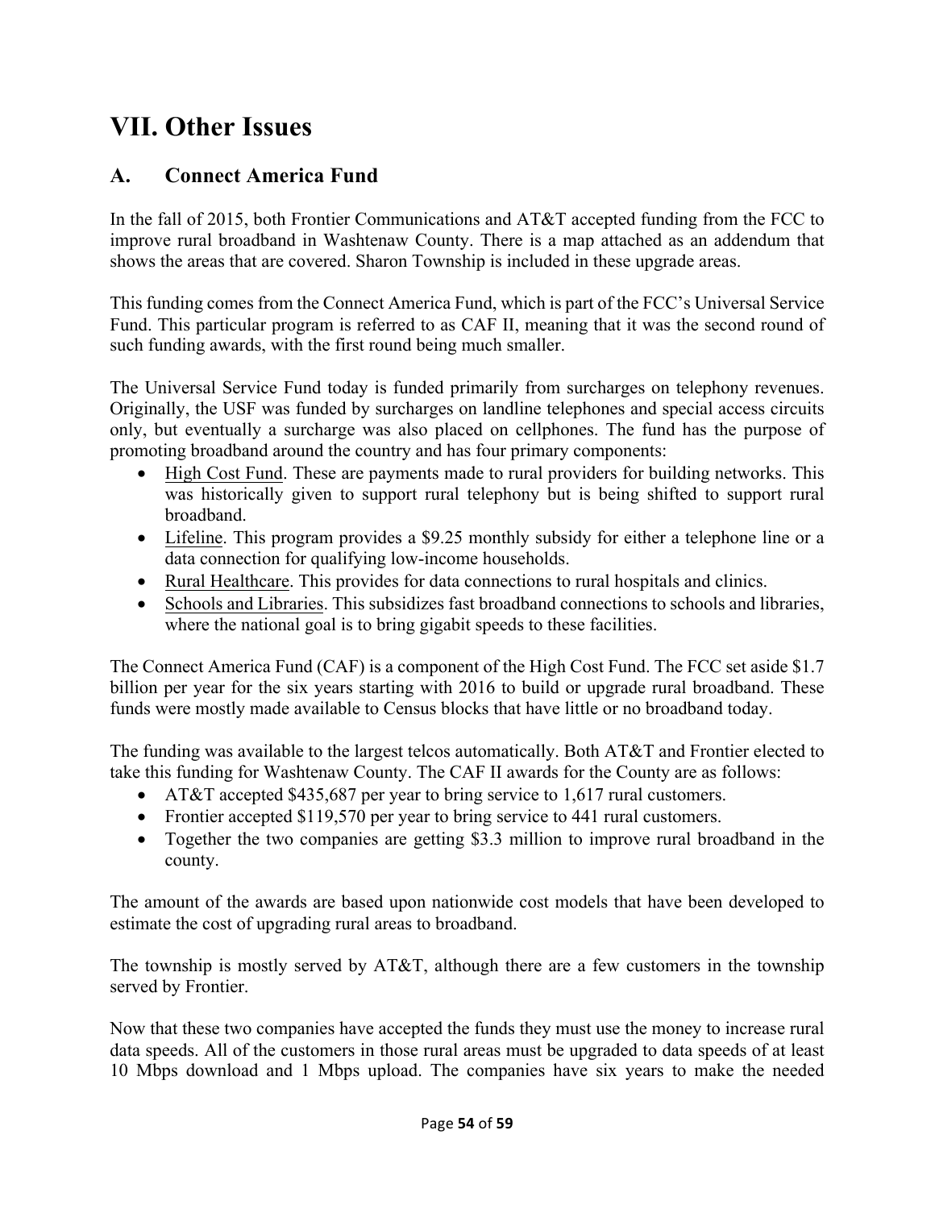# VII. Other Issues

## A. Connect America Fund

In the fall of 2015, both Frontier Communications and AT&T accepted funding from the FCC to improve rural broadband in Washtenaw County. There is a map attached as an addendum that shows the areas that are covered. Sharon Township is included in these upgrade areas.

This funding comes from the Connect America Fund, which is part of the FCC's Universal Service Fund. This particular program is referred to as CAF II, meaning that it was the second round of such funding awards, with the first round being much smaller.

The Universal Service Fund today is funded primarily from surcharges on telephony revenues. Originally, the USF was funded by surcharges on landline telephones and special access circuits only, but eventually a surcharge was also placed on cellphones. The fund has the purpose of promoting broadband around the country and has four primary components:

- High Cost Fund. These are payments made to rural providers for building networks. This was historically given to support rural telephony but is being shifted to support rural broadband.
- Lifeline. This program provides a $9.25 monthly subsidy for either a telephone line or a data connection for qualifying low-income households.
- Rural Healthcare. This provides for data connections to rural hospitals and clinics.
- Schools and Libraries. This subsidizes fast broadband connections to schools and libraries, where the national goal is to bring gigabit speeds to these facilities.

The Connect America Fund (CAF) is a component of the High Cost Fund. The FCC set aside $1.7 billion per year for the six years starting with 2016 to build or upgrade rural broadband. These funds were mostly made available to Census blocks that have little or no broadband today.

The funding was available to the largest telcos automatically. Both AT&T and Frontier elected to take this funding for Washtenaw County. The CAF II awards for the County are as follows:

- AT&T accepted $435,687 per year to bring service to 1,617 rural customers.
- Frontier accepted $119,570 per year to bring service to 441 rural customers.
- Together the two companies are getting $3.3 million to improve rural broadband in the county.

The amount of the awards are based upon nationwide cost models that have been developed to estimate the cost of upgrading rural areas to broadband.

The township is mostly served by AT&T, although there are a few customers in the township served by Frontier.

Now that these two companies have accepted the funds they must use the money to increase rural data speeds. All of the customers in those rural areas must be upgraded to data speeds of at least 10 Mbps download and 1 Mbps upload. The companies have six years to make the needed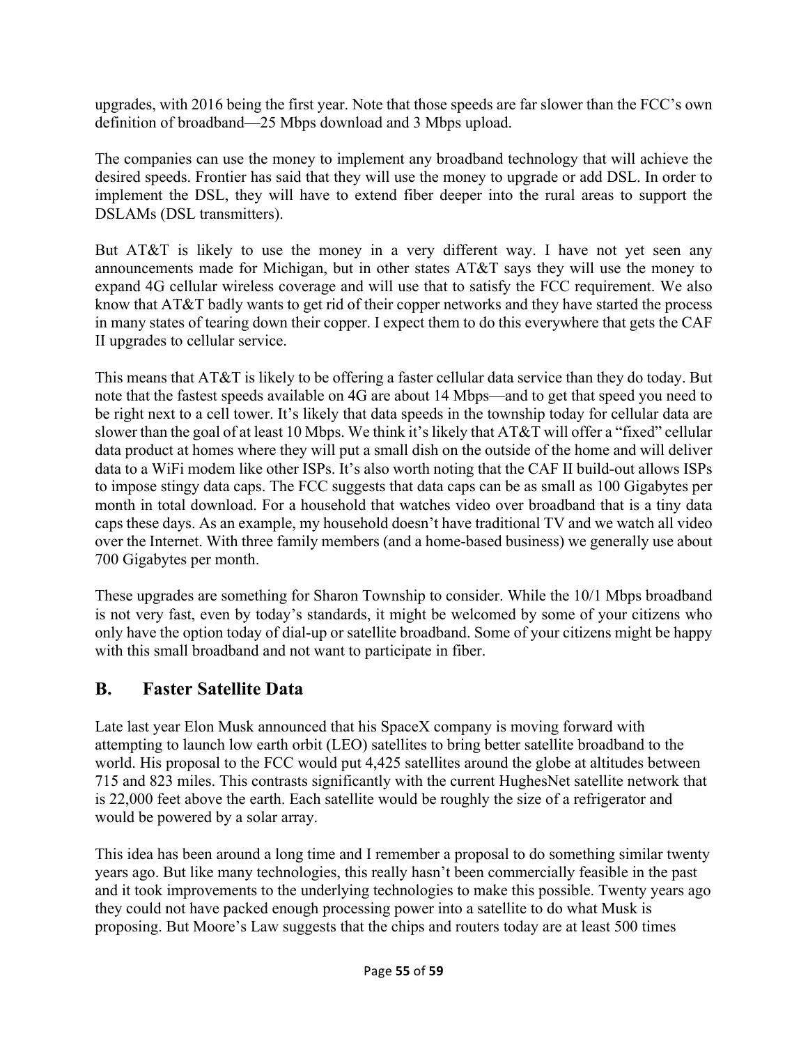upgrades, with 2016 being the first year. Note that those speeds are far slower than the FCC's own definition of broadband—25 Mbps download and 3 Mbps upload.

The companies can use the money to implement any broadband technology that will achieve the desired speeds. Frontier has said that they will use the money to upgrade or add DSL. In order to implement the DSL, they will have to extend fiber deeper into the rural areas to support the DSLAMs (DSL transmitters).

But AT&T is likely to use the money in a very different way. I have not yet seen any announcements made for Michigan, but in other states AT&T says they will use the money to expand 4G cellular wireless coverage and will use that to satisfy the FCC requirement. We also know that AT&T badly wants to get rid of their copper networks and they have started the process in many states of tearing down their copper. I expect them to do this everywhere that gets the CAF II upgrades to cellular service.

This means that AT&T is likely to be offering a faster cellular data service than they do today. But note that the fastest speeds available on 4G are about 14 Mbps—and to get that speed you need to be right next to a cell tower. It's likely that data speeds in the township today for cellular data are slower than the goal of at least 10 Mbps. We think it's likely that AT&T will offer a "fixed" cellular data product at homes where they will put a small dish on the outside of the home and will deliver data to a WiFi modem like other ISPs. It's also worth noting that the CAF II build-out allows ISPs to impose stingy data caps. The FCC suggests that data caps can be as small as 100 Gigabytes per month in total download. For a household that watches video over broadband that is a tiny data caps these days. As an example, my household doesn't have traditional TV and we watch all video over the Internet. With three family members (and a home-based business) we generally use about 700 Gigabytes per month.

These upgrades are something for Sharon Township to consider. While the 10/1 Mbps broadband is not very fast, even by today's standards, it might be welcomed by some of your citizens who only have the option today of dial-up or satellite broadband. Some of your citizens might be happy with this small broadband and not want to participate in fiber.

## B. Faster Satellite Data

Late last year Elon Musk announced that his SpaceX company is moving forward with attempting to launch low earth orbit (LEO) satellites to bring better satellite broadband to the world. His proposal to the FCC would put 4,425 satellites around the globe at altitudes between 715 and 823 miles. This contrasts significantly with the current HughesNet satellite network that is 22,000 feet above the earth. Each satellite would be roughly the size of a refrigerator and would be powered by a solar array.

This idea has been around a long time and I remember a proposal to do something similar twenty years ago. But like many technologies, this really hasn't been commercially feasible in the past and it took improvements to the underlying technologies to make this possible. Twenty years ago they could not have packed enough processing power into a satellite to do what Musk is proposing. But Moore's Law suggests that the chips and routers today are at least 500 times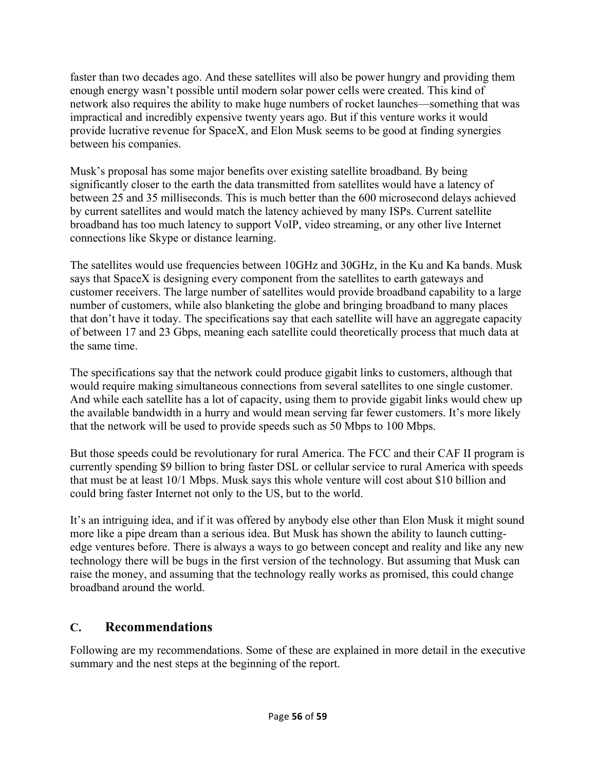faster than two decades ago. And these satellites will also be power hungry and providing them enough energy wasn't possible until modern solar power cells were created. This kind of network also requires the ability to make huge numbers of rocket launches—something that was impractical and incredibly expensive twenty years ago. But if this venture works it would provide lucrative revenue for SpaceX, and Elon Musk seems to be good at finding synergies between his companies.

Musk's proposal has some major benefits over existing satellite broadband. By being significantly closer to the earth the data transmitted from satellites would have a latency of between 25 and 35 milliseconds. This is much better than the 600 microsecond delays achieved by current satellites and would match the latency achieved by many ISPs. Current satellite broadband has too much latency to support VoIP, video streaming, or any other live Internet connections like Skype or distance learning.

The satellites would use frequencies between 10GHz and 30GHz, in the Ku and Ka bands. Musk says that SpaceX is designing every component from the satellites to earth gateways and customer receivers. The large number of satellites would provide broadband capability to a large number of customers, while also blanketing the globe and bringing broadband to many places that don't have it today. The specifications say that each satellite will have an aggregate capacity of between 17 and 23 Gbps, meaning each satellite could theoretically process that much data at the same time.

The specifications say that the network could produce gigabit links to customers, although that would require making simultaneous connections from several satellites to one single customer. And while each satellite has a lot of capacity, using them to provide gigabit links would chew up the available bandwidth in a hurry and would mean serving far fewer customers. It's more likely that the network will be used to provide speeds such as 50 Mbps to 100 Mbps.

But those speeds could be revolutionary for rural America. The FCC and their CAF II program is currently spending $9 billion to bring faster DSL or cellular service to rural America with speeds that must be at least 10/1 Mbps. Musk says this whole venture will cost about $10 billion and could bring faster Internet not only to the US, but to the world.

It's an intriguing idea, and if it was offered by anybody else other than Elon Musk it might sound more like a pipe dream than a serious idea. But Musk has shown the ability to launch cutting-edge ventures before. There is always a ways to go between concept and reality and like any new technology there will be bugs in the first version of the technology. But assuming that Musk can raise the money, and assuming that the technology really works as promised, this could change broadband around the world.

## C. Recommendations

Following are my recommendations. Some of these are explained in more detail in the executive summary and the nest steps at the beginning of the report.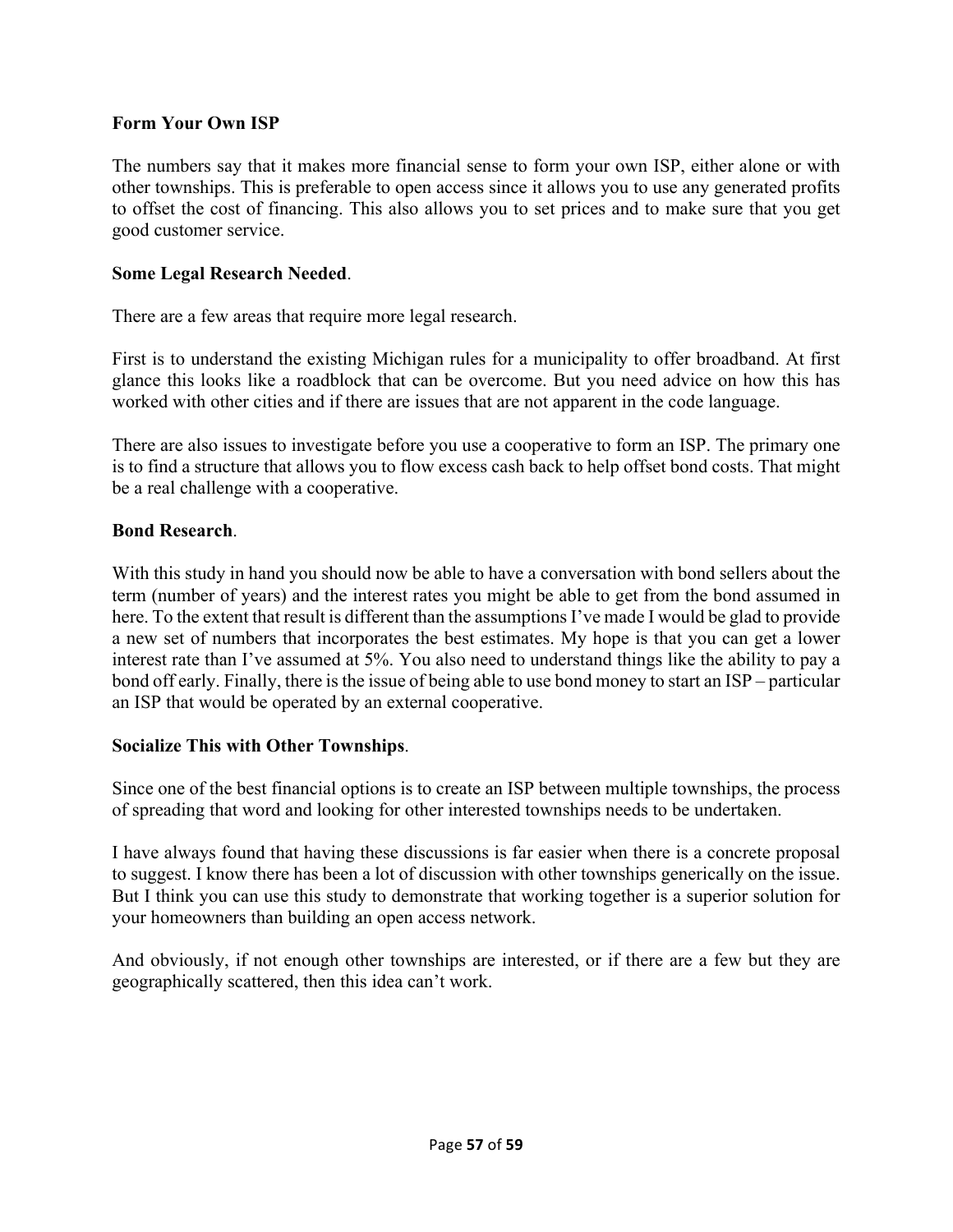**Form Your Own ISP**

The numbers say that it makes more financial sense to form your own ISP, either alone or with other townships. This is preferable to open access since it allows you to use any generated profits to offset the cost of financing. This also allows you to set prices and to make sure that you get good customer service.

**Some Legal Research Needed**.

There are a few areas that require more legal research.

First is to understand the existing Michigan rules for a municipality to offer broadband. At first glance this looks like a roadblock that can be overcome. But you need advice on how this has worked with other cities and if there are issues that are not apparent in the code language.

There are also issues to investigate before you use a cooperative to form an ISP. The primary one is to find a structure that allows you to flow excess cash back to help offset bond costs. That might be a real challenge with a cooperative.

**Bond Research**.

With this study in hand you should now be able to have a conversation with bond sellers about the term (number of years) and the interest rates you might be able to get from the bond assumed in here. To the extent that result is different than the assumptions I've made I would be glad to provide a new set of numbers that incorporates the best estimates. My hope is that you can get a lower interest rate than I've assumed at 5%. You also need to understand things like the ability to pay a bond off early. Finally, there is the issue of being able to use bond money to start an ISP – particular an ISP that would be operated by an external cooperative.

**Socialize This with Other Townships**.

Since one of the best financial options is to create an ISP between multiple townships, the process of spreading that word and looking for other interested townships needs to be undertaken.

I have always found that having these discussions is far easier when there is a concrete proposal to suggest. I know there has been a lot of discussion with other townships generically on the issue. But I think you can use this study to demonstrate that working together is a superior solution for your homeowners than building an open access network.

And obviously, if not enough other townships are interested, or if there are a few but they are geographically scattered, then this idea can't work.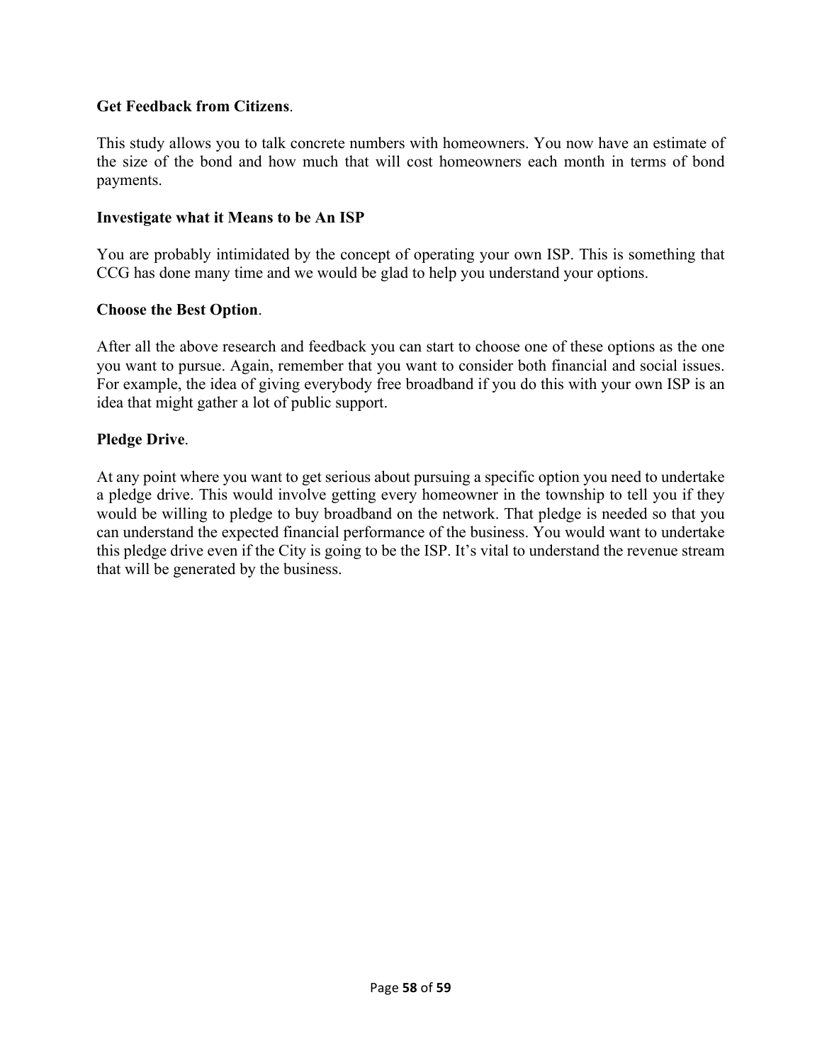**Get Feedback from Citizens**.

This study allows you to talk concrete numbers with homeowners. You now have an estimate of the size of the bond and how much that will cost homeowners each month in terms of bond payments.

**Investigate what it Means to be An ISP**

You are probably intimidated by the concept of operating your own ISP. This is something that CCG has done many time and we would be glad to help you understand your options.

**Choose the Best Option**.

After all the above research and feedback you can start to choose one of these options as the one you want to pursue. Again, remember that you want to consider both financial and social issues. For example, the idea of giving everybody free broadband if you do this with your own ISP is an idea that might gather a lot of public support.

**Pledge Drive**.

At any point where you want to get serious about pursuing a specific option you need to undertake a pledge drive. This would involve getting every homeowner in the township to tell you if they would be willing to pledge to buy broadband on the network. That pledge is needed so that you can understand the expected financial performance of the business. You would want to undertake this pledge drive even if the City is going to be the ISP. It's vital to understand the revenue stream that will be generated by the business.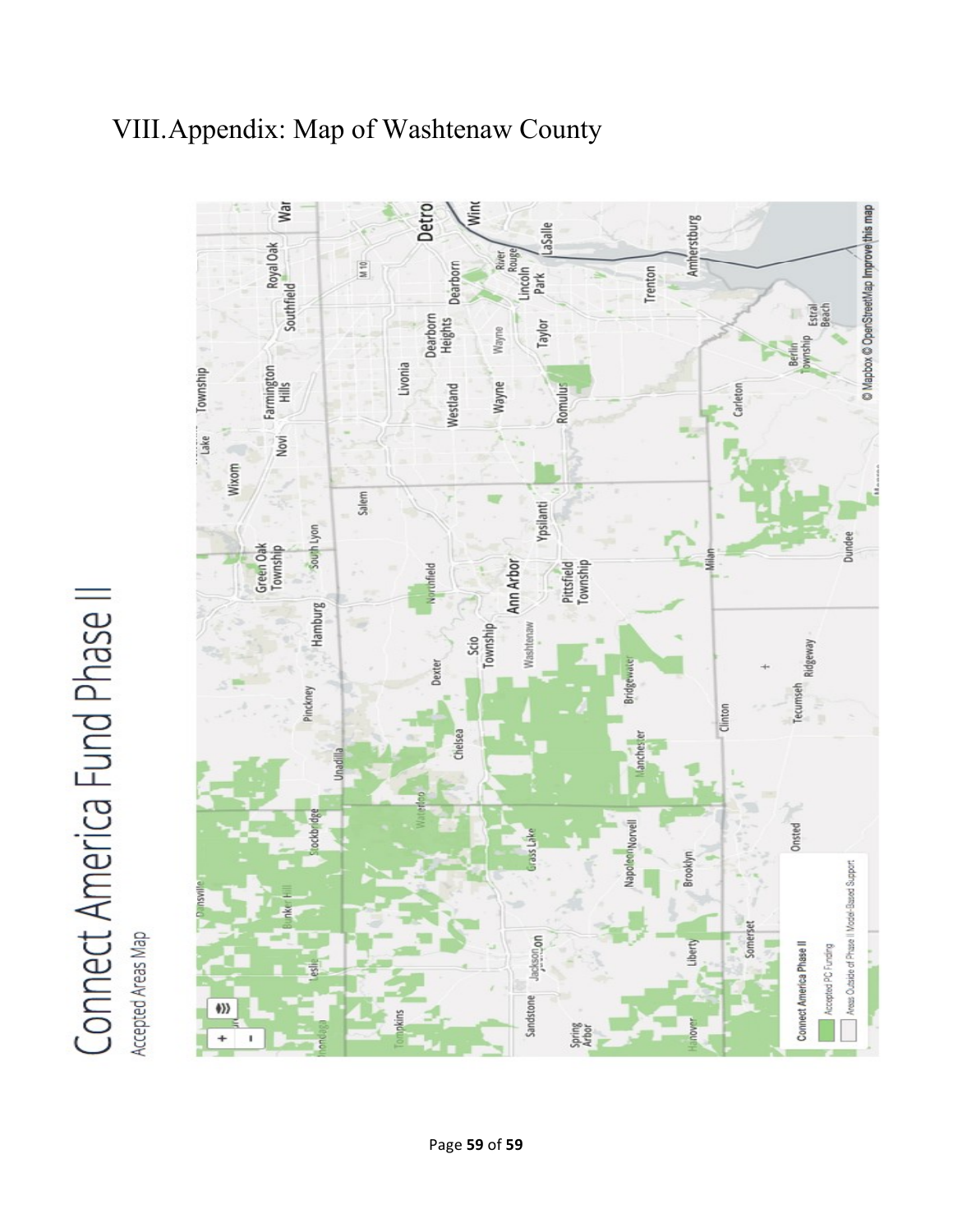# VIII. Appendix: Map of Washtenaw County

Connect America Fund Phase II

Accepted Areas Map

Connect America Phase II

Accepted PC Funding

Areas Outside of Phase II Model-Based Support

© Mapbox © OpenStreetMap Improve this map